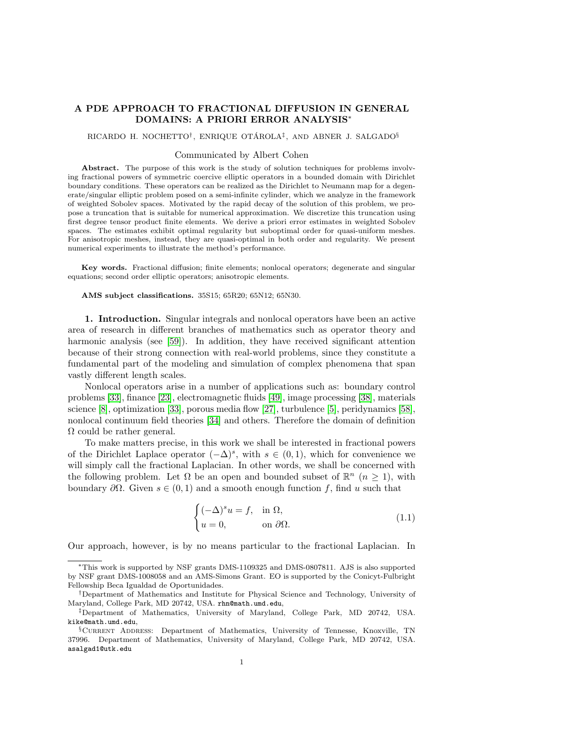# A PDE APPROACH TO FRACTIONAL DIFFUSION IN GENERAL DOMAINS: A PRIORI ERROR ANALYSIS[*]

RICARDO H. NOCHETTO[†], ENRIQUE OTÁROLA[‡], AND ABNER J. SALGADO[§]

Communicated by Albert Cohen

**Abstract.** The purpose of this work is the study of solution techniques for problems involving fractional powers of symmetric coercive elliptic operators in a bounded domain with Dirichlet boundary conditions. These operators can be realized as the Dirichlet to Neumann map for a degenerate/singular elliptic problem posed on a semi-infinite cylinder, which we analyze in the framework of weighted Sobolev spaces. Motivated by the rapid decay of the solution of this problem, we propose a truncation that is suitable for numerical approximation. We discretize this truncation using first degree tensor product finite elements. We derive a priori error estimates in weighted Sobolev spaces. The estimates exhibit optimal regularity but suboptimal order for quasi-uniform meshes. For anisotropic meshes, instead, they are quasi-optimal in both order and regularity. We present numerical experiments to illustrate the method's performance.

**Key words.** Fractional diffusion; finite elements; nonlocal operators; degenerate and singular equations; second order elliptic operators; anisotropic elements.

**AMS subject classifications.** 35S15; 65R20; 65N12; 65N30.

## 1. Introduction.

Singular integrals and nonlocal operators have been an active area of research in different branches of mathematics such as operator theory and harmonic analysis (see [59]). In addition, they have received significant attention because of their strong connection with real-world problems, since they constitute a fundamental part of the modeling and simulation of complex phenomena that span vastly different length scales.

Nonlocal operators arise in a number of applications such as: boundary control problems [33], finance [23], electromagnetic fluids [49], image processing [38], materials science [8], optimization [33], porous media flow [27], turbulence [5], peridynamics [58], nonlocal continuum field theories [34] and others. Therefore the domain of definition $\Omega$ could be rather general.

To make matters precise, in this work we shall be interested in fractional powers of the Dirichlet Laplace operator $(-\Delta)^s$, with $s \in (0,1)$, which for convenience we will simply call the fractional Laplacian. In other words, we shall be concerned with the following problem. Let $\Omega$ be an open and bounded subset of $\mathbb{R}^n$ $(n \geq 1)$, with boundary $\partial\Omega$. Given $s \in (0,1)$ and a smooth enough function $f$, find $u$ such that

$$
\begin{cases} (-\Delta)^s u = f, & \text{in } \Omega, \\ u = 0, & \text{on } \partial\Omega. \end{cases} \tag{1.1}
$$

Our approach, however, is by no means particular to the fractional Laplacian. In

---

[*] This work is supported by NSF grants DMS-1109325 and DMS-0807811. AJS is also supported by NSF grant DMS-1008058 and an AMS-Simons Grant. EO is supported by the Conicyt-Fulbright Fellowship Beca Igualdad de Oportunidades.

[†] Department of Mathematics and Institute for Physical Science and Technology, University of Maryland, College Park, MD 20742, USA. rhn@math.umd.edu,

[‡] Department of Mathematics, University of Maryland, College Park, MD 20742, USA. kike@math.umd.edu,

[§] Current Address: Department of Mathematics, University of Tennesse, Knoxville, TN 37996. Department of Mathematics, University of Maryland, College Park, MD 20742, USA. asalgad1@utk.edu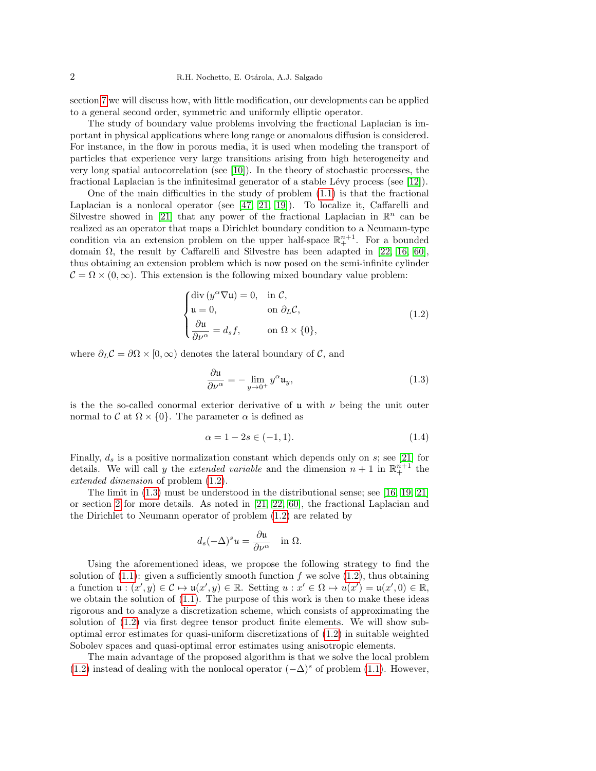section 7 we will discuss how, with little modification, our developments can be applied to a general second order, symmetric and uniformly elliptic operator.

The study of boundary value problems involving the fractional Laplacian is important in physical applications where long range or anomalous diffusion is considered. For instance, in the flow in porous media, it is used when modeling the transport of particles that experience very large transitions arising from high heterogeneity and very long spatial autocorrelation (see [10]). In the theory of stochastic processes, the fractional Laplacian is the infinitesimal generator of a stable Lévy process (see [12]).

One of the main difficulties in the study of problem (1.1) is that the fractional Laplacian is a nonlocal operator (see [47, 21, 19]). To localize it, Caffarelli and Silvestre showed in [21] that any power of the fractional Laplacian in $\mathbb{R}^n$ can be realized as an operator that maps a Dirichlet boundary condition to a Neumann-type condition via an extension problem on the upper half-space $\mathbb{R}^{n+1}_+$. For a bounded domain $\Omega$, the result by Caffarelli and Silvestre has been adapted in [22, 16, 60], thus obtaining an extension problem which is now posed on the semi-infinite cylinder $\mathcal{C} = \Omega \times (0,\infty)$. This extension is the following mixed boundary value problem:

$$
\begin{cases}
\operatorname{div}\left(y^\alpha \nabla \mathfrak{u}\right) = 0, & \text{in } \mathcal{C}, \\
\mathfrak{u} = 0, & \text{on } \partial_L \mathcal{C}, \\
\dfrac{\partial \mathfrak{u}}{\partial \nu^\alpha} = d_s f, & \text{on } \Omega \times \{0\},
\end{cases}
\tag{1.2}
$$

where $\partial_L \mathcal{C} = \partial\Omega \times [0,\infty)$ denotes the lateral boundary of $\mathcal{C}$, and

$$
\frac{\partial \mathfrak{u}}{\partial \nu^\alpha} = -\lim_{y \to 0^+} y^\alpha \mathfrak{u}_y,
\tag{1.3}
$$

is the the so-called conormal exterior derivative of $\mathfrak{u}$ with $\nu$ being the unit outer normal to $\mathcal{C}$ at $\Omega \times \{0\}$. The parameter $\alpha$ is defined as

$$
\alpha = 1 - 2s \in (-1,1).
\tag{1.4}
$$

Finally, $d_s$ is a positive normalization constant which depends only on $s$; see [21] for details. We will call $y$ the *extended variable* and the dimension $n+1$ in $\mathbb{R}^{n+1}_+$ the *extended dimension* of problem (1.2).

The limit in (1.3) must be understood in the distributional sense; see [16, 19, 21] or section 2 for more details. As noted in [21, 22, 60], the fractional Laplacian and the Dirichlet to Neumann operator of problem (1.2) are related by

$$
d_s(-\Delta)^s u = \frac{\partial \mathfrak{u}}{\partial \nu^\alpha} \quad \text{in } \Omega.
$$

Using the aforementioned ideas, we propose the following strategy to find the solution of (1.1): given a sufficiently smooth function $f$ we solve (1.2), thus obtaining a function $\mathfrak{u} : (x',y) \in \mathcal{C} \mapsto \mathfrak{u}(x',y) \in \mathbb{R}$. Setting $u : x' \in \Omega \mapsto u(x') = \mathfrak{u}(x',0) \in \mathbb{R}$, we obtain the solution of (1.1). The purpose of this work is then to make these ideas rigorous and to analyze a discretization scheme, which consists of approximating the solution of (1.2) via first degree tensor product finite elements. We will show suboptimal error estimates for quasi-uniform discretizations of (1.2) in suitable weighted Sobolev spaces and quasi-optimal error estimates using anisotropic elements.

The main advantage of the proposed algorithm is that we solve the local problem (1.2) instead of dealing with the nonlocal operator $(-\Delta)^s$ of problem (1.1). However,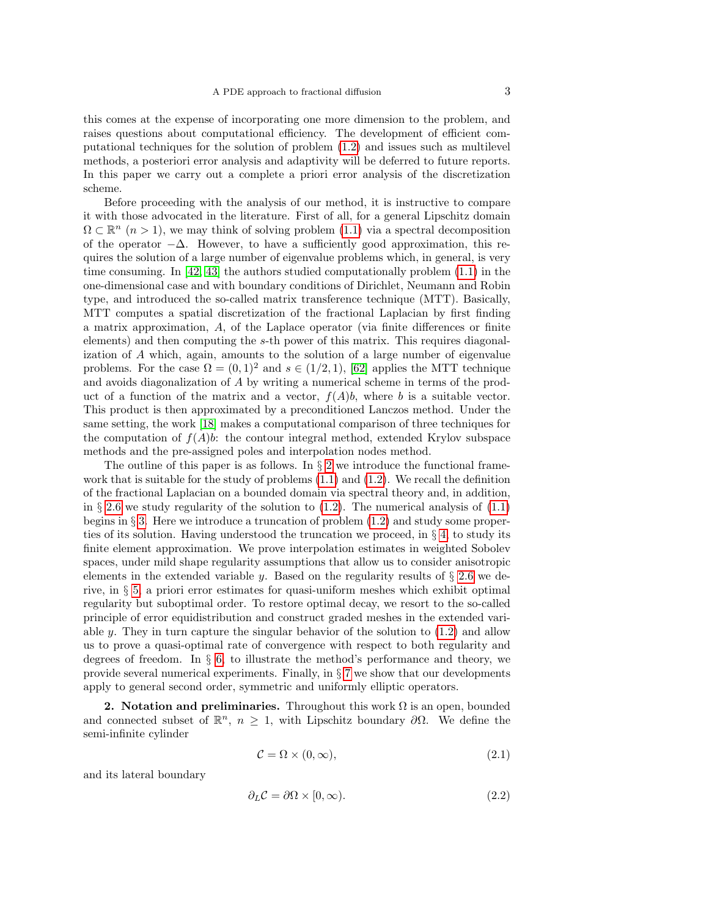this comes at the expense of incorporating one more dimension to the problem, and raises questions about computational efficiency. The development of efficient computational techniques for the solution of problem (1.2) and issues such as multilevel methods, a posteriori error analysis and adaptivity will be deferred to future reports. In this paper we carry out a complete a priori error analysis of the discretization scheme.

Before proceeding with the analysis of our method, it is instructive to compare it with those advocated in the literature. First of all, for a general Lipschitz domain $\Omega \subset \mathbb{R}^n$ ($n > 1$), we may think of solving problem (1.1) via a spectral decomposition of the operator $-\Delta$. However, to have a sufficiently good approximation, this requires the solution of a large number of eigenvalue problems which, in general, is very time consuming. In [42, 43] the authors studied computationally problem (1.1) in the one-dimensional case and with boundary conditions of Dirichlet, Neumann and Robin type, and introduced the so-called matrix transference technique (MTT). Basically, MTT computes a spatial discretization of the fractional Laplacian by first finding a matrix approximation, $A$, of the Laplace operator (via finite differences or finite elements) and then computing the $s$-th power of this matrix. This requires diagonalization of $A$ which, again, amounts to the solution of a large number of eigenvalue problems. For the case $\Omega = (0,1)^2$ and $s \in (1/2, 1)$, [62] applies the MTT technique and avoids diagonalization of $A$ by writing a numerical scheme in terms of the product of a function of the matrix and a vector, $f(A)b$, where $b$ is a suitable vector. This product is then approximated by a preconditioned Lanczos method. Under the same setting, the work [18] makes a computational comparison of three techniques for the computation of $f(A)b$: the contour integral method, extended Krylov subspace methods and the pre-assigned poles and interpolation nodes method.

The outline of this paper is as follows. In § 2 we introduce the functional framework that is suitable for the study of problems (1.1) and (1.2). We recall the definition of the fractional Laplacian on a bounded domain via spectral theory and, in addition, in § 2.6 we study regularity of the solution to (1.2). The numerical analysis of (1.1) begins in § 3. Here we introduce a truncation of problem (1.2) and study some properties of its solution. Having understood the truncation we proceed, in § 4, to study its finite element approximation. We prove interpolation estimates in weighted Sobolev spaces, under mild shape regularity assumptions that allow us to consider anisotropic elements in the extended variable $y$. Based on the regularity results of § 2.6 we derive, in § 5, a priori error estimates for quasi-uniform meshes which exhibit optimal regularity but suboptimal order. To restore optimal decay, we resort to the so-called principle of error equidistribution and construct graded meshes in the extended variable $y$. They in turn capture the singular behavior of the solution to (1.2) and allow us to prove a quasi-optimal rate of convergence with respect to both regularity and degrees of freedom. In § 6, to illustrate the method's performance and theory, we provide several numerical experiments. Finally, in § 7 we show that our developments apply to general second order, symmetric and uniformly elliptic operators.

**2. Notation and preliminaries.** Throughout this work $\Omega$ is an open, bounded and connected subset of $\mathbb{R}^n$, $n \geq 1$, with Lipschitz boundary $\partial\Omega$. We define the semi-infinite cylinder

$$\mathcal{C} = \Omega \times (0, \infty), \tag{2.1}$$

and its lateral boundary

$$\partial_L \mathcal{C} = \partial\Omega \times [0, \infty). \tag{2.2}$$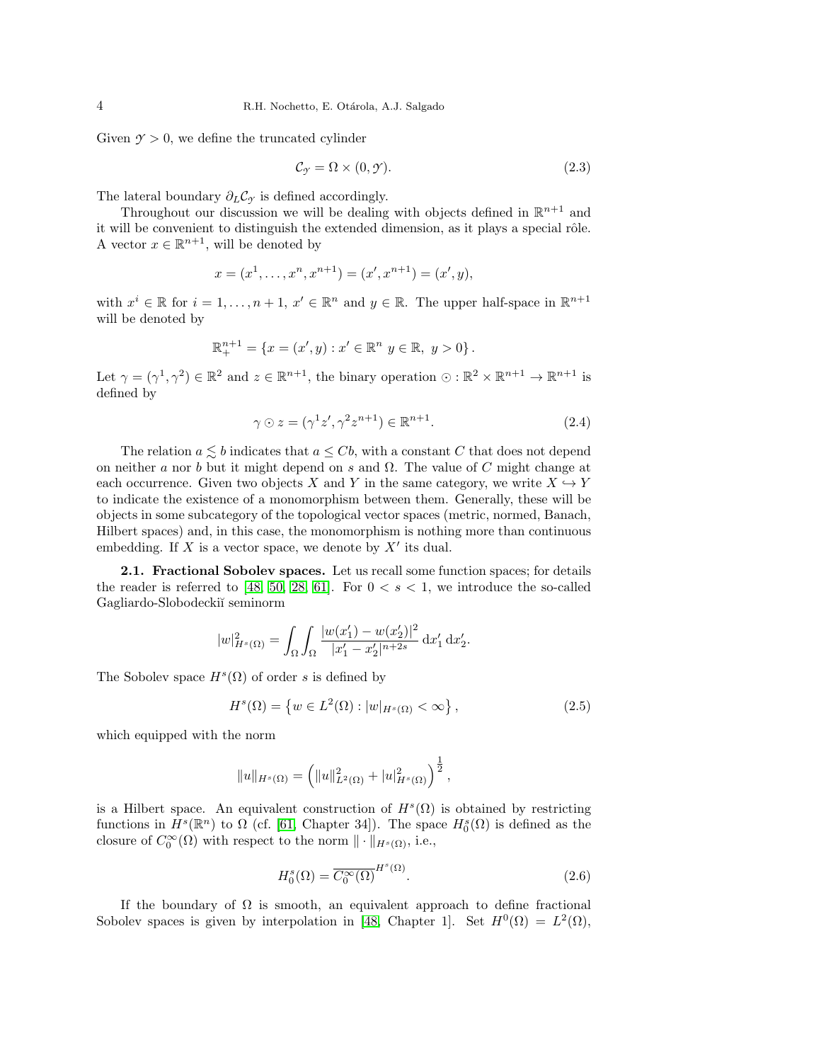Given $\mathscr{Y} > 0$, we define the truncated cylinder

$$\mathcal{C}_{\mathscr{Y}} = \Omega \times (0, \mathscr{Y}). \tag{2.3}$$

The lateral boundary $\partial_L \mathcal{C}_{\mathscr{Y}}$ is defined accordingly.

Throughout our discussion we will be dealing with objects defined in $\mathbb{R}^{n+1}$ and it will be convenient to distinguish the extended dimension, as it plays a special rôle. A vector $x \in \mathbb{R}^{n+1}$, will be denoted by

$$x = (x^1, \dots, x^n, x^{n+1}) = (x', x^{n+1}) = (x', y),$$

with $x^i \in \mathbb{R}$ for $i = 1, \dots, n+1$, $x' \in \mathbb{R}^n$ and $y \in \mathbb{R}$. The upper half-space in $\mathbb{R}^{n+1}$ will be denoted by

$$\mathbb{R}^{n+1}_+ = \{x = (x', y) : x' \in \mathbb{R}^n \ y \in \mathbb{R}, \ y > 0\}.$$

Let $\gamma = (\gamma^1, \gamma^2) \in \mathbb{R}^2$ and $z \in \mathbb{R}^{n+1}$, the binary operation $\odot : \mathbb{R}^2 \times \mathbb{R}^{n+1} \to \mathbb{R}^{n+1}$ is defined by

$$\gamma \odot z = (\gamma^1 z', \gamma^2 z^{n+1}) \in \mathbb{R}^{n+1}. \tag{2.4}$$

The relation $a \lesssim b$ indicates that $a \leq Cb$, with a constant $C$ that does not depend on neither $a$ nor $b$ but it might depend on $s$ and $\Omega$. The value of $C$ might change at each occurrence. Given two objects $X$ and $Y$ in the same category, we write $X \hookrightarrow Y$ to indicate the existence of a monomorphism between them. Generally, these will be objects in some subcategory of the topological vector spaces (metric, normed, Banach, Hilbert spaces) and, in this case, the monomorphism is nothing more than continuous embedding. If $X$ is a vector space, we denote by $X'$ its dual.

**2.1. Fractional Sobolev spaces.** Let us recall some function spaces; for details the reader is referred to [48, 50, 28, 61]. For $0 < s < 1$, we introduce the so-called Gagliardo-Slobodeckiĭ seminorm

$$|w|^2_{H^s(\Omega)} = \int_\Omega \int_\Omega \frac{|w(x_1') - w(x_2')|^2}{|x_1' - x_2'|^{n+2s}} \, \mathrm{d}x_1' \, \mathrm{d}x_2'.$$

The Sobolev space $H^s(\Omega)$ of order $s$ is defined by

$$H^s(\Omega) = \left\{ w \in L^2(\Omega) : |w|_{H^s(\Omega)} < \infty \right\}, \tag{2.5}$$

which equipped with the norm

$$\|u\|_{H^s(\Omega)} = \left( \|u\|^2_{L^2(\Omega)} + |u|^2_{H^s(\Omega)} \right)^{\frac{1}{2}},$$

is a Hilbert space. An equivalent construction of $H^s(\Omega)$ is obtained by restricting functions in $H^s(\mathbb{R}^n)$ to $\Omega$ (cf. [61, Chapter 34]). The space $H^s_0(\Omega)$ is defined as the closure of $C_0^\infty(\Omega)$ with respect to the norm $\|\cdot\|_{H^s(\Omega)}$, i.e.,

$$H^s_0(\Omega) = \overline{C_0^\infty(\Omega)}^{H^s(\Omega)}. \tag{2.6}$$

If the boundary of $\Omega$ is smooth, an equivalent approach to define fractional Sobolev spaces is given by interpolation in [48, Chapter 1]. Set $H^0(\Omega) = L^2(\Omega)$,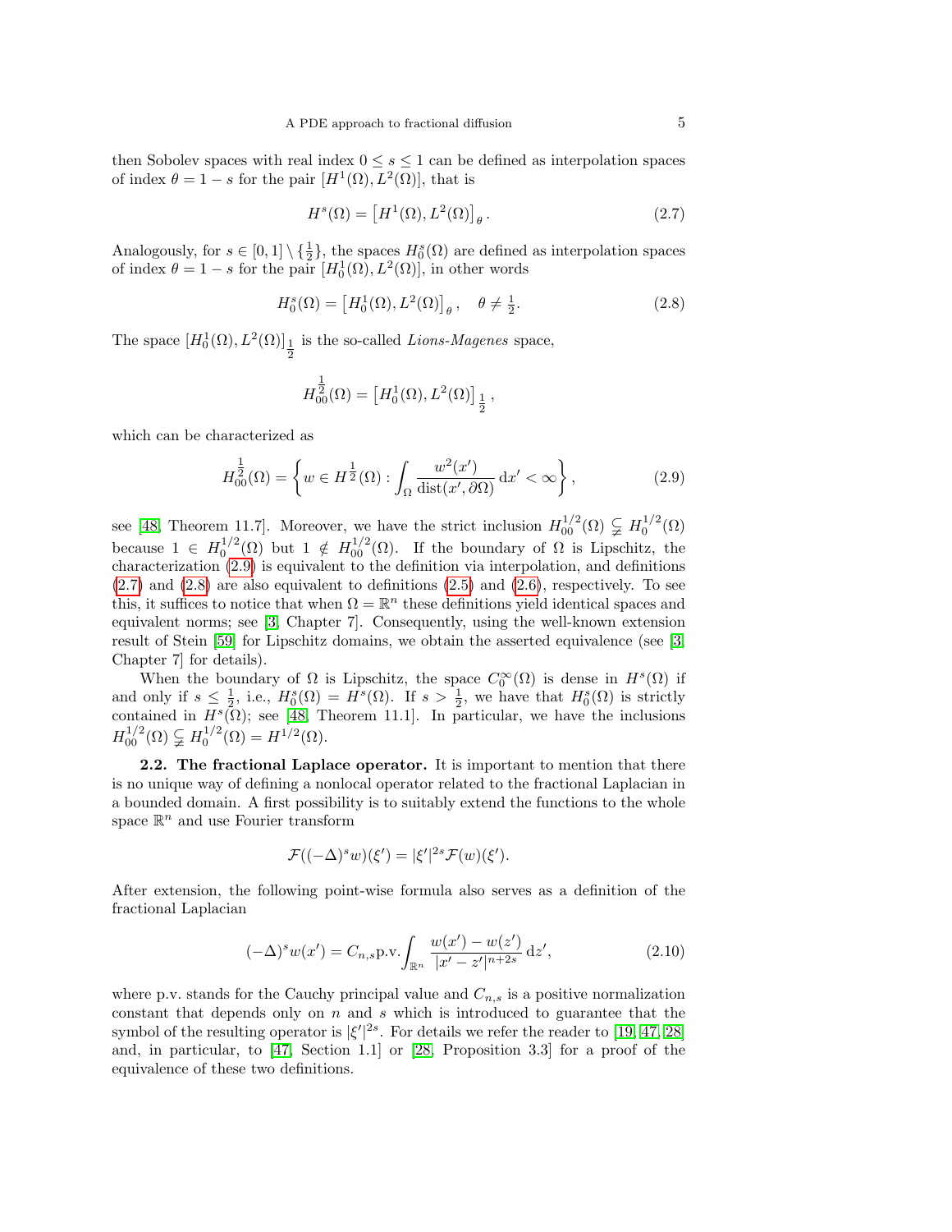then Sobolev spaces with real index $0 \leq s \leq 1$ can be defined as interpolation spaces of index $\theta = 1 - s$ for the pair $[H^1(\Omega), L^2(\Omega)]$, that is

$$H^s(\Omega) = \left[H^1(\Omega), L^2(\Omega)\right]_\theta. \tag{2.7}$$

Analogously, for $s \in [0,1] \setminus \{\frac{1}{2}\}$, the spaces $H_0^s(\Omega)$ are defined as interpolation spaces of index $\theta = 1 - s$ for the pair $[H_0^1(\Omega), L^2(\Omega)]$, in other words

$$H_0^s(\Omega) = \left[H_0^1(\Omega), L^2(\Omega)\right]_\theta, \quad \theta \neq \tfrac{1}{2}. \tag{2.8}$$

The space $[H_0^1(\Omega), L^2(\Omega)]_{\frac{1}{2}}$ is the so-called *Lions-Magenes* space,

$$H_{00}^{\frac{1}{2}}(\Omega) = \left[H_0^1(\Omega), L^2(\Omega)\right]_{\frac{1}{2}},$$

which can be characterized as

$$H_{00}^{\frac{1}{2}}(\Omega) = \left\{ w \in H^{\frac{1}{2}}(\Omega) : \int_\Omega \frac{w^2(x')}{\operatorname{dist}(x', \partial\Omega)} \, \mathrm{d}x' < \infty \right\}, \tag{2.9}$$

see [48, Theorem 11.7]. Moreover, we have the strict inclusion $H_{00}^{1/2}(\Omega) \subsetneq H_0^{1/2}(\Omega)$ because $1 \in H_0^{1/2}(\Omega)$ but $1 \notin H_{00}^{1/2}(\Omega)$. If the boundary of $\Omega$ is Lipschitz, the characterization (2.9) is equivalent to the definition via interpolation, and definitions (2.7) and (2.8) are also equivalent to definitions (2.5) and (2.6), respectively. To see this, it suffices to notice that when $\Omega = \mathbb{R}^n$ these definitions yield identical spaces and equivalent norms; see [3, Chapter 7]. Consequently, using the well-known extension result of Stein [59] for Lipschitz domains, we obtain the asserted equivalence (see [3, Chapter 7] for details).

When the boundary of $\Omega$ is Lipschitz, the space $C_0^\infty(\Omega)$ is dense in $H^s(\Omega)$ if and only if $s \leq \frac{1}{2}$, i.e., $H_0^s(\Omega) = H^s(\Omega)$. If $s > \frac{1}{2}$, we have that $H_0^s(\Omega)$ is strictly contained in $H^s(\Omega)$; see [48, Theorem 11.1]. In particular, we have the inclusions $H_{00}^{1/2}(\Omega) \subsetneq H_0^{1/2}(\Omega) = H^{1/2}(\Omega)$.

**2.2. The fractional Laplace operator.** It is important to mention that there is no unique way of defining a nonlocal operator related to the fractional Laplacian in a bounded domain. A first possibility is to suitably extend the functions to the whole space $\mathbb{R}^n$ and use Fourier transform

$$\mathcal{F}((-\Delta)^s w)(\xi') = |\xi'|^{2s} \mathcal{F}(w)(\xi').$$

After extension, the following point-wise formula also serves as a definition of the fractional Laplacian

$$(-\Delta)^s w(x') = C_{n,s} \text{p.v.} \int_{\mathbb{R}^n} \frac{w(x') - w(z')}{|x' - z'|^{n+2s}} \, \mathrm{d}z', \tag{2.10}$$

where p.v. stands for the Cauchy principal value and $C_{n,s}$ is a positive normalization constant that depends only on $n$ and $s$ which is introduced to guarantee that the symbol of the resulting operator is $|\xi'|^{2s}$. For details we refer the reader to [19, 47, 28] and, in particular, to [47, Section 1.1] or [28, Proposition 3.3] for a proof of the equivalence of these two definitions.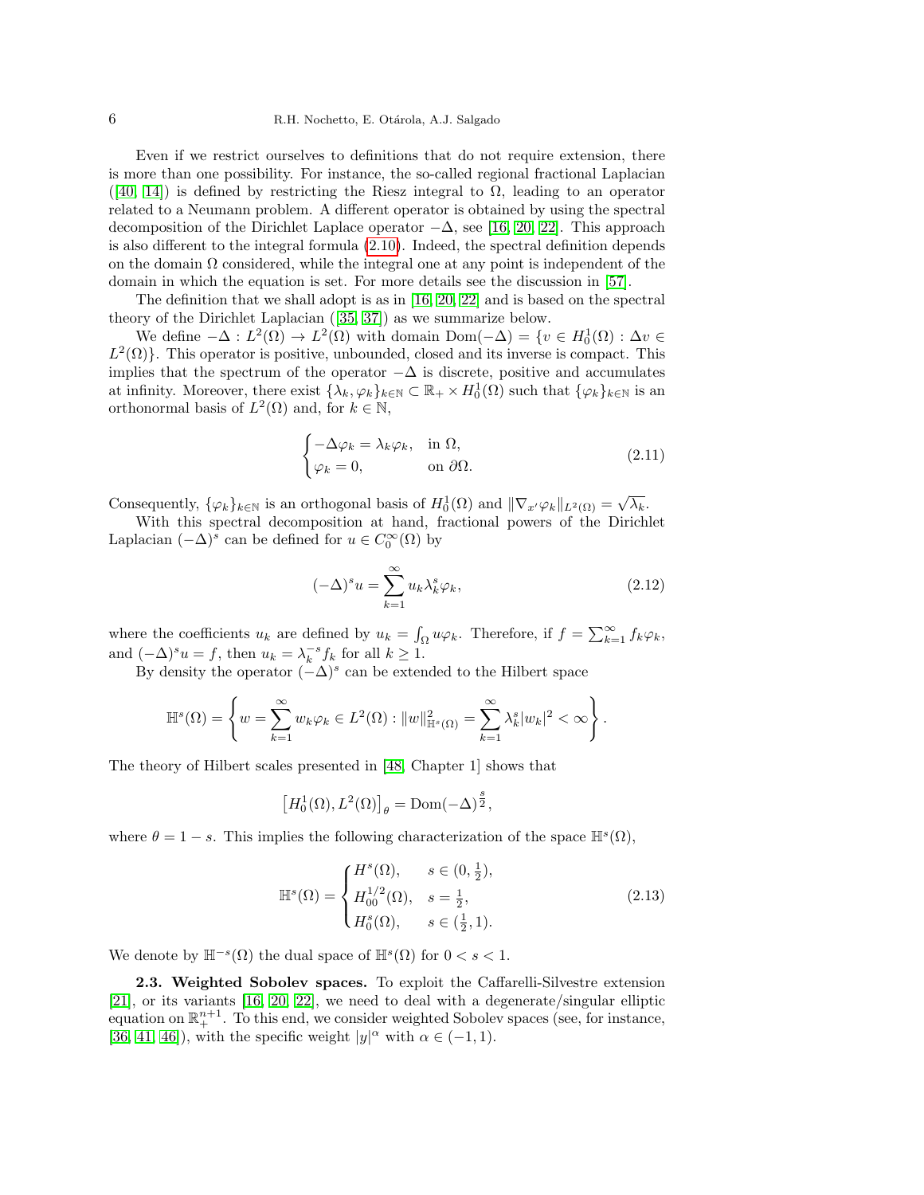Even if we restrict ourselves to definitions that do not require extension, there is more than one possibility. For instance, the so-called regional fractional Laplacian ([40, 14]) is defined by restricting the Riesz integral to $\Omega$, leading to an operator related to a Neumann problem. A different operator is obtained by using the spectral decomposition of the Dirichlet Laplace operator $-\Delta$, see [16, 20, 22]. This approach is also different to the integral formula (2.10). Indeed, the spectral definition depends on the domain $\Omega$ considered, while the integral one at any point is independent of the domain in which the equation is set. For more details see the discussion in [57].

The definition that we shall adopt is as in [16, 20, 22] and is based on the spectral theory of the Dirichlet Laplacian ([35, 37]) as we summarize below.

We define $-\Delta : L^2(\Omega) \to L^2(\Omega)$ with domain $\mathrm{Dom}(-\Delta) = \{v \in H_0^1(\Omega) : \Delta v \in L^2(\Omega)\}$. This operator is positive, unbounded, closed and its inverse is compact. This implies that the spectrum of the operator $-\Delta$ is discrete, positive and accumulates at infinity. Moreover, there exist $\{\lambda_k, \varphi_k\}_{k\in\mathbb{N}} \subset \mathbb{R}_+ \times H_0^1(\Omega)$ such that $\{\varphi_k\}_{k\in\mathbb{N}}$ is an orthonormal basis of $L^2(\Omega)$ and, for $k \in \mathbb{N}$,

$$
\begin{cases}
-\Delta\varphi_k = \lambda_k \varphi_k, & \text{in } \Omega,\\
\varphi_k = 0, & \text{on } \partial\Omega.
\end{cases}
\tag{2.11}
$$

Consequently, $\{\varphi_k\}_{k\in\mathbb{N}}$ is an orthogonal basis of $H_0^1(\Omega)$ and $\|\nabla_{x'}\varphi_k\|_{L^2(\Omega)} = \sqrt{\lambda_k}$.

With this spectral decomposition at hand, fractional powers of the Dirichlet Laplacian $(-\Delta)^s$ can be defined for $u \in C_0^\infty(\Omega)$ by

$$
(-\Delta)^s u = \sum_{k=1}^{\infty} u_k \lambda_k^s \varphi_k,
\tag{2.12}
$$

where the coefficients $u_k$ are defined by $u_k = \int_\Omega u\varphi_k$. Therefore, if $f = \sum_{k=1}^\infty f_k \varphi_k$, and $(-\Delta)^s u = f$, then $u_k = \lambda_k^{-s} f_k$ for all $k \geq 1$.

By density the operator $(-\Delta)^s$ can be extended to the Hilbert space

$$
\mathbb{H}^s(\Omega) = \left\{ w = \sum_{k=1}^\infty w_k \varphi_k \in L^2(\Omega) : \|w\|^2_{\mathbb{H}^s(\Omega)} = \sum_{k=1}^\infty \lambda_k^s |w_k|^2 < \infty \right\}.
$$

The theory of Hilbert scales presented in [48, Chapter 1] shows that

$$
\left[H_0^1(\Omega), L^2(\Omega)\right]_\theta = \mathrm{Dom}(-\Delta)^{\frac{s}{2}},
$$

where $\theta = 1 - s$. This implies the following characterization of the space $\mathbb{H}^s(\Omega)$,

$$
\mathbb{H}^s(\Omega) =
\begin{cases}
H^s(\Omega), & s \in (0, \frac{1}{2}),\\
H_{00}^{1/2}(\Omega), & s = \frac{1}{2},\\
H_0^s(\Omega), & s \in (\frac{1}{2}, 1).
\end{cases}
\tag{2.13}
$$

We denote by $\mathbb{H}^{-s}(\Omega)$ the dual space of $\mathbb{H}^s(\Omega)$ for $0 < s < 1$.

**2.3. Weighted Sobolev spaces.** To exploit the Caffarelli-Silvestre extension [21], or its variants [16, 20, 22], we need to deal with a degenerate/singular elliptic equation on $\mathbb{R}_+^{n+1}$. To this end, we consider weighted Sobolev spaces (see, for instance, [36, 41, 46]), with the specific weight $|y|^\alpha$ with $\alpha \in (-1, 1)$.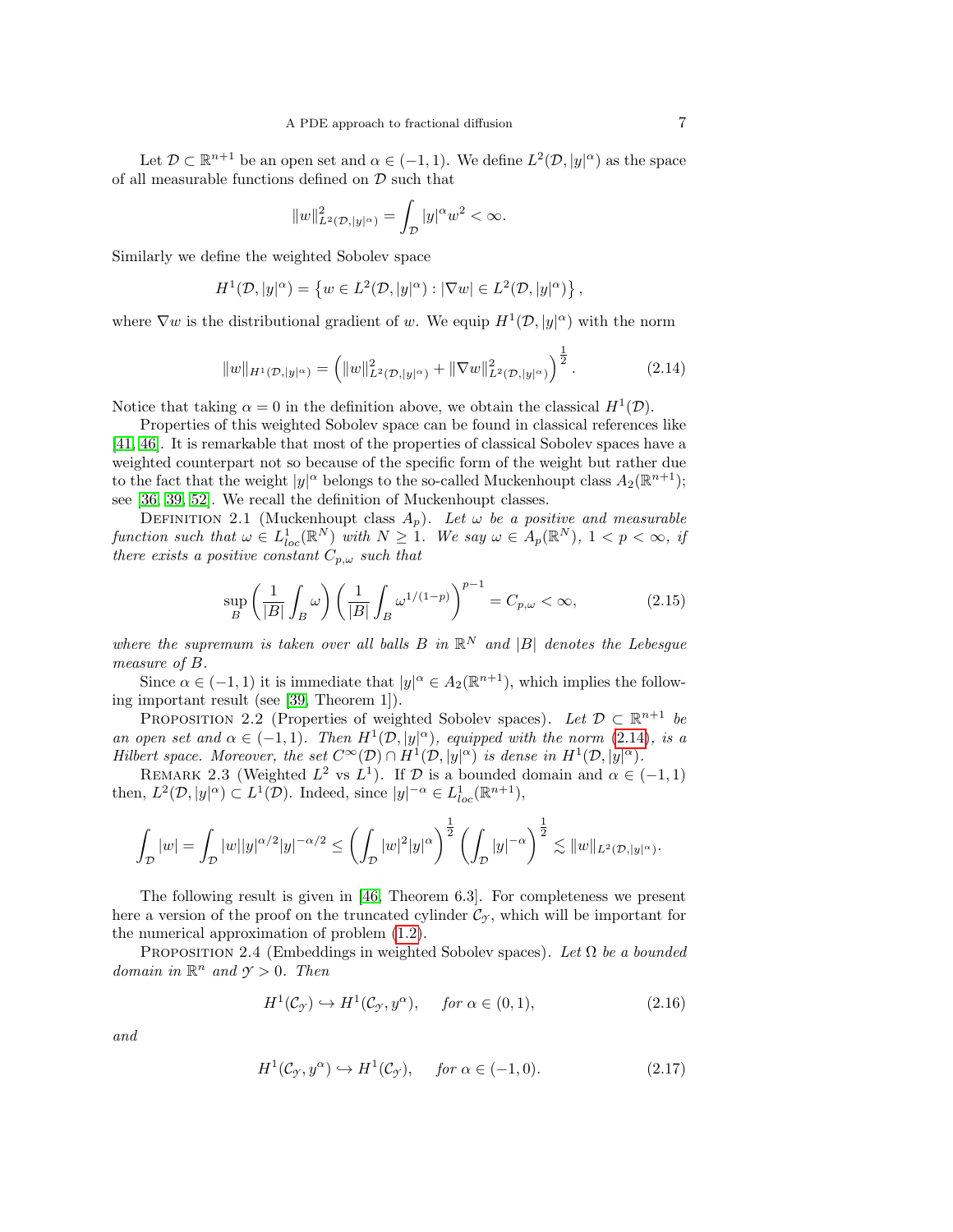Let $\mathcal{D} \subset \mathbb{R}^{n+1}$ be an open set and $\alpha \in (-1,1)$. We define $L^2(\mathcal{D}, |y|^\alpha)$ as the space of all measurable functions defined on $\mathcal{D}$ such that

$$\|w\|^2_{L^2(\mathcal{D},|y|^\alpha)} = \int_{\mathcal{D}} |y|^\alpha w^2 < \infty.$$

Similarly we define the weighted Sobolev space

$$H^1(\mathcal{D}, |y|^\alpha) = \left\{ w \in L^2(\mathcal{D}, |y|^\alpha) : |\nabla w| \in L^2(\mathcal{D}, |y|^\alpha) \right\},$$

where $\nabla w$ is the distributional gradient of $w$. We equip $H^1(\mathcal{D}, |y|^\alpha)$ with the norm

$$\|w\|_{H^1(\mathcal{D},|y|^\alpha)} = \left( \|w\|^2_{L^2(\mathcal{D},|y|^\alpha)} + \|\nabla w\|^2_{L^2(\mathcal{D},|y|^\alpha)} \right)^{\frac{1}{2}}. \tag{2.14}$$

Notice that taking $\alpha = 0$ in the definition above, we obtain the classical $H^1(\mathcal{D})$.

Properties of this weighted Sobolev space can be found in classical references like [41, 46]. It is remarkable that most of the properties of classical Sobolev spaces have a weighted counterpart not so because of the specific form of the weight but rather due to the fact that the weight $|y|^\alpha$ belongs to the so-called Muckenhoupt class $A_2(\mathbb{R}^{n+1})$; see [36, 39, 52]. We recall the definition of Muckenhoupt classes.

Definition 2.1 (Muckenhoupt class $A_p$). *Let $\omega$ be a positive and measurable function such that $\omega \in L^1_{loc}(\mathbb{R}^N)$ with $N \geq 1$. We say $\omega \in A_p(\mathbb{R}^N)$, $1 < p < \infty$, if there exists a positive constant $C_{p,\omega}$ such that*

$$\sup_B \left( \frac{1}{|B|} \int_B \omega \right) \left( \frac{1}{|B|} \int_B \omega^{1/(1-p)} \right)^{p-1} = C_{p,\omega} < \infty, \tag{2.15}$$

*where the supremum is taken over all balls $B$ in $\mathbb{R}^N$ and $|B|$ denotes the Lebesgue measure of $B$.*

Since $\alpha \in (-1,1)$ it is immediate that $|y|^\alpha \in A_2(\mathbb{R}^{n+1})$, which implies the following important result (see [39, Theorem 1]).

Proposition 2.2 (Properties of weighted Sobolev spaces). *Let $\mathcal{D} \subset \mathbb{R}^{n+1}$ be an open set and $\alpha \in (-1,1)$. Then $H^1(\mathcal{D}, |y|^\alpha)$, equipped with the norm (2.14), is a Hilbert space. Moreover, the set $C^\infty(\mathcal{D}) \cap H^1(\mathcal{D}, |y|^\alpha)$ is dense in $H^1(\mathcal{D}, |y|^\alpha)$.*

Remark 2.3 (Weighted $L^2$ vs $L^1$). If $\mathcal{D}$ is a bounded domain and $\alpha \in (-1,1)$ then, $L^2(\mathcal{D}, |y|^\alpha) \subset L^1(\mathcal{D})$. Indeed, since $|y|^{-\alpha} \in L^1_{loc}(\mathbb{R}^{n+1})$,

$$\int_{\mathcal{D}} |w| = \int_{\mathcal{D}} |w||y|^{\alpha/2}|y|^{-\alpha/2} \leq \left( \int_{\mathcal{D}} |w|^2 |y|^\alpha \right)^{\frac{1}{2}} \left( \int_{\mathcal{D}} |y|^{-\alpha} \right)^{\frac{1}{2}} \lesssim \|w\|_{L^2(\mathcal{D},|y|^\alpha)}.$$

The following result is given in [46, Theorem 6.3]. For completeness we present here a version of the proof on the truncated cylinder $\mathcal{C}_{\mathcal{Y}}$, which will be important for the numerical approximation of problem (1.2).

Proposition 2.4 (Embeddings in weighted Sobolev spaces). *Let $\Omega$ be a bounded domain in $\mathbb{R}^n$ and $\mathcal{Y} > 0$. Then*

$$H^1(\mathcal{C}_{\mathcal{Y}}) \hookrightarrow H^1(\mathcal{C}_{\mathcal{Y}}, y^\alpha), \quad \text{for } \alpha \in (0,1), \tag{2.16}$$

*and*

$$H^1(\mathcal{C}_{\mathcal{Y}}, y^\alpha) \hookrightarrow H^1(\mathcal{C}_{\mathcal{Y}}), \quad \text{for } \alpha \in (-1,0). \tag{2.17}$$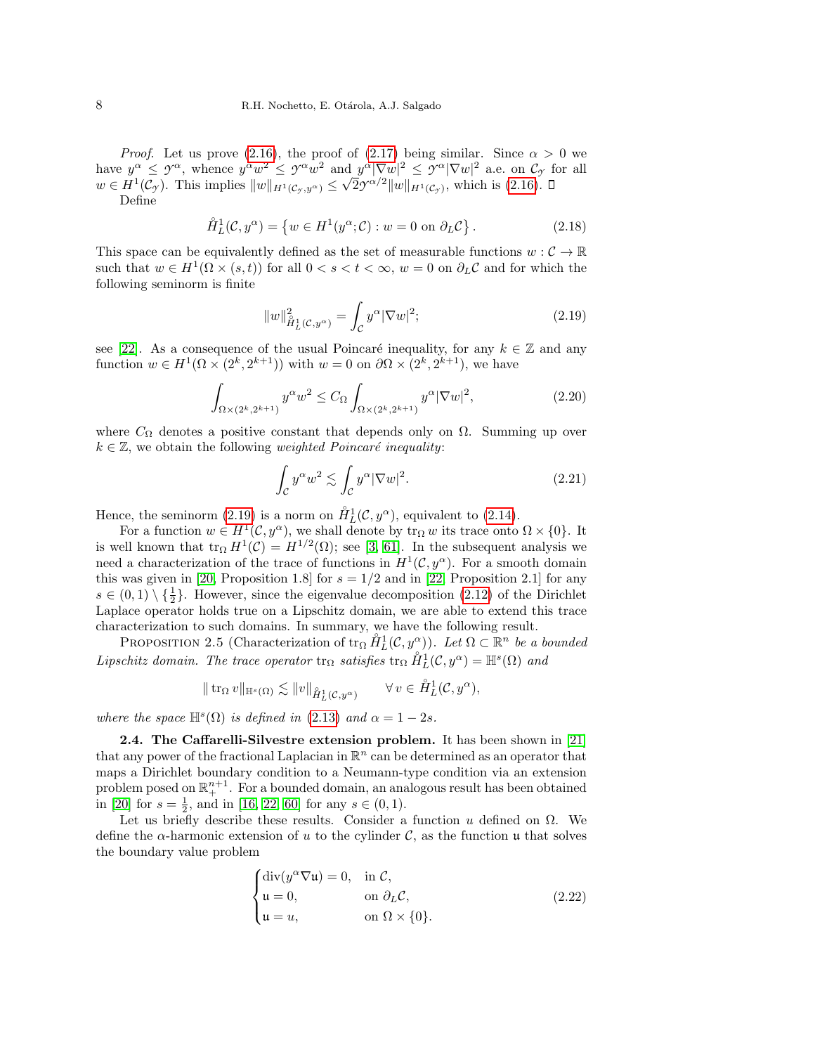*Proof.* Let us prove (2.16), the proof of (2.17) being similar. Since $\alpha > 0$ we have $y^\alpha \leq \mathcal{Y}^\alpha$, whence $y^\alpha w^2 \leq \mathcal{Y}^\alpha w^2$ and $y^\alpha |\nabla w|^2 \leq \mathcal{Y}^\alpha |\nabla w|^2$ a.e. on $\mathcal{C}_\mathcal{Y}$ for all $w \in H^1(\mathcal{C}_\mathcal{Y})$. This implies $\|w\|_{H^1(\mathcal{C}_\mathcal{Y}, y^\alpha)} \leq \sqrt{2}\mathcal{Y}^{\alpha/2}\|w\|_{H^1(\mathcal{C}_\mathcal{Y})}$, which is (2.16). ∎

Define

$$
\mathring{H}_L^1(\mathcal{C}, y^\alpha) = \left\{ w \in H^1(y^\alpha; \mathcal{C}) : w = 0 \text{ on } \partial_L \mathcal{C} \right\}. \tag{2.18}
$$

This space can be equivalently defined as the set of measurable functions $w : \mathcal{C} \to \mathbb{R}$ such that $w \in H^1(\Omega \times (s,t))$ for all $0 < s < t < \infty$, $w = 0$ on $\partial_L \mathcal{C}$ and for which the following seminorm is finite

$$
\|w\|^2_{\mathring{H}_L^1(\mathcal{C}, y^\alpha)} = \int_\mathcal{C} y^\alpha |\nabla w|^2; \tag{2.19}
$$

see [22]. As a consequence of the usual Poincaré inequality, for any $k \in \mathbb{Z}$ and any function $w \in H^1(\Omega \times (2^k, 2^{k+1}))$ with $w = 0$ on $\partial\Omega \times (2^k, 2^{k+1})$, we have

$$
\int_{\Omega \times (2^k, 2^{k+1})} y^\alpha w^2 \leq C_\Omega \int_{\Omega \times (2^k, 2^{k+1})} y^\alpha |\nabla w|^2, \tag{2.20}
$$

where $C_\Omega$ denotes a positive constant that depends only on $\Omega$. Summing up over $k \in \mathbb{Z}$, we obtain the following *weighted Poincaré inequality*:

$$
\int_\mathcal{C} y^\alpha w^2 \lesssim \int_\mathcal{C} y^\alpha |\nabla w|^2. \tag{2.21}
$$

Hence, the seminorm (2.19) is a norm on $\mathring{H}_L^1(\mathcal{C}, y^\alpha)$, equivalent to (2.14).

For a function $w \in H^1(\mathcal{C}, y^\alpha)$, we shall denote by $\operatorname{tr}_\Omega w$ its trace onto $\Omega \times \{0\}$. It is well known that $\operatorname{tr}_\Omega H^1(\mathcal{C}) = H^{1/2}(\Omega)$; see [3, 61]. In the subsequent analysis we need a characterization of the trace of functions in $H^1(\mathcal{C}, y^\alpha)$. For a smooth domain this was given in [20, Proposition 1.8] for $s = 1/2$ and in [22, Proposition 2.1] for any $s \in (0,1) \setminus \{\frac{1}{2}\}$. However, since the eigenvalue decomposition (2.12) of the Dirichlet Laplace operator holds true on a Lipschitz domain, we are able to extend this trace characterization to such domains. In summary, we have the following result.

Proposition 2.5 (Characterization of $\operatorname{tr}_\Omega \mathring{H}_L^1(\mathcal{C}, y^\alpha)$). *Let $\Omega \subset \mathbb{R}^n$ be a bounded Lipschitz domain. The trace operator $\operatorname{tr}_\Omega$ satisfies $\operatorname{tr}_\Omega \mathring{H}_L^1(\mathcal{C}, y^\alpha) = \mathbb{H}^s(\Omega)$ and*

$$
\|\operatorname{tr}_\Omega v\|_{\mathbb{H}^s(\Omega)} \lesssim \|v\|_{\mathring{H}_L^1(\mathcal{C}, y^\alpha)} \qquad \forall\, v \in \mathring{H}_L^1(\mathcal{C}, y^\alpha),
$$

*where the space $\mathbb{H}^s(\Omega)$ is defined in (2.13) and $\alpha = 1 - 2s$.*

**2.4. The Caffarelli-Silvestre extension problem.** It has been shown in [21] that any power of the fractional Laplacian in $\mathbb{R}^n$ can be determined as an operator that maps a Dirichlet boundary condition to a Neumann-type condition via an extension problem posed on $\mathbb{R}^{n+1}_+$. For a bounded domain, an analogous result has been obtained in [20] for $s = \frac{1}{2}$, and in [16, 22, 60] for any $s \in (0,1)$.

Let us briefly describe these results. Consider a function $u$ defined on $\Omega$. We define the $\alpha$-harmonic extension of $u$ to the cylinder $\mathcal{C}$, as the function $\mathfrak{u}$ that solves the boundary value problem

$$
\begin{cases}
\operatorname{div}(y^\alpha \nabla \mathfrak{u}) = 0, & \text{in } \mathcal{C}, \\
\mathfrak{u} = 0, & \text{on } \partial_L \mathcal{C}, \\
\mathfrak{u} = u, & \text{on } \Omega \times \{0\}.
\end{cases} \tag{2.22}
$$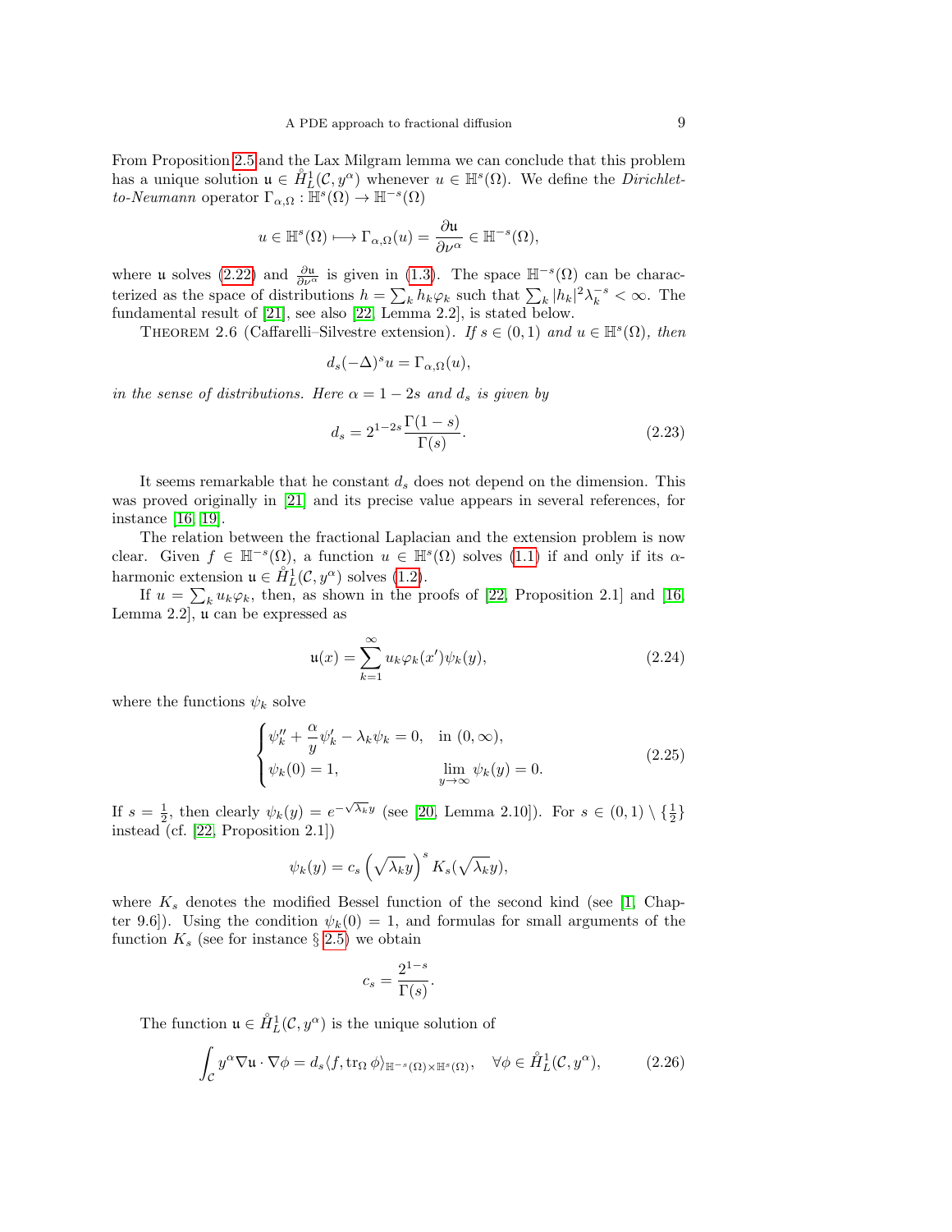From Proposition 2.5 and the Lax Milgram lemma we can conclude that this problem has a unique solution $\mathfrak{u} \in \mathring{H}^1_L(\mathcal{C}, y^\alpha)$ whenever $u \in \mathbb{H}^s(\Omega)$. We define the *Dirichlet-to-Neumann* operator $\Gamma_{\alpha,\Omega} : \mathbb{H}^s(\Omega) \to \mathbb{H}^{-s}(\Omega)$

$$
u \in \mathbb{H}^s(\Omega) \longmapsto \Gamma_{\alpha,\Omega}(u) = \frac{\partial \mathfrak{u}}{\partial \nu^\alpha} \in \mathbb{H}^{-s}(\Omega),
$$

where $\mathfrak{u}$ solves (2.22) and $\frac{\partial \mathfrak{u}}{\partial \nu^\alpha}$ is given in (1.3). The space $\mathbb{H}^{-s}(\Omega)$ can be characterized as the space of distributions $h = \sum_k h_k \varphi_k$ such that $\sum_k |h_k|^2 \lambda_k^{-s} < \infty$. The fundamental result of [21], see also [22, Lemma 2.2], is stated below.

THEOREM 2.6 (Caffarelli–Silvestre extension). *If $s \in (0,1)$ and $u \in \mathbb{H}^s(\Omega)$, then*

$$
d_s (-\Delta)^s u = \Gamma_{\alpha,\Omega}(u),
$$

*in the sense of distributions. Here $\alpha = 1 - 2s$ and $d_s$ is given by*

$$
d_s = 2^{1-2s} \frac{\Gamma(1-s)}{\Gamma(s)}. \tag{2.23}
$$

It seems remarkable that he constant $d_s$ does not depend on the dimension. This was proved originally in [21] and its precise value appears in several references, for instance [16, 19].

The relation between the fractional Laplacian and the extension problem is now clear. Given $f \in \mathbb{H}^{-s}(\Omega)$, a function $u \in \mathbb{H}^s(\Omega)$ solves (1.1) if and only if its $\alpha$-harmonic extension $\mathfrak{u} \in \mathring{H}^1_L(\mathcal{C}, y^\alpha)$ solves (1.2).

If $u = \sum_k u_k \varphi_k$, then, as shown in the proofs of [22, Proposition 2.1] and [16, Lemma 2.2], $\mathfrak{u}$ can be expressed as

$$
\mathfrak{u}(x) = \sum_{k=1}^{\infty} u_k \varphi_k(x') \psi_k(y), \tag{2.24}
$$

where the functions $\psi_k$ solve

$$
\begin{cases}
\psi_k'' + \dfrac{\alpha}{y}\psi_k' - \lambda_k \psi_k = 0, & \text{in } (0,\infty), \\
\psi_k(0) = 1, & \lim\limits_{y\to\infty} \psi_k(y) = 0.
\end{cases} \tag{2.25}
$$

If $s = \frac{1}{2}$, then clearly $\psi_k(y) = e^{-\sqrt{\lambda_k} y}$ (see [20, Lemma 2.10]). For $s \in (0,1) \setminus \{\frac{1}{2}\}$ instead (cf. [22, Proposition 2.1])

$$
\psi_k(y) = c_s \left(\sqrt{\lambda_k} y\right)^s K_s(\sqrt{\lambda_k} y),
$$

where $K_s$ denotes the modified Bessel function of the second kind (see [1, Chapter 9.6]). Using the condition $\psi_k(0) = 1$, and formulas for small arguments of the function $K_s$ (see for instance § 2.5) we obtain

$$
c_s = \frac{2^{1-s}}{\Gamma(s)}.
$$

The function $\mathfrak{u} \in \mathring{H}^1_L(\mathcal{C}, y^\alpha)$ is the unique solution of

$$
\int_{\mathcal{C}} y^\alpha \nabla \mathfrak{u} \cdot \nabla \phi = d_s \langle f, \operatorname{tr}_\Omega \phi \rangle_{\mathbb{H}^{-s}(\Omega) \times \mathbb{H}^s(\Omega)}, \quad \forall \phi \in \mathring{H}^1_L(\mathcal{C}, y^\alpha), \tag{2.26}
$$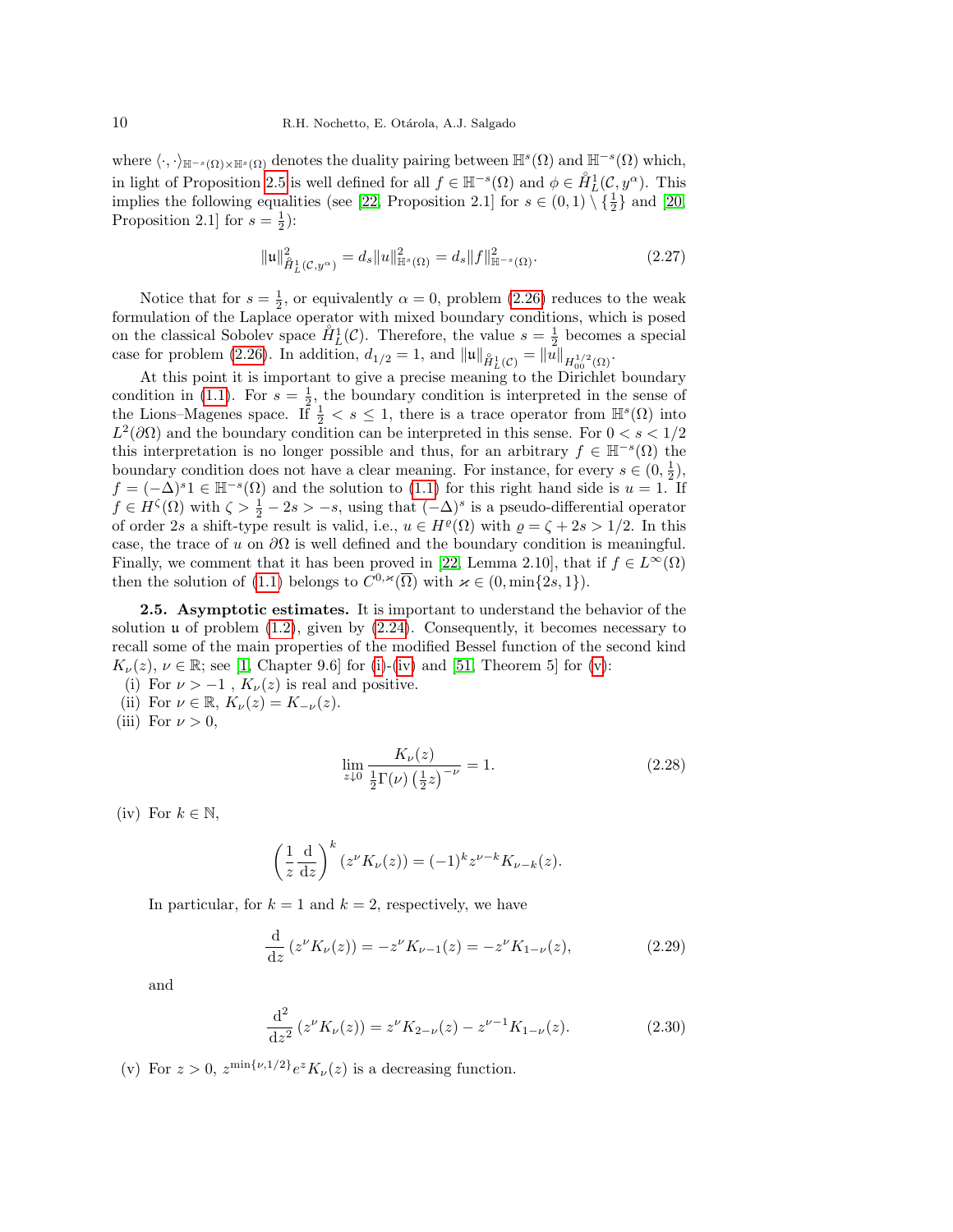where $\langle \cdot, \cdot \rangle_{\mathbb{H}^{-s}(\Omega)\times\mathbb{H}^s(\Omega)}$ denotes the duality pairing between $\mathbb{H}^s(\Omega)$ and $\mathbb{H}^{-s}(\Omega)$ which, in light of Proposition 2.5 is well defined for all $f \in \mathbb{H}^{-s}(\Omega)$ and $\phi \in \mathring{H}^1_L(\mathcal{C}, y^\alpha)$. This implies the following equalities (see [22, Proposition 2.1] for $s \in (0,1) \setminus \{\frac{1}{2}\}$ and [20, Proposition 2.1] for $s = \frac{1}{2}$):

$$\|\mathfrak{u}\|^2_{\mathring{H}^1_L(\mathcal{C},y^\alpha)} = d_s \|u\|^2_{\mathbb{H}^s(\Omega)} = d_s \|f\|^2_{\mathbb{H}^{-s}(\Omega)}. \tag{2.27}$$

Notice that for $s = \frac{1}{2}$, or equivalently $\alpha = 0$, problem (2.26) reduces to the weak formulation of the Laplace operator with mixed boundary conditions, which is posed on the classical Sobolev space $\mathring{H}^1_L(\mathcal{C})$. Therefore, the value $s = \frac{1}{2}$ becomes a special case for problem (2.26). In addition, $d_{1/2} = 1$, and $\|\mathfrak{u}\|_{\mathring{H}^1_L(\mathcal{C})} = \|u\|_{H^{1/2}_{00}(\Omega)}$.

At this point it is important to give a precise meaning to the Dirichlet boundary condition in (1.1). For $s = \frac{1}{2}$, the boundary condition is interpreted in the sense of the Lions–Magenes space. If $\frac{1}{2} < s \leq 1$, there is a trace operator from $\mathbb{H}^s(\Omega)$ into $L^2(\partial\Omega)$ and the boundary condition can be interpreted in this sense. For $0 < s < 1/2$ this interpretation is no longer possible and thus, for an arbitrary $f \in \mathbb{H}^{-s}(\Omega)$ the boundary condition does not have a clear meaning. For instance, for every $s \in (0, \frac{1}{2})$, $f = (-\Delta)^s 1 \in \mathbb{H}^{-s}(\Omega)$ and the solution to (1.1) for this right hand side is $u = 1$. If $f \in H^\zeta(\Omega)$ with $\zeta > \frac{1}{2} - 2s > -s$, using that $(-\Delta)^s$ is a pseudo-differential operator of order $2s$ a shift-type result is valid, i.e., $u \in H^\varrho(\Omega)$ with $\varrho = \zeta + 2s > 1/2$. In this case, the trace of $u$ on $\partial\Omega$ is well defined and the boundary condition is meaningful. Finally, we comment that it has been proved in [22, Lemma 2.10], that if $f \in L^\infty(\Omega)$ then the solution of (1.1) belongs to $C^{0,\varkappa}(\overline{\Omega})$ with $\varkappa \in (0, \min\{2s, 1\})$.

**2.5. Asymptotic estimates.** It is important to understand the behavior of the solution $\mathfrak{u}$ of problem (1.2), given by (2.24). Consequently, it becomes necessary to recall some of the main properties of the modified Bessel function of the second kind $K_\nu(z)$, $\nu \in \mathbb{R}$; see [1, Chapter 9.6] for (i)-(iv) and [51, Theorem 5] for (v):

(i) For $\nu > -1$ , $K_\nu(z)$ is real and positive.

(ii) For $\nu \in \mathbb{R}$, $K_\nu(z) = K_{-\nu}(z)$.

(iii) For $\nu > 0$,

$$\lim_{z \downarrow 0} \frac{K_\nu(z)}{\frac{1}{2}\Gamma(\nu)\left(\frac{1}{2}z\right)^{-\nu}} = 1. \tag{2.28}$$

(iv) For $k \in \mathbb{N}$,

$$\left(\frac{1}{z}\frac{\mathrm{d}}{\mathrm{d}z}\right)^k (z^\nu K_\nu(z)) = (-1)^k z^{\nu-k} K_{\nu-k}(z).$$

In particular, for $k = 1$ and $k = 2$, respectively, we have

$$\frac{\mathrm{d}}{\mathrm{d}z}\left(z^\nu K_\nu(z)\right) = -z^\nu K_{\nu-1}(z) = -z^\nu K_{1-\nu}(z), \tag{2.29}$$

and

$$\frac{\mathrm{d}^2}{\mathrm{d}z^2}\left(z^\nu K_\nu(z)\right) = z^\nu K_{2-\nu}(z) - z^{\nu-1} K_{1-\nu}(z). \tag{2.30}$$

(v) For $z > 0$, $z^{\min\{\nu,1/2\}} e^z K_\nu(z)$ is a decreasing function.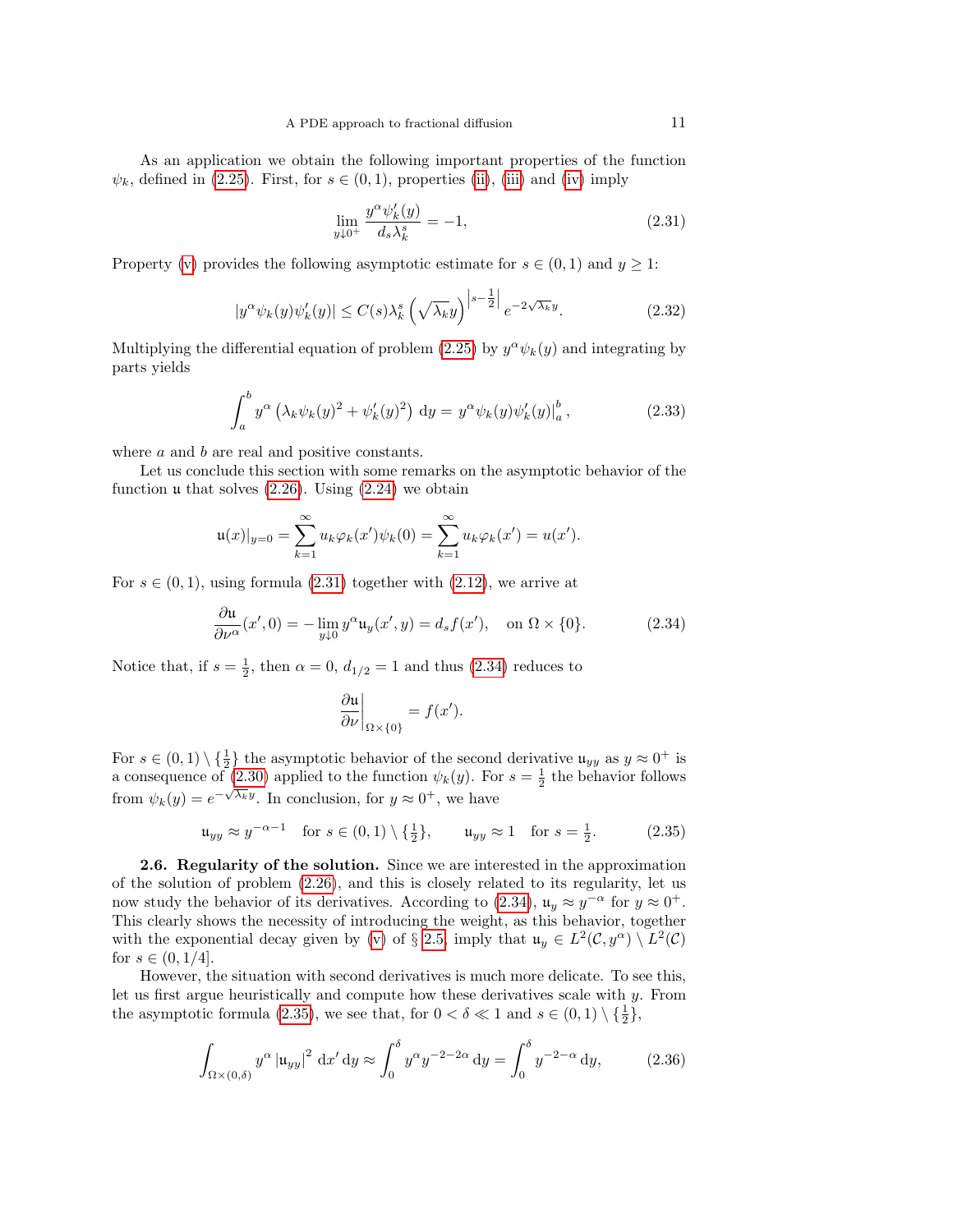As an application we obtain the following important properties of the function $\psi_k$, defined in (2.25). First, for $s \in (0,1)$, properties (ii), (iii) and (iv) imply

$$\lim_{y \downarrow 0^+} \frac{y^\alpha \psi_k'(y)}{d_s \lambda_k^s} = -1, \tag{2.31}$$

Property (v) provides the following asymptotic estimate for $s \in (0,1)$ and $y \geq 1$:

$$|y^\alpha \psi_k(y) \psi_k'(y)| \leq C(s) \lambda_k^s \left(\sqrt{\lambda_k} y\right)^{\left|s - \frac{1}{2}\right|} e^{-2\sqrt{\lambda_k} y}. \tag{2.32}$$

Multiplying the differential equation of problem (2.25) by $y^\alpha \psi_k(y)$ and integrating by parts yields

$$\int_a^b y^\alpha \left( \lambda_k \psi_k(y)^2 + \psi_k'(y)^2 \right) \,\mathrm{d}y = y^\alpha \psi_k(y) \psi_k'(y)\big|_a^b, \tag{2.33}$$

where $a$ and $b$ are real and positive constants.

Let us conclude this section with some remarks on the asymptotic behavior of the function $\mathfrak{u}$ that solves (2.26). Using (2.24) we obtain

$$\mathfrak{u}(x)|_{y=0} = \sum_{k=1}^\infty u_k \varphi_k(x') \psi_k(0) = \sum_{k=1}^\infty u_k \varphi_k(x') = u(x').$$

For $s \in (0,1)$, using formula (2.31) together with (2.12), we arrive at

$$\frac{\partial \mathfrak{u}}{\partial \nu^\alpha}(x', 0) = -\lim_{y \downarrow 0} y^\alpha \mathfrak{u}_y(x', y) = d_s f(x'), \quad \text{on } \Omega \times \{0\}. \tag{2.34}$$

Notice that, if $s = \frac{1}{2}$, then $\alpha = 0$, $d_{1/2} = 1$ and thus (2.34) reduces to

$$\left.\frac{\partial \mathfrak{u}}{\partial \nu}\right|_{\Omega \times \{0\}} = f(x').$$

For $s \in (0,1) \setminus \{\frac{1}{2}\}$ the asymptotic behavior of the second derivative $\mathfrak{u}_{yy}$ as $y \approx 0^+$ is a consequence of (2.30) applied to the function $\psi_k(y)$. For $s = \frac{1}{2}$ the behavior follows from $\psi_k(y) = e^{-\sqrt{\lambda_k} y}$. In conclusion, for $y \approx 0^+$, we have

$$\mathfrak{u}_{yy} \approx y^{-\alpha-1} \quad \text{for } s \in (0,1) \setminus \{\tfrac{1}{2}\}, \qquad \mathfrak{u}_{yy} \approx 1 \quad \text{for } s = \tfrac{1}{2}. \tag{2.35}$$

**2.6. Regularity of the solution.** Since we are interested in the approximation of the solution of problem (2.26), and this is closely related to its regularity, let us now study the behavior of its derivatives. According to (2.34), $\mathfrak{u}_y \approx y^{-\alpha}$ for $y \approx 0^+$. This clearly shows the necessity of introducing the weight, as this behavior, together with the exponential decay given by (v) of § 2.5, imply that $\mathfrak{u}_y \in L^2(\mathcal{C}, y^\alpha) \setminus L^2(\mathcal{C})$ for $s \in (0, 1/4]$.

However, the situation with second derivatives is much more delicate. To see this, let us first argue heuristically and compute how these derivatives scale with $y$. From the asymptotic formula (2.35), we see that, for $0 < \delta \ll 1$ and $s \in (0,1) \setminus \{\frac{1}{2}\}$,

$$\int_{\Omega \times (0,\delta)} y^\alpha \left|\mathfrak{u}_{yy}\right|^2 \,\mathrm{d}x' \,\mathrm{d}y \approx \int_0^\delta y^\alpha y^{-2-2\alpha} \,\mathrm{d}y = \int_0^\delta y^{-2-\alpha} \,\mathrm{d}y, \tag{2.36}$$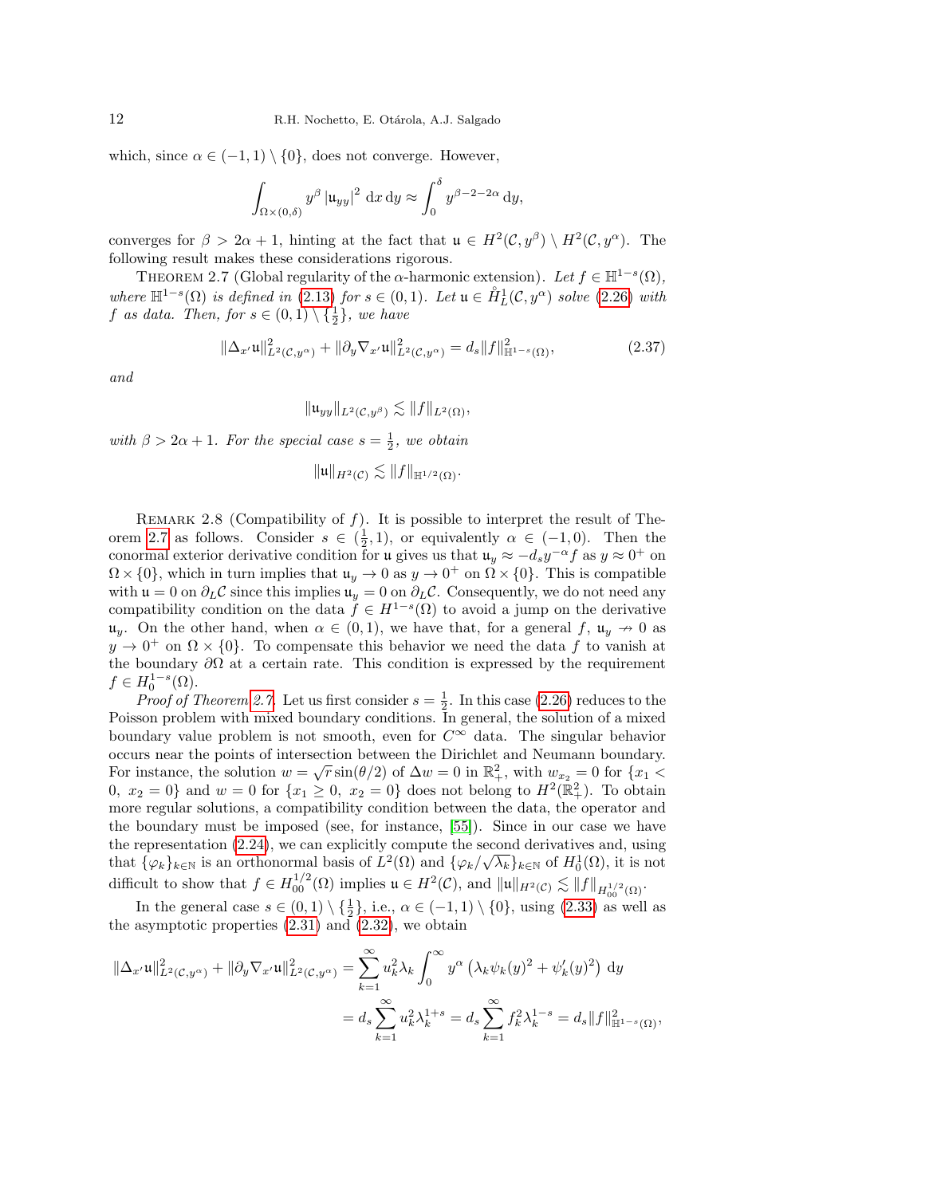which, since $\alpha \in (-1,1) \setminus \{0\}$, does not converge. However,

$$\int_{\Omega \times (0,\delta)} y^{\beta} |\mathfrak{u}_{yy}|^2 \, \mathrm{d}x \, \mathrm{d}y \approx \int_0^{\delta} y^{\beta - 2 - 2\alpha} \, \mathrm{d}y,$$

converges for $\beta > 2\alpha + 1$, hinting at the fact that $\mathfrak{u} \in H^2(\mathcal{C}, y^{\beta}) \setminus H^2(\mathcal{C}, y^{\alpha})$. The following result makes these considerations rigorous.

Theorem 2.7 (Global regularity of the $\alpha$-harmonic extension). *Let $f \in \mathbb{H}^{1-s}(\Omega)$, where $\mathbb{H}^{1-s}(\Omega)$ is defined in (2.13) for $s \in (0,1)$. Let $\mathfrak{u} \in \mathring{H}^1_L(\mathcal{C}, y^{\alpha})$ solve (2.26) with $f$ as data. Then, for $s \in (0,1) \setminus \{\frac{1}{2}\}$, we have*

$$\|\Delta_{x'} \mathfrak{u}\|^2_{L^2(\mathcal{C}, y^{\alpha})} + \|\partial_y \nabla_{x'} \mathfrak{u}\|^2_{L^2(\mathcal{C}, y^{\alpha})} = d_s \|f\|^2_{\mathbb{H}^{1-s}(\Omega)}, \tag{2.37}$$

*and*

$$\|\mathfrak{u}_{yy}\|_{L^2(\mathcal{C}, y^{\beta})} \lesssim \|f\|_{L^2(\Omega)},$$

*with $\beta > 2\alpha + 1$. For the special case $s = \frac{1}{2}$, we obtain*

$$\|\mathfrak{u}\|_{H^2(\mathcal{C})} \lesssim \|f\|_{\mathbb{H}^{1/2}(\Omega)}.$$

Remark 2.8 (Compatibility of $f$). It is possible to interpret the result of Theorem 2.7 as follows. Consider $s \in (\frac{1}{2}, 1)$, or equivalently $\alpha \in (-1, 0)$. Then the conormal exterior derivative condition for $\mathfrak{u}$ gives us that $\mathfrak{u}_y \approx -d_s y^{-\alpha} f$ as $y \approx 0^+$ on $\Omega \times \{0\}$, which in turn implies that $\mathfrak{u}_y \to 0$ as $y \to 0^+$ on $\Omega \times \{0\}$. This is compatible with $\mathfrak{u} = 0$ on $\partial_L \mathcal{C}$ since this implies $\mathfrak{u}_y = 0$ on $\partial_L \mathcal{C}$. Consequently, we do not need any compatibility condition on the data $f \in H^{1-s}(\Omega)$ to avoid a jump on the derivative $\mathfrak{u}_y$. On the other hand, when $\alpha \in (0,1)$, we have that, for a general $f$, $\mathfrak{u}_y \nrightarrow 0$ as $y \to 0^+$ on $\Omega \times \{0\}$. To compensate this behavior we need the data $f$ to vanish at the boundary $\partial\Omega$ at a certain rate. This condition is expressed by the requirement $f \in H^{1-s}_0(\Omega)$.

*Proof of Theorem 2.7.* Let us first consider $s = \frac{1}{2}$. In this case (2.26) reduces to the Poisson problem with mixed boundary conditions. In general, the solution of a mixed boundary value problem is not smooth, even for $C^{\infty}$ data. The singular behavior occurs near the points of intersection between the Dirichlet and Neumann boundary. For instance, the solution $w = \sqrt{r} \sin(\theta/2)$ of $\Delta w = 0$ in $\mathbb{R}^2_+$, with $w_{x_2} = 0$ for $\{x_1 < 0,\ x_2 = 0\}$ and $w = 0$ for $\{x_1 \geq 0,\ x_2 = 0\}$ does not belong to $H^2(\mathbb{R}^2_+)$. To obtain more regular solutions, a compatibility condition between the data, the operator and the boundary must be imposed (see, for instance, [55]). Since in our case we have the representation (2.24), we can explicitly compute the second derivatives and, using that $\{\varphi_k\}_{k \in \mathbb{N}}$ is an orthonormal basis of $L^2(\Omega)$ and $\{\varphi_k / \sqrt{\lambda_k}\}_{k \in \mathbb{N}}$ of $H^1_0(\Omega)$, it is not difficult to show that $f \in H^{1/2}_{00}(\Omega)$ implies $\mathfrak{u} \in H^2(\mathcal{C})$, and $\|\mathfrak{u}\|_{H^2(\mathcal{C})} \lesssim \|f\|_{H^{1/2}_{00}(\Omega)}$.

In the general case $s \in (0,1) \setminus \{\frac{1}{2}\}$, i.e., $\alpha \in (-1,1) \setminus \{0\}$, using (2.33) as well as the asymptotic properties (2.31) and (2.32), we obtain

$$\begin{aligned}
\|\Delta_{x'} \mathfrak{u}\|^2_{L^2(\mathcal{C}, y^{\alpha})} + \|\partial_y \nabla_{x'} \mathfrak{u}\|^2_{L^2(\mathcal{C}, y^{\alpha})} &= \sum_{k=1}^{\infty} u_k^2 \lambda_k \int_0^{\infty} y^{\alpha} \left( \lambda_k \psi_k(y)^2 + \psi_k'(y)^2 \right) \mathrm{d}y \\
&= d_s \sum_{k=1}^{\infty} u_k^2 \lambda_k^{1+s} = d_s \sum_{k=1}^{\infty} f_k^2 \lambda_k^{1-s} = d_s \|f\|^2_{\mathbb{H}^{1-s}(\Omega)},
\end{aligned}$$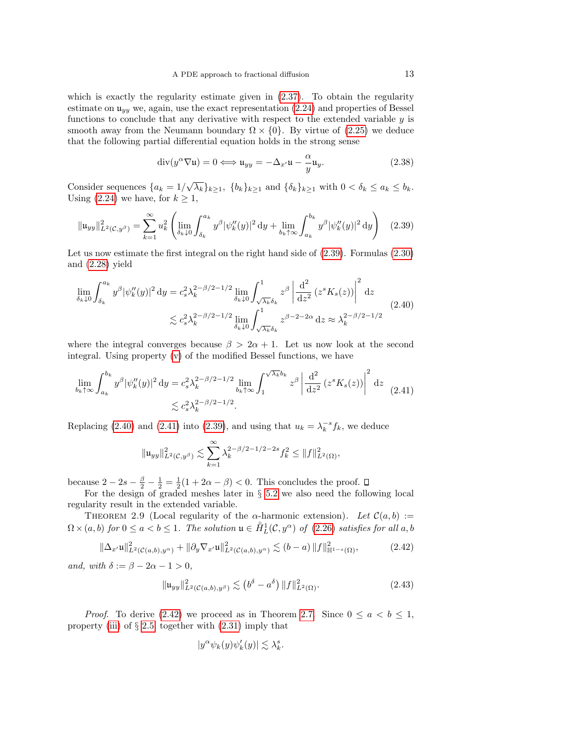which is exactly the regularity estimate given in (2.37). To obtain the regularity estimate on $\mathfrak{u}_{yy}$ we, again, use the exact representation (2.24) and properties of Bessel functions to conclude that any derivative with respect to the extended variable $y$ is smooth away from the Neumann boundary $\Omega \times \{0\}$. By virtue of (2.25) we deduce that the following partial differential equation holds in the strong sense

$$
\operatorname{div}(y^\alpha \nabla \mathfrak{u}) = 0 \Longleftrightarrow \mathfrak{u}_{yy} = -\Delta_{x'} \mathfrak{u} - \frac{\alpha}{y}\mathfrak{u}_y. \tag{2.38}
$$

Consider sequences $\{a_k = 1/\sqrt{\lambda_k}\}_{k\geq 1}$, $\{b_k\}_{k\geq 1}$ and $\{\delta_k\}_{k\geq 1}$ with $0 < \delta_k \leq a_k \leq b_k$. Using (2.24) we have, for $k \geq 1$,

$$
\|\mathfrak{u}_{yy}\|^2_{L^2(\mathcal{C},y^\beta)} = \sum_{k=1}^\infty u_k^2 \left( \lim_{\delta_k \downarrow 0} \int_{\delta_k}^{a_k} y^\beta |\psi_k''(y)|^2 \, \mathrm{d}y + \lim_{b_k \uparrow \infty} \int_{a_k}^{b_k} y^\beta |\psi_k''(y)|^2 \, \mathrm{d}y \right) \tag{2.39}
$$

Let us now estimate the first integral on the right hand side of (2.39). Formulas (2.30) and (2.28) yield

$$
\begin{aligned}
\lim_{\delta_k \downarrow 0} \int_{\delta_k}^{a_k} y^\beta |\psi_k''(y)|^2 \, \mathrm{d}y &= c_s^2 \lambda_k^{2-\beta/2-1/2} \lim_{\delta_k \downarrow 0} \int_{\sqrt{\lambda_k}\delta_k}^1 z^\beta \left| \frac{\mathrm{d}^2}{\mathrm{d}z^2} \left( z^s K_s(z) \right) \right|^2 \mathrm{d}z \\
&\lesssim c_s^2 \lambda_k^{2-\beta/2-1/2} \lim_{\delta_k \downarrow 0} \int_{\sqrt{\lambda_k}\delta_k}^1 z^{\beta - 2 - 2\alpha} \, \mathrm{d}z \approx \lambda_k^{2-\beta/2-1/2}
\end{aligned} \tag{2.40}
$$

where the integral converges because $\beta > 2\alpha + 1$. Let us now look at the second integral. Using property (v) of the modified Bessel functions, we have

$$
\begin{aligned}
\lim_{b_k \uparrow \infty} \int_{a_k}^{b_k} y^\beta |\psi_k''(y)|^2 \, \mathrm{d}y &= c_s^2 \lambda_k^{2-\beta/2-1/2} \lim_{b_k \uparrow \infty} \int_1^{\sqrt{\lambda_k} b_k} z^\beta \left| \frac{\mathrm{d}^2}{\mathrm{d}z^2} \left( z^s K_s(z) \right) \right|^2 \mathrm{d}z \\
&\lesssim c_s^2 \lambda_k^{2-\beta/2-1/2}.
\end{aligned} \tag{2.41}
$$

Replacing (2.40) and (2.41) into (2.39), and using that $u_k = \lambda_k^{-s} f_k$, we deduce

$$
\|\mathfrak{u}_{yy}\|^2_{L^2(\mathcal{C},y^\beta)} \lesssim \sum_{k=1}^\infty \lambda_k^{2-\beta/2-1/2-2s} f_k^2 \leq \|f\|^2_{L^2(\Omega)},
$$

because $2 - 2s - \frac{\beta}{2} - \frac{1}{2} = \frac{1}{2}(1 + 2\alpha - \beta) < 0$. This concludes the proof. ☐

For the design of graded meshes later in § 5.2 we also need the following local regularity result in the extended variable.

THEOREM 2.9 (Local regularity of the $\alpha$-harmonic extension). *Let $\mathcal{C}(a,b) := \Omega \times (a,b)$ for $0 \leq a < b \leq 1$. The solution $\mathfrak{u} \in \mathring{H}^1_L(\mathcal{C}, y^\alpha)$ of (2.26) satisfies for all $a, b$*

$$
\|\Delta_{x'} \mathfrak{u}\|^2_{L^2(\mathcal{C}(a,b),y^\alpha)} + \|\partial_y \nabla_{x'} \mathfrak{u}\|^2_{L^2(\mathcal{C}(a,b),y^\alpha)} \lesssim (b - a) \, \|f\|^2_{\mathbb{H}^{1-s}(\Omega)}, \tag{2.42}
$$

*and, with $\delta := \beta - 2\alpha - 1 > 0$,*

$$
\|\mathfrak{u}_{yy}\|^2_{L^2(\mathcal{C}(a,b),y^\beta)} \lesssim \left( b^\delta - a^\delta \right) \|f\|^2_{L^2(\Omega)}. \tag{2.43}
$$

*Proof.* To derive (2.42) we proceed as in Theorem 2.7. Since $0 \leq a < b \leq 1$, property (iii) of § 2.5 together with (2.31) imply that

$$
|y^\alpha \psi_k(y) \psi_k'(y)| \lesssim \lambda_k^s.
$$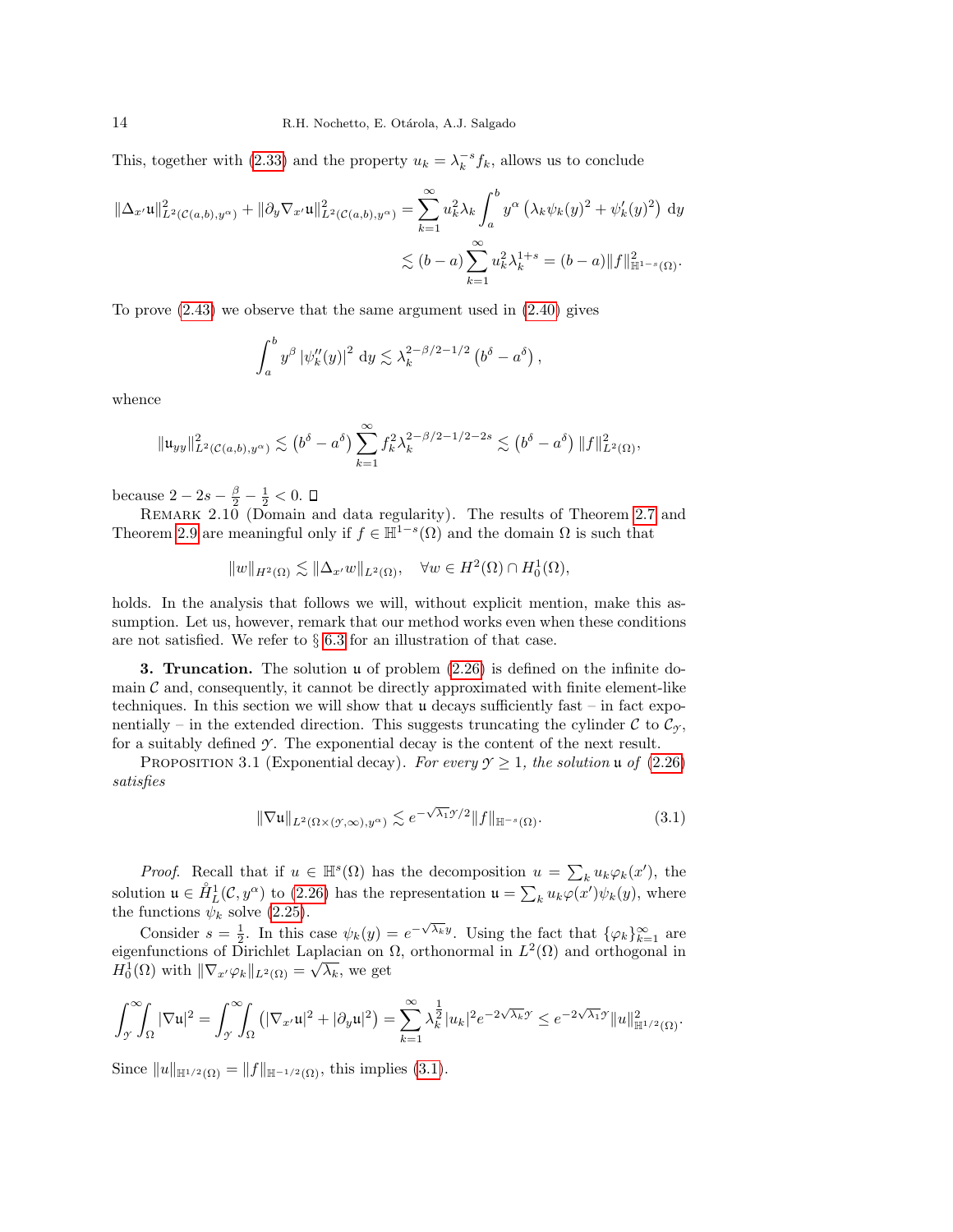This, together with (2.33) and the property $u_k = \lambda_k^{-s} f_k$, allows us to conclude

$$
\|\Delta_{x'}\mathfrak{u}\|^2_{L^2(\mathcal{C}(a,b),y^\alpha)} + \|\partial_y \nabla_{x'}\mathfrak{u}\|^2_{L^2(\mathcal{C}(a,b),y^\alpha)} = \sum_{k=1}^{\infty} u_k^2 \lambda_k \int_a^b y^\alpha \left(\lambda_k \psi_k(y)^2 + \psi_k'(y)^2\right) \, \mathrm{d}y
$$

$$
\lesssim (b-a) \sum_{k=1}^{\infty} u_k^2 \lambda_k^{1+s} = (b-a)\|f\|^2_{\mathbb{H}^{1-s}(\Omega)}.
$$

To prove (2.43) we observe that the same argument used in (2.40) gives

$$
\int_a^b y^\beta \left|\psi_k''(y)\right|^2 \, \mathrm{d}y \lesssim \lambda_k^{2-\beta/2-1/2}\left(b^\delta - a^\delta\right),
$$

whence

$$
\|\mathfrak{u}_{yy}\|^2_{L^2(\mathcal{C}(a,b),y^\alpha)} \lesssim \left(b^\delta - a^\delta\right) \sum_{k=1}^{\infty} f_k^2 \lambda_k^{2-\beta/2-1/2-2s} \lesssim \left(b^\delta - a^\delta\right) \|f\|^2_{L^2(\Omega)},
$$

because $2 - 2s - \frac{\beta}{2} - \frac{1}{2} < 0$. □

Remark 2.10 (Domain and data regularity). The results of Theorem 2.7 and Theorem 2.9 are meaningful only if $f \in \mathbb{H}^{1-s}(\Omega)$ and the domain $\Omega$ is such that

$$
\|w\|_{H^2(\Omega)} \lesssim \|\Delta_{x'} w\|_{L^2(\Omega)}, \quad \forall w \in H^2(\Omega) \cap H^1_0(\Omega),
$$

holds. In the analysis that follows we will, without explicit mention, make this assumption. Let us, however, remark that our method works even when these conditions are not satisfied. We refer to § 6.3 for an illustration of that case.

## 3. Truncation.

The solution $\mathfrak{u}$ of problem (2.26) is defined on the infinite domain $\mathcal{C}$ and, consequently, it cannot be directly approximated with finite element-like techniques. In this section we will show that $\mathfrak{u}$ decays sufficiently fast – in fact exponentially – in the extended direction. This suggests truncating the cylinder $\mathcal{C}$ to $\mathcal{C}_{\mathcal{Y}}$, for a suitably defined $\mathcal{Y}$. The exponential decay is the content of the next result.

Proposition 3.1 (Exponential decay). *For every $\mathcal{Y} \geq 1$, the solution $\mathfrak{u}$ of (2.26) satisfies*

$$
\|\nabla \mathfrak{u}\|_{L^2(\Omega \times (\mathcal{Y},\infty),y^\alpha)} \lesssim e^{-\sqrt{\lambda_1}\mathcal{Y}/2} \|f\|_{\mathbb{H}^{-s}(\Omega)}. \tag{3.1}
$$

*Proof.* Recall that if $u \in \mathbb{H}^s(\Omega)$ has the decomposition $u = \sum_k u_k \varphi_k(x')$, the solution $\mathfrak{u} \in \mathring{H}^1_L(\mathcal{C}, y^\alpha)$ to (2.26) has the representation $\mathfrak{u} = \sum_k u_k \varphi(x') \psi_k(y)$, where the functions $\psi_k$ solve (2.25).

Consider $s = \frac{1}{2}$. In this case $\psi_k(y) = e^{-\sqrt{\lambda_k} y}$. Using the fact that $\{\varphi_k\}_{k=1}^\infty$ are eigenfunctions of Dirichlet Laplacian on $\Omega$, orthonormal in $L^2(\Omega)$ and orthogonal in $H^1_0(\Omega)$ with $\|\nabla_{x'} \varphi_k\|_{L^2(\Omega)} = \sqrt{\lambda_k}$, we get

$$
\int_{\mathcal{Y}}^\infty \int_\Omega |\nabla \mathfrak{u}|^2 = \int_{\mathcal{Y}}^\infty \int_\Omega \left(|\nabla_{x'} \mathfrak{u}|^2 + |\partial_y \mathfrak{u}|^2\right) = \sum_{k=1}^\infty \lambda_k^{\frac{1}{2}} |u_k|^2 e^{-2\sqrt{\lambda_k}\mathcal{Y}} \leq e^{-2\sqrt{\lambda_1}\mathcal{Y}} \|u\|^2_{\mathbb{H}^{1/2}(\Omega)}.
$$

Since $\|u\|_{\mathbb{H}^{1/2}(\Omega)} = \|f\|_{\mathbb{H}^{-1/2}(\Omega)}$, this implies (3.1).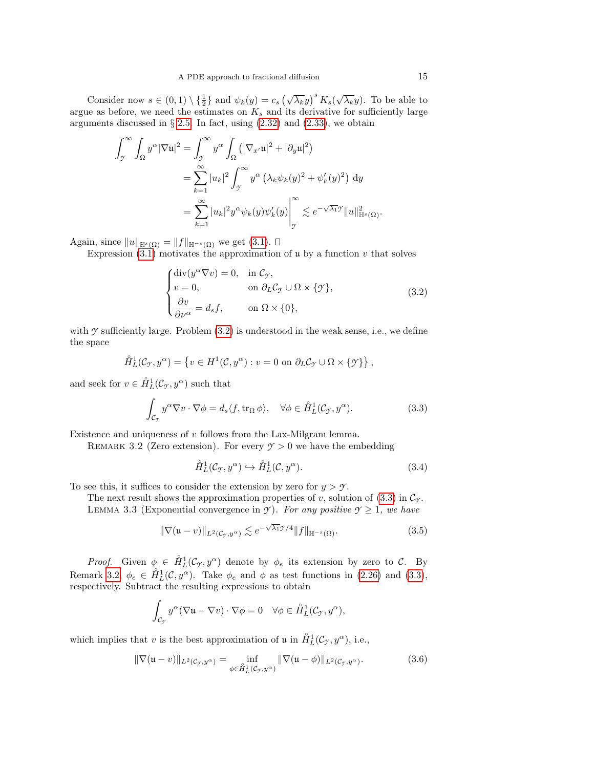Consider now $s \in (0,1) \setminus \{\frac{1}{2}\}$ and $\psi_k(y) = c_s \left(\sqrt{\lambda_k} y\right)^s K_s(\sqrt{\lambda_k} y)$. To be able to argue as before, we need the estimates on $K_s$ and its derivative for sufficiently large arguments discussed in § 2.5. In fact, using (2.32) and (2.33), we obtain

$$
\begin{aligned}
\int_{\mathcal{Y}}^{\infty} \int_{\Omega} y^{\alpha} |\nabla \mathfrak{u}|^2 &= \int_{\mathcal{Y}}^{\infty} y^{\alpha} \int_{\Omega} \left( |\nabla_{x'} \mathfrak{u}|^2 + |\partial_y \mathfrak{u}|^2 \right) \\
&= \sum_{k=1}^{\infty} |u_k|^2 \int_{\mathcal{Y}}^{\infty} y^{\alpha} \left( \lambda_k \psi_k(y)^2 + \psi_k'(y)^2 \right) \, \mathrm{d}y \\
&= \sum_{k=1}^{\infty} |u_k|^2 y^{\alpha} \psi_k(y) \psi_k'(y) \Big|_{\mathcal{Y}}^{\infty} \lesssim e^{-\sqrt{\lambda_1}\mathcal{Y}} \|u\|^2_{\mathbb{H}^s(\Omega)}.
\end{aligned}
$$

Again, since $\|u\|_{\mathbb{H}^s(\Omega)} = \|f\|_{\mathbb{H}^{-s}(\Omega)}$ we get (3.1). □

Expression (3.1) motivates the approximation of $\mathfrak{u}$ by a function $v$ that solves

$$
\begin{cases}
\operatorname{div}(y^{\alpha} \nabla v) = 0, & \text{in } \mathcal{C}_{\mathcal{Y}}, \\
v = 0, & \text{on } \partial_L \mathcal{C}_{\mathcal{Y}} \cup \Omega \times \{\mathcal{Y}\}, \\
\dfrac{\partial v}{\partial \nu^{\alpha}} = d_s f, & \text{on } \Omega \times \{0\},
\end{cases}
\tag{3.2}
$$

with $\mathcal{Y}$ sufficiently large. Problem (3.2) is understood in the weak sense, i.e., we define the space

$$
\mathring{H}^1_L(\mathcal{C}_{\mathcal{Y}}, y^{\alpha}) = \left\{ v \in H^1(\mathcal{C}, y^{\alpha}) : v = 0 \text{ on } \partial_L \mathcal{C}_{\mathcal{Y}} \cup \Omega \times \{\mathcal{Y}\} \right\},
$$

and seek for $v \in \mathring{H}^1_L(\mathcal{C}_{\mathcal{Y}}, y^{\alpha})$ such that

$$
\int_{\mathcal{C}_{\mathcal{Y}}} y^{\alpha} \nabla v \cdot \nabla \phi = d_s \langle f, \operatorname{tr}_{\Omega} \phi \rangle, \quad \forall \phi \in \mathring{H}^1_L(\mathcal{C}_{\mathcal{Y}}, y^{\alpha}).
\tag{3.3}
$$

Existence and uniqueness of $v$ follows from the Lax-Milgram lemma.

Remark 3.2 (Zero extension). For every $\mathcal{Y} > 0$ we have the embedding

$$
\mathring{H}^1_L(\mathcal{C}_{\mathcal{Y}}, y^{\alpha}) \hookrightarrow \mathring{H}^1_L(\mathcal{C}, y^{\alpha}).
\tag{3.4}
$$

To see this, it suffices to consider the extension by zero for $y > \mathcal{Y}$.

The next result shows the approximation properties of $v$, solution of (3.3) in $\mathcal{C}_{\mathcal{Y}}$.

Lemma 3.3 (Exponential convergence in $\mathcal{Y}$). *For any positive $\mathcal{Y} \geq 1$, we have*

$$
\|\nabla(\mathfrak{u} - v)\|_{L^2(\mathcal{C}_{\mathcal{Y}}, y^{\alpha})} \lesssim e^{-\sqrt{\lambda_1}\mathcal{Y}/4} \|f\|_{\mathbb{H}^{-s}(\Omega)}.
\tag{3.5}
$$

*Proof.* Given $\phi \in \mathring{H}^1_L(\mathcal{C}_{\mathcal{Y}}, y^{\alpha})$ denote by $\phi_e$ its extension by zero to $\mathcal{C}$. By Remark 3.2, $\phi_e \in \mathring{H}^1_L(\mathcal{C}, y^{\alpha})$. Take $\phi_e$ and $\phi$ as test functions in (2.26) and (3.3), respectively. Subtract the resulting expressions to obtain

$$
\int_{\mathcal{C}_{\mathcal{Y}}} y^{\alpha} (\nabla \mathfrak{u} - \nabla v) \cdot \nabla \phi = 0 \quad \forall \phi \in \mathring{H}^1_L(\mathcal{C}_{\mathcal{Y}}, y^{\alpha}),
$$

which implies that $v$ is the best approximation of $\mathfrak{u}$ in $\mathring{H}^1_L(\mathcal{C}_{\mathcal{Y}}, y^{\alpha})$, i.e.,

$$
\|\nabla(\mathfrak{u} - v)\|_{L^2(\mathcal{C}_{\mathcal{Y}}, y^{\alpha})} = \inf_{\phi \in \mathring{H}^1_L(\mathcal{C}_{\mathcal{Y}}, y^{\alpha})} \|\nabla(\mathfrak{u} - \phi)\|_{L^2(\mathcal{C}_{\mathcal{Y}}, y^{\alpha})}.
\tag{3.6}
$$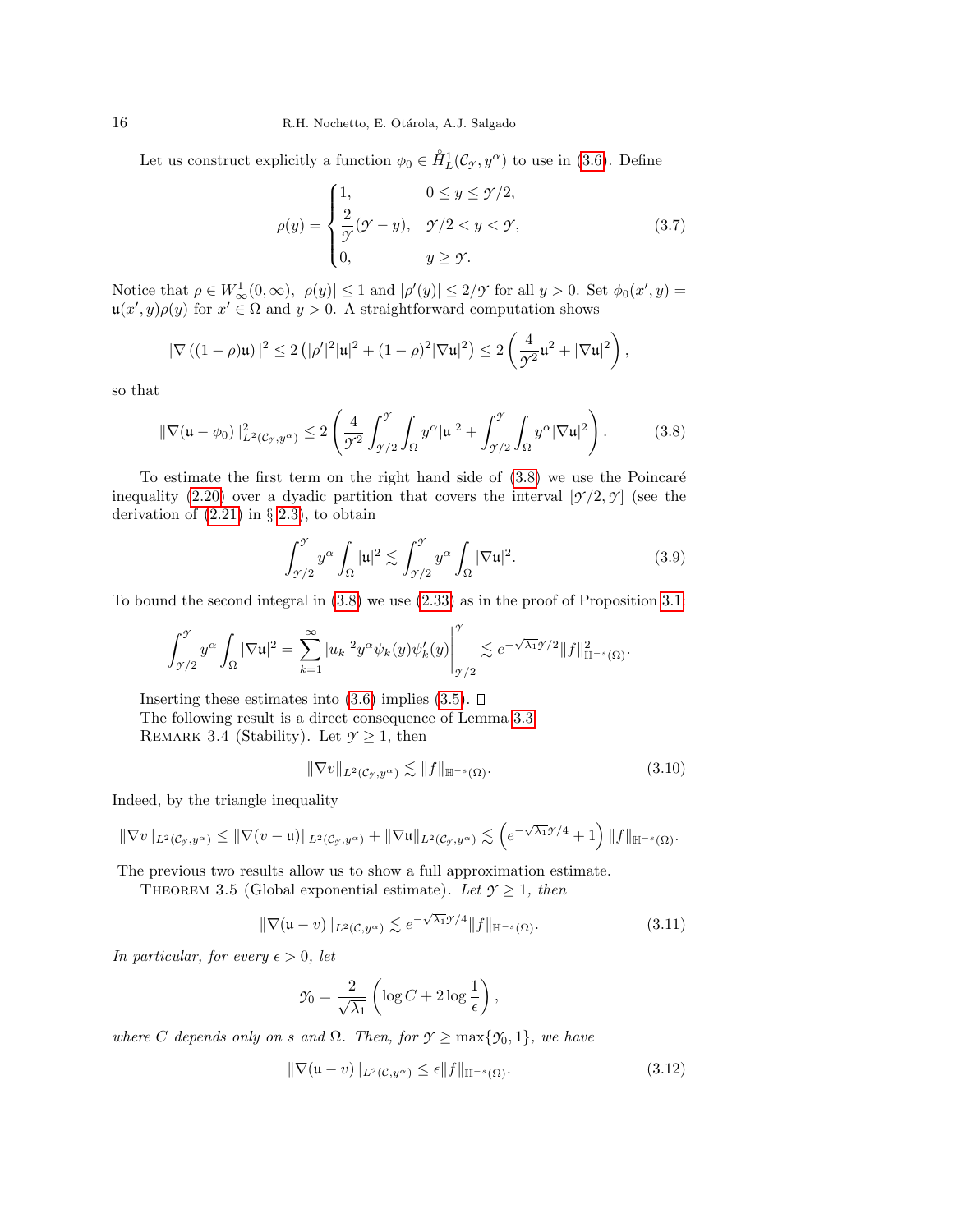Let us construct explicitly a function $\phi_0 \in \mathring{H}_L^1(\mathcal{C}_\mathcal{Y}, y^\alpha)$ to use in (3.6). Define

$$
\rho(y) = \begin{cases} 1, & 0 \le y \le \mathcal{Y}/2, \\ \dfrac{2}{\mathcal{Y}}(\mathcal{Y} - y), & \mathcal{Y}/2 < y < \mathcal{Y}, \\ 0, & y \ge \mathcal{Y}. \end{cases} \tag{3.7}
$$

Notice that $\rho \in W^1_\infty(0,\infty)$, $|\rho(y)| \le 1$ and $|\rho'(y)| \le 2/\mathcal{Y}$ for all $y > 0$. Set $\phi_0(x', y) = \mathfrak{u}(x', y)\rho(y)$ for $x' \in \Omega$ and $y > 0$. A straightforward computation shows

$$
|\nabla\left((1-\rho)\mathfrak{u}\right)|^2 \le 2\left(|\rho'|^2|\mathfrak{u}|^2 + (1-\rho)^2|\nabla \mathfrak{u}|^2\right) \le 2\left(\frac{4}{\mathcal{Y}^2}\mathfrak{u}^2 + |\nabla \mathfrak{u}|^2\right),
$$

so that

$$
\|\nabla(\mathfrak{u} - \phi_0)\|^2_{L^2(\mathcal{C}_\mathcal{Y}, y^\alpha)} \le 2\left(\frac{4}{\mathcal{Y}^2}\int_{\mathcal{Y}/2}^{\mathcal{Y}}\int_\Omega y^\alpha |\mathfrak{u}|^2 + \int_{\mathcal{Y}/2}^{\mathcal{Y}}\int_\Omega y^\alpha |\nabla \mathfrak{u}|^2\right). \tag{3.8}
$$

To estimate the first term on the right hand side of (3.8) we use the Poincaré inequality (2.20) over a dyadic partition that covers the interval $[\mathcal{Y}/2, \mathcal{Y}]$ (see the derivation of (2.21) in § 2.3), to obtain

$$
\int_{\mathcal{Y}/2}^{\mathcal{Y}} y^\alpha \int_\Omega |\mathfrak{u}|^2 \lesssim \int_{\mathcal{Y}/2}^{\mathcal{Y}} y^\alpha \int_\Omega |\nabla \mathfrak{u}|^2. \tag{3.9}
$$

To bound the second integral in (3.8) we use (2.33) as in the proof of Proposition 3.1

$$
\int_{\mathcal{Y}/2}^{\mathcal{Y}} y^\alpha \int_\Omega |\nabla \mathfrak{u}|^2 = \sum_{k=1}^\infty |u_k|^2 y^\alpha \psi_k(y)\psi_k'(y)\Big|_{\mathcal{Y}/2}^{\mathcal{Y}} \lesssim e^{-\sqrt{\lambda_1}\mathcal{Y}/2}\|f\|^2_{\mathbb{H}^{-s}(\Omega)}.
$$

Inserting these estimates into (3.6) implies (3.5). $\square$

The following result is a direct consequence of Lemma 3.3.

REMARK 3.4 (Stability). Let $\mathcal{Y} \ge 1$, then

$$
\|\nabla v\|_{L^2(\mathcal{C}_\mathcal{Y}, y^\alpha)} \lesssim \|f\|_{\mathbb{H}^{-s}(\Omega)}. \tag{3.10}
$$

Indeed, by the triangle inequality

$$
\|\nabla v\|_{L^2(\mathcal{C}_\mathcal{Y}, y^\alpha)} \le \|\nabla(v - \mathfrak{u})\|_{L^2(\mathcal{C}_\mathcal{Y}, y^\alpha)} + \|\nabla \mathfrak{u}\|_{L^2(\mathcal{C}_\mathcal{Y}, y^\alpha)} \lesssim \left(e^{-\sqrt{\lambda_1}\mathcal{Y}/4} + 1\right)\|f\|_{\mathbb{H}^{-s}(\Omega)}.
$$

The previous two results allow us to show a full approximation estimate.

THEOREM 3.5 (Global exponential estimate). *Let $\mathcal{Y} \ge 1$, then*

$$
\|\nabla(\mathfrak{u} - v)\|_{L^2(\mathcal{C}, y^\alpha)} \lesssim e^{-\sqrt{\lambda_1}\mathcal{Y}/4}\|f\|_{\mathbb{H}^{-s}(\Omega)}. \tag{3.11}
$$

*In particular, for every $\epsilon > 0$, let*

$$
\mathcal{Y}_0 = \frac{2}{\sqrt{\lambda_1}}\left(\log C + 2\log\frac{1}{\epsilon}\right),
$$

*where $C$ depends only on $s$ and $\Omega$. Then, for $\mathcal{Y} \ge \max\{\mathcal{Y}_0, 1\}$, we have*

$$
\|\nabla(\mathfrak{u} - v)\|_{L^2(\mathcal{C}, y^\alpha)} \le \epsilon\|f\|_{\mathbb{H}^{-s}(\Omega)}. \tag{3.12}
$$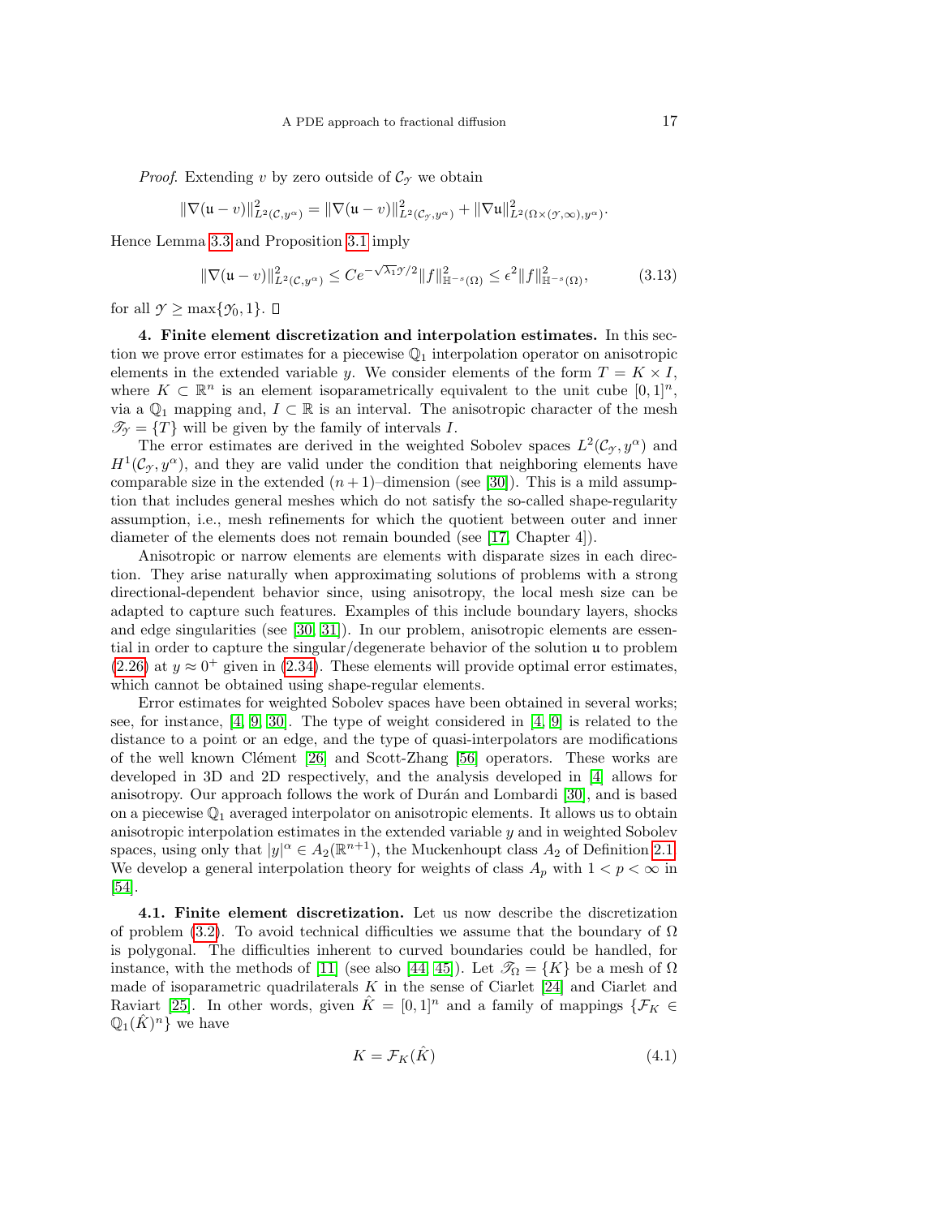*Proof.* Extending $v$ by zero outside of $\mathcal{C}_\mathscr{Y}$ we obtain

$$\|\nabla(\mathfrak{u} - v)\|^2_{L^2(\mathcal{C},y^\alpha)} = \|\nabla(\mathfrak{u} - v)\|^2_{L^2(\mathcal{C}_\mathscr{Y},y^\alpha)} + \|\nabla \mathfrak{u}\|^2_{L^2(\Omega\times(\mathscr{Y},\infty),y^\alpha)}.$$

Hence Lemma 3.3 and Proposition 3.1 imply

$$\|\nabla(\mathfrak{u} - v)\|^2_{L^2(\mathcal{C},y^\alpha)} \le Ce^{-\sqrt{\lambda_1}\mathscr{Y}/2}\|f\|^2_{\mathbb{H}^{-s}(\Omega)} \le \epsilon^2\|f\|^2_{\mathbb{H}^{-s}(\Omega)}, \tag{3.13}$$

for all $\mathscr{Y} \ge \max\{\mathscr{Y}_0, 1\}$. □

## 4. Finite element discretization and interpolation estimates.

In this section we prove error estimates for a piecewise $\mathbb{Q}_1$ interpolation operator on anisotropic elements in the extended variable $y$. We consider elements of the form $T = K \times I$, where $K \subset \mathbb{R}^n$ is an element isoparametrically equivalent to the unit cube $[0,1]^n$, via a $\mathbb{Q}_1$ mapping and, $I \subset \mathbb{R}$ is an interval. The anisotropic character of the mesh $\mathscr{T}_\mathscr{Y} = \{T\}$ will be given by the family of intervals $I$.

The error estimates are derived in the weighted Sobolev spaces $L^2(\mathcal{C}_\mathscr{Y}, y^\alpha)$ and $H^1(\mathcal{C}_\mathscr{Y}, y^\alpha)$, and they are valid under the condition that neighboring elements have comparable size in the extended $(n+1)$–dimension (see [30]). This is a mild assumption that includes general meshes which do not satisfy the so-called shape-regularity assumption, i.e., mesh refinements for which the quotient between outer and inner diameter of the elements does not remain bounded (see [17, Chapter 4]).

Anisotropic or narrow elements are elements with disparate sizes in each direction. They arise naturally when approximating solutions of problems with a strong directional-dependent behavior since, using anisotropy, the local mesh size can be adapted to capture such features. Examples of this include boundary layers, shocks and edge singularities (see [30, 31]). In our problem, anisotropic elements are essential in order to capture the singular/degenerate behavior of the solution $\mathfrak{u}$ to problem (2.26) at $y \approx 0^+$ given in (2.34). These elements will provide optimal error estimates, which cannot be obtained using shape-regular elements.

Error estimates for weighted Sobolev spaces have been obtained in several works; see, for instance, [4, 9, 30]. The type of weight considered in [4, 9] is related to the distance to a point or an edge, and the type of quasi-interpolators are modifications of the well known Clément [26] and Scott-Zhang [56] operators. These works are developed in 3D and 2D respectively, and the analysis developed in [4] allows for anisotropy. Our approach follows the work of Durán and Lombardi [30], and is based on a piecewise $\mathbb{Q}_1$ averaged interpolator on anisotropic elements. It allows us to obtain anisotropic interpolation estimates in the extended variable $y$ and in weighted Sobolev spaces, using only that $|y|^\alpha \in A_2(\mathbb{R}^{n+1})$, the Muckenhoupt class $A_2$ of Definition 2.1. We develop a general interpolation theory for weights of class $A_p$ with $1 < p < \infty$ in [54].

### 4.1. Finite element discretization.

Let us now describe the discretization of problem (3.2). To avoid technical difficulties we assume that the boundary of $\Omega$ is polygonal. The difficulties inherent to curved boundaries could be handled, for instance, with the methods of [11] (see also [44, 45]). Let $\mathscr{T}_\Omega = \{K\}$ be a mesh of $\Omega$ made of isoparametric quadrilaterals $K$ in the sense of Ciarlet [24] and Ciarlet and Raviart [25]. In other words, given $\hat{K} = [0,1]^n$ and a family of mappings $\{\mathcal{F}_K \in \mathbb{Q}_1(\hat{K})^n\}$ we have

$$K = \mathcal{F}_K(\hat{K}) \tag{4.1}$$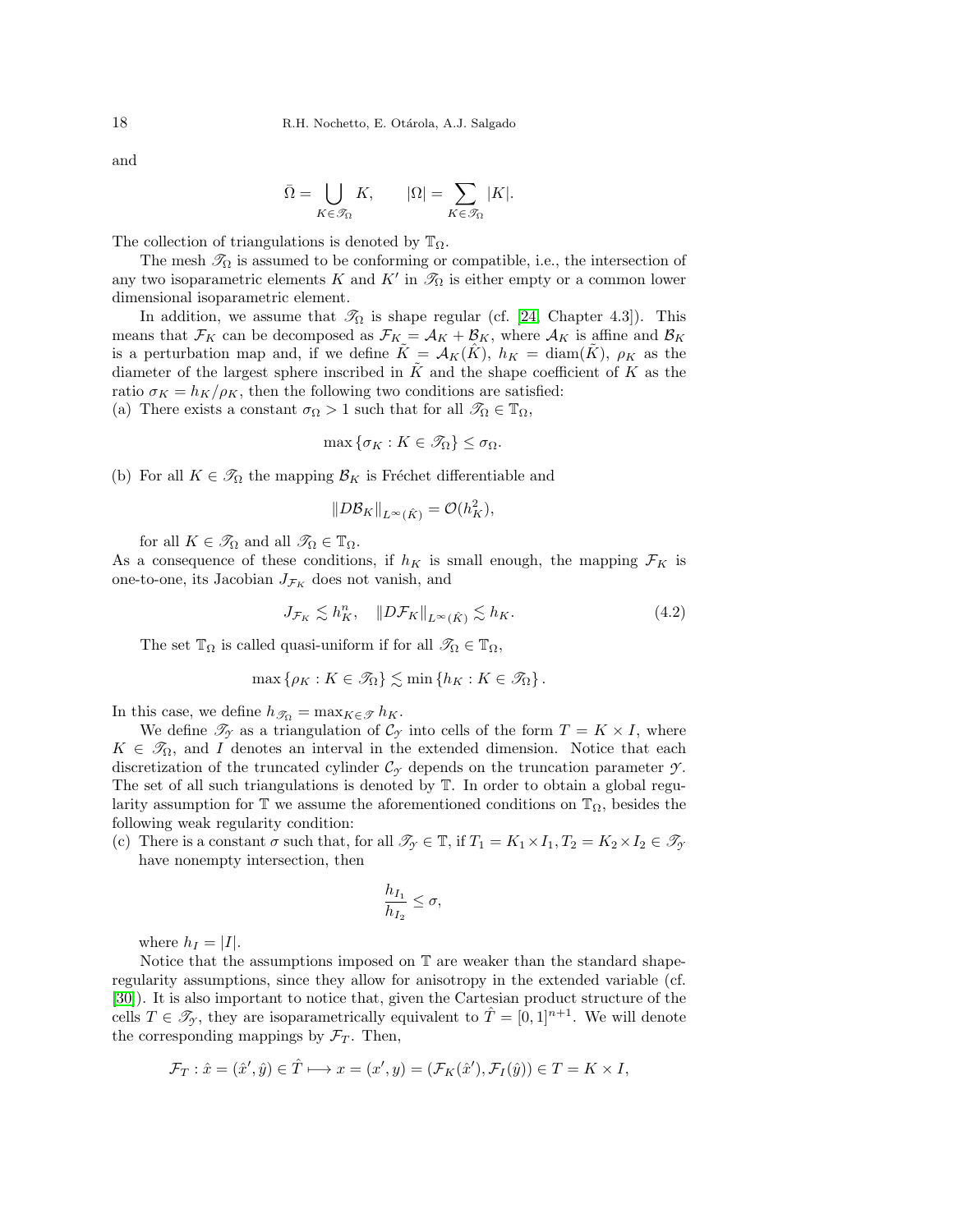and

$$\bar{\Omega} = \bigcup_{K \in \mathscr{T}_\Omega} K, \qquad |\Omega| = \sum_{K \in \mathscr{T}_\Omega} |K|.$$

The collection of triangulations is denoted by $\mathbb{T}_\Omega$.

The mesh $\mathscr{T}_\Omega$ is assumed to be conforming or compatible, i.e., the intersection of any two isoparametric elements $K$ and $K'$ in $\mathscr{T}_\Omega$ is either empty or a common lower dimensional isoparametric element.

In addition, we assume that $\mathscr{T}_\Omega$ is shape regular (cf. [24, Chapter 4.3]). This means that $\mathcal{F}_K$ can be decomposed as $\mathcal{F}_K = \mathcal{A}_K + \mathcal{B}_K$, where $\mathcal{A}_K$ is affine and $\mathcal{B}_K$ is a perturbation map and, if we define $\tilde{K} = \mathcal{A}_K(\hat{K})$, $h_K = \operatorname{diam}(\tilde{K})$, $\rho_K$ as the diameter of the largest sphere inscribed in $\tilde{K}$ and the shape coefficient of $K$ as the ratio $\sigma_K = h_K/\rho_K$, then the following two conditions are satisfied:

(a) There exists a constant $\sigma_\Omega > 1$ such that for all $\mathscr{T}_\Omega \in \mathbb{T}_\Omega$,

$$\max\{\sigma_K : K \in \mathscr{T}_\Omega\} \leq \sigma_\Omega.$$

(b) For all $K \in \mathscr{T}_\Omega$ the mapping $\mathcal{B}_K$ is Fréchet differentiable and

$$\|D\mathcal{B}_K\|_{L^\infty(\hat{K})} = \mathcal{O}(h_K^2),$$

for all $K \in \mathscr{T}_\Omega$ and all $\mathscr{T}_\Omega \in \mathbb{T}_\Omega$.

As a consequence of these conditions, if $h_K$ is small enough, the mapping $\mathcal{F}_K$ is one-to-one, its Jacobian $J_{\mathcal{F}_K}$ does not vanish, and

$$J_{\mathcal{F}_K} \lesssim h_K^n, \quad \|D\mathcal{F}_K\|_{L^\infty(\hat{K})} \lesssim h_K. \tag{4.2}$$

The set $\mathbb{T}_\Omega$ is called quasi-uniform if for all $\mathscr{T}_\Omega \in \mathbb{T}_\Omega$,

$$\max\{\rho_K : K \in \mathscr{T}_\Omega\} \lesssim \min\{h_K : K \in \mathscr{T}_\Omega\}.$$

In this case, we define $h_{\mathscr{T}_\Omega} = \max_{K \in \mathscr{T}} h_K$.

We define $\mathscr{T}_{\mathscr{Y}}$ as a triangulation of $\mathcal{C}_{\mathscr{Y}}$ into cells of the form $T = K \times I$, where $K \in \mathscr{T}_\Omega$, and $I$ denotes an interval in the extended dimension. Notice that each discretization of the truncated cylinder $\mathcal{C}_{\mathscr{Y}}$ depends on the truncation parameter $\mathscr{Y}$. The set of all such triangulations is denoted by $\mathbb{T}$. In order to obtain a global regularity assumption for $\mathbb{T}$ we assume the aforementioned conditions on $\mathbb{T}_\Omega$, besides the following weak regularity condition:

(c) There is a constant $\sigma$ such that, for all $\mathscr{T}_{\mathscr{Y}} \in \mathbb{T}$, if $T_1 = K_1 \times I_1, T_2 = K_2 \times I_2 \in \mathscr{T}_{\mathscr{Y}}$ have nonempty intersection, then

$$\frac{h_{I_1}}{h_{I_2}} \leq \sigma,$$

where $h_I = |I|$.

Notice that the assumptions imposed on $\mathbb{T}$ are weaker than the standard shape-regularity assumptions, since they allow for anisotropy in the extended variable (cf. [30]). It is also important to notice that, given the Cartesian product structure of the cells $T \in \mathscr{T}_{\mathscr{Y}}$, they are isoparametrically equivalent to $\hat{T} = [0,1]^{n+1}$. We will denote the corresponding mappings by $\mathcal{F}_T$. Then,

$$\mathcal{F}_T : \hat{x} = (\hat{x}', \hat{y}) \in \hat{T} \longmapsto x = (x', y) = (\mathcal{F}_K(\hat{x}'), \mathcal{F}_I(\hat{y})) \in T = K \times I,$$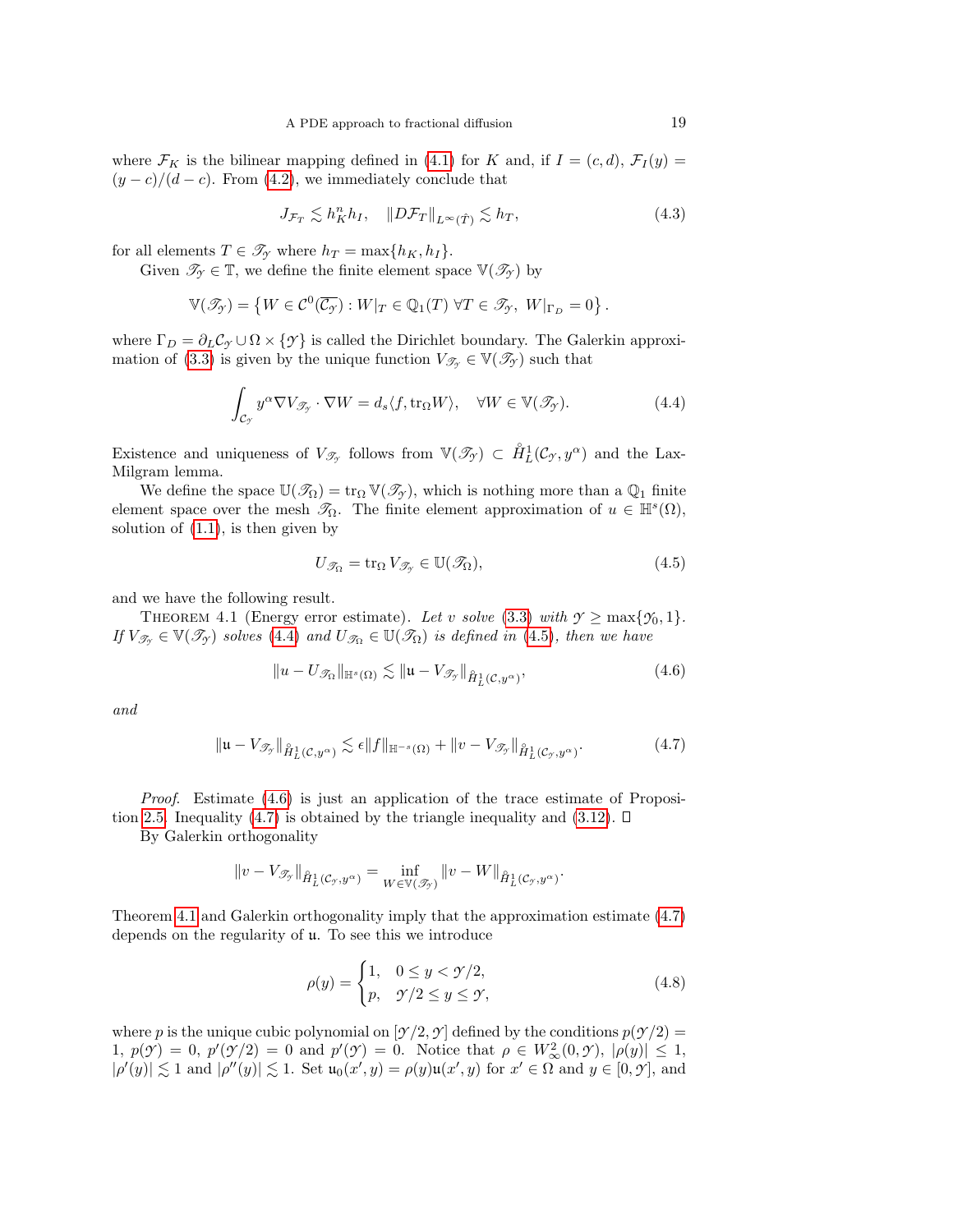where $\mathcal{F}_K$ is the bilinear mapping defined in (4.1) for $K$ and, if $I = (c,d)$, $\mathcal{F}_I(y) = (y-c)/(d-c)$. From (4.2), we immediately conclude that

$$J_{\mathcal{F}_T} \lesssim h_K^n h_I, \quad \|D\mathcal{F}_T\|_{L^\infty(\hat{T})} \lesssim h_T, \tag{4.3}$$

for all elements $T \in \mathscr{T}_{\mathscr{Y}}$ where $h_T = \max\{h_K, h_I\}$.

Given $\mathscr{T}_{\mathscr{Y}} \in \mathbb{T}$, we define the finite element space $\mathbb{V}(\mathscr{T}_{\mathscr{Y}})$ by

$$\mathbb{V}(\mathscr{T}_{\mathscr{Y}}) = \left\{ W \in \mathcal{C}^0(\overline{\mathcal{C}_{\mathscr{Y}}}) : W|_T \in \mathbb{Q}_1(T) \ \forall T \in \mathscr{T}_{\mathscr{Y}}, \ W|_{\Gamma_D} = 0 \right\}.$$

where $\Gamma_D = \partial_L \mathcal{C}_{\mathscr{Y}} \cup \Omega \times \{\mathscr{Y}\}$ is called the Dirichlet boundary. The Galerkin approximation of (3.3) is given by the unique function $V_{\mathscr{T}_{\mathscr{Y}}} \in \mathbb{V}(\mathscr{T}_{\mathscr{Y}})$ such that

$$\int_{\mathcal{C}_{\mathscr{Y}}} y^\alpha \nabla V_{\mathscr{T}_{\mathscr{Y}}} \cdot \nabla W = d_s \langle f, \operatorname{tr}_\Omega W \rangle, \quad \forall W \in \mathbb{V}(\mathscr{T}_{\mathscr{Y}}). \tag{4.4}$$

Existence and uniqueness of $V_{\mathscr{T}_{\mathscr{Y}}}$ follows from $\mathbb{V}(\mathscr{T}_{\mathscr{Y}}) \subset \mathring{H}^1_L(\mathcal{C}_{\mathscr{Y}}, y^\alpha)$ and the Lax-Milgram lemma.

We define the space $\mathbb{U}(\mathscr{T}_\Omega) = \operatorname{tr}_\Omega \mathbb{V}(\mathscr{T}_{\mathscr{Y}})$, which is nothing more than a $\mathbb{Q}_1$ finite element space over the mesh $\mathscr{T}_\Omega$. The finite element approximation of $u \in \mathbb{H}^s(\Omega)$, solution of (1.1), is then given by

$$U_{\mathscr{T}_\Omega} = \operatorname{tr}_\Omega V_{\mathscr{T}_{\mathscr{Y}}} \in \mathbb{U}(\mathscr{T}_\Omega), \tag{4.5}$$

and we have the following result.

Theorem 4.1 (Energy error estimate). *Let $v$ solve (3.3) with $\mathscr{Y} \geq \max\{\mathscr{Y}_0, 1\}$. If $V_{\mathscr{T}_{\mathscr{Y}}} \in \mathbb{V}(\mathscr{T}_{\mathscr{Y}})$ solves (4.4) and $U_{\mathscr{T}_\Omega} \in \mathbb{U}(\mathscr{T}_\Omega)$ is defined in (4.5), then we have*

$$\|u - U_{\mathscr{T}_\Omega}\|_{\mathbb{H}^s(\Omega)} \lesssim \|\mathfrak{u} - V_{\mathscr{T}_{\mathscr{Y}}}\|_{\mathring{H}^1_L(\mathcal{C}, y^\alpha)}, \tag{4.6}$$

*and*

$$\|\mathfrak{u} - V_{\mathscr{T}_{\mathscr{Y}}}\|_{\mathring{H}^1_L(\mathcal{C}, y^\alpha)} \lesssim \epsilon \|f\|_{\mathbb{H}^{-s}(\Omega)} + \|v - V_{\mathscr{T}_{\mathscr{Y}}}\|_{\mathring{H}^1_L(\mathcal{C}_{\mathscr{Y}}, y^\alpha)}. \tag{4.7}$$

*Proof.* Estimate (4.6) is just an application of the trace estimate of Proposition 2.5. Inequality (4.7) is obtained by the triangle inequality and (3.12). $\square$

By Galerkin orthogonality

$$\|v - V_{\mathscr{T}_{\mathscr{Y}}}\|_{\mathring{H}^1_L(\mathcal{C}_{\mathscr{Y}}, y^\alpha)} = \inf_{W \in \mathbb{V}(\mathscr{T}_{\mathscr{Y}})} \|v - W\|_{\mathring{H}^1_L(\mathcal{C}_{\mathscr{Y}}, y^\alpha)}.$$

Theorem 4.1 and Galerkin orthogonality imply that the approximation estimate (4.7) depends on the regularity of $\mathfrak{u}$. To see this we introduce

$$\rho(y) = \begin{cases} 1, & 0 \leq y < \mathscr{Y}/2, \\ p, & \mathscr{Y}/2 \leq y \leq \mathscr{Y}, \end{cases} \tag{4.8}$$

where $p$ is the unique cubic polynomial on $[\mathscr{Y}/2, \mathscr{Y}]$ defined by the conditions $p(\mathscr{Y}/2) = 1$, $p(\mathscr{Y}) = 0$, $p'(\mathscr{Y}/2) = 0$ and $p'(\mathscr{Y}) = 0$. Notice that $\rho \in W^2_\infty(0, \mathscr{Y})$, $|\rho(y)| \leq 1$, $|\rho'(y)| \lesssim 1$ and $|\rho''(y)| \lesssim 1$. Set $\mathfrak{u}_0(x', y) = \rho(y)\mathfrak{u}(x', y)$ for $x' \in \Omega$ and $y \in [0, \mathscr{Y}]$, and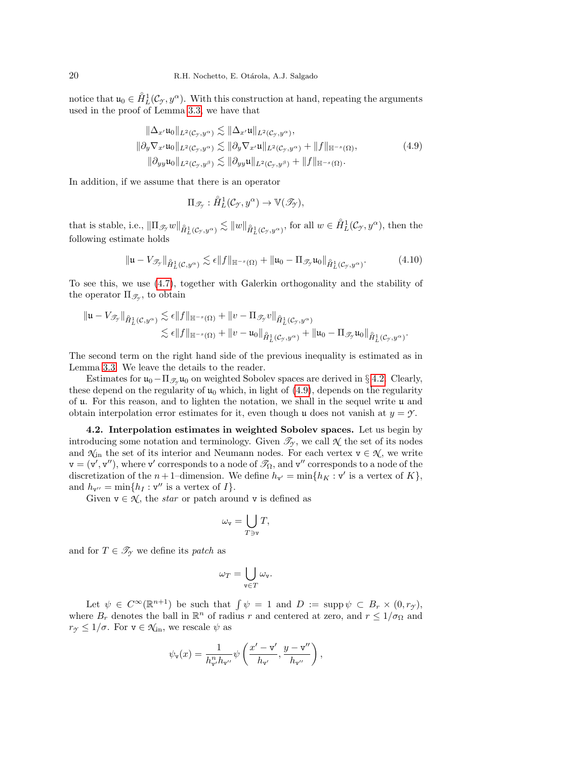notice that $\mathfrak{u}_0 \in \mathring{H}^1_L(\mathcal{C}_\mathcal{Y}, y^\alpha)$. With this construction at hand, repeating the arguments used in the proof of Lemma 3.3, we have that

$$
\begin{aligned}
\|\Delta_{x'} \mathfrak{u}_0\|_{L^2(\mathcal{C}_\mathcal{Y}, y^\alpha)} &\lesssim \|\Delta_{x'} \mathfrak{u}\|_{L^2(\mathcal{C}_\mathcal{Y}, y^\alpha)}, \\
\|\partial_y \nabla_{x'} \mathfrak{u}_0\|_{L^2(\mathcal{C}_\mathcal{Y}, y^\alpha)} &\lesssim \|\partial_y \nabla_{x'} \mathfrak{u}\|_{L^2(\mathcal{C}_\mathcal{Y}, y^\alpha)} + \|f\|_{\mathbb{H}^{-s}(\Omega)}, \\
\|\partial_{yy} \mathfrak{u}_0\|_{L^2(\mathcal{C}_\mathcal{Y}, y^\beta)} &\lesssim \|\partial_{yy} \mathfrak{u}\|_{L^2(\mathcal{C}_\mathcal{Y}, y^\beta)} + \|f\|_{\mathbb{H}^{-s}(\Omega)}.
\end{aligned}
\tag{4.9}
$$

In addition, if we assume that there is an operator

$$
\Pi_{\mathscr{T}_\mathcal{Y}} : \mathring{H}^1_L(\mathcal{C}_\mathcal{Y}, y^\alpha) \to \mathbb{V}(\mathscr{T}_\mathcal{Y}),
$$

that is stable, i.e., $\|\Pi_{\mathscr{T}_\mathcal{Y}} w\|_{\mathring{H}^1_L(\mathcal{C}_\mathcal{Y}, y^\alpha)} \lesssim \|w\|_{\mathring{H}^1_L(\mathcal{C}_\mathcal{Y}, y^\alpha)}$, for all $w \in \mathring{H}^1_L(\mathcal{C}_\mathcal{Y}, y^\alpha)$, then the following estimate holds

$$
\|\mathfrak{u} - V_{\mathscr{T}_\mathcal{Y}}\|_{\mathring{H}^1_L(\mathcal{C}, y^\alpha)} \lesssim \epsilon \|f\|_{\mathbb{H}^{-s}(\Omega)} + \|\mathfrak{u}_0 - \Pi_{\mathscr{T}_\mathcal{Y}} \mathfrak{u}_0\|_{\mathring{H}^1_L(\mathcal{C}_\mathcal{Y}, y^\alpha)}. \tag{4.10}
$$

To see this, we use (4.7), together with Galerkin orthogonality and the stability of the operator $\Pi_{\mathscr{T}_\mathcal{Y}}$, to obtain

$$
\begin{aligned}
\|\mathfrak{u} - V_{\mathscr{T}_\mathcal{Y}}\|_{\mathring{H}^1_L(\mathcal{C}, y^\alpha)} &\lesssim \epsilon \|f\|_{\mathbb{H}^{-s}(\Omega)} + \|v - \Pi_{\mathscr{T}_\mathcal{Y}} v\|_{\mathring{H}^1_L(\mathcal{C}_\mathcal{Y}, y^\alpha)} \\
&\lesssim \epsilon \|f\|_{\mathbb{H}^{-s}(\Omega)} + \|v - \mathfrak{u}_0\|_{\mathring{H}^1_L(\mathcal{C}_\mathcal{Y}, y^\alpha)} + \|\mathfrak{u}_0 - \Pi_{\mathscr{T}_\mathcal{Y}} \mathfrak{u}_0\|_{\mathring{H}^1_L(\mathcal{C}_\mathcal{Y}, y^\alpha)}.
\end{aligned}
$$

The second term on the right hand side of the previous inequality is estimated as in Lemma 3.3. We leave the details to the reader.

Estimates for $\mathfrak{u}_0 - \Pi_{\mathscr{T}_\mathcal{Y}} \mathfrak{u}_0$ on weighted Sobolev spaces are derived in §4.2. Clearly, these depend on the regularity of $\mathfrak{u}_0$ which, in light of (4.9), depends on the regularity of $\mathfrak{u}$. For this reason, and to lighten the notation, we shall in the sequel write $\mathfrak{u}$ and obtain interpolation error estimates for it, even though $\mathfrak{u}$ does not vanish at $y = \mathcal{Y}$.

**4.2. Interpolation estimates in weighted Sobolev spaces.** Let us begin by introducing some notation and terminology. Given $\mathscr{T}_\mathcal{Y}$, we call $\mathcal{N}$ the set of its nodes and $\mathcal{N}_{\text{in}}$ the set of its interior and Neumann nodes. For each vertex $\mathtt{v} \in \mathcal{N}$, we write $\mathtt{v} = (\mathtt{v}', \mathtt{v}'')$, where $\mathtt{v}'$ corresponds to a node of $\mathscr{T}_\Omega$, and $\mathtt{v}''$ corresponds to a node of the discretization of the $n+1$–dimension. We define $h_{\mathtt{v}'} = \min\{h_K : \mathtt{v}' \text{ is a vertex of } K\}$, and $h_{\mathtt{v}''} = \min\{h_I : \mathtt{v}'' \text{ is a vertex of } I\}$.

Given $\mathtt{v} \in \mathcal{N}$, the *star* or patch around $\mathtt{v}$ is defined as

$$
\omega_\mathtt{v} = \bigcup_{T \ni \mathtt{v}} T,
$$

and for $T \in \mathscr{T}_\mathcal{Y}$ we define its *patch* as

$$
\omega_T = \bigcup_{\mathtt{v} \in T} \omega_\mathtt{v}.
$$

Let $\psi \in C^\infty(\mathbb{R}^{n+1})$ be such that $\int \psi = 1$ and $D := \operatorname{supp} \psi \subset B_r \times (0, r_\mathcal{Y})$, where $B_r$ denotes the ball in $\mathbb{R}^n$ of radius $r$ and centered at zero, and $r \leq 1/\sigma_\Omega$ and $r_\mathcal{Y} \leq 1/\sigma$. For $\mathtt{v} \in \mathcal{N}_{\text{in}}$, we rescale $\psi$ as

$$
\psi_\mathtt{v}(x) = \frac{1}{h^n_{\mathtt{v}'} h_{\mathtt{v}''}} \psi\left( \frac{x' - \mathtt{v}'}{h_{\mathtt{v}'}}, \frac{y - \mathtt{v}''}{h_{\mathtt{v}''}} \right),
$$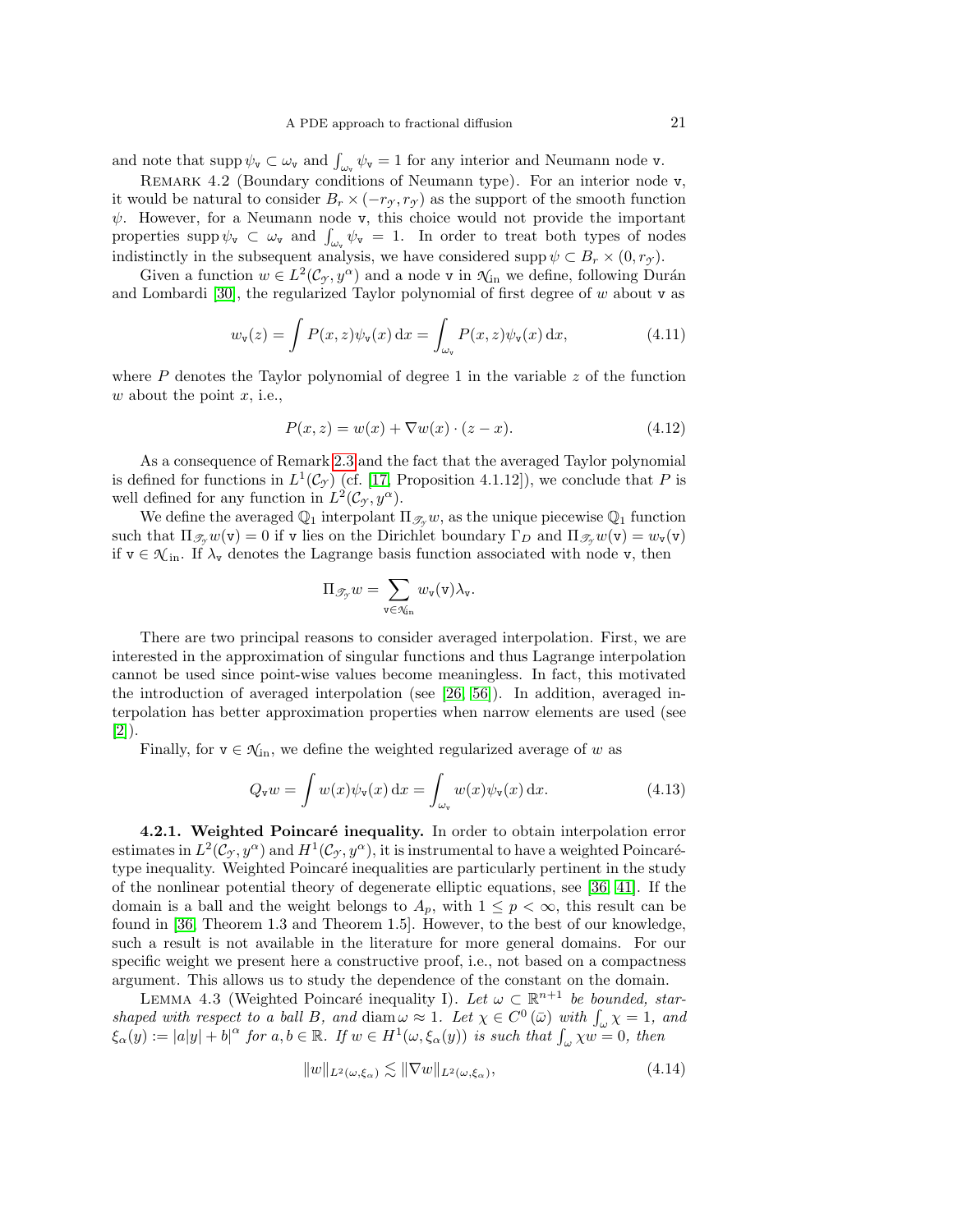and note that $\operatorname{supp}\psi_{\mathtt{v}} \subset \omega_{\mathtt{v}}$ and $\int_{\omega_{\mathtt{v}}} \psi_{\mathtt{v}} = 1$ for any interior and Neumann node $\mathtt{v}$.

Remark 4.2 (Boundary conditions of Neumann type). For an interior node $\mathtt{v}$, it would be natural to consider $B_r \times (-r_{\mathscr{Y}}, r_{\mathscr{Y}})$ as the support of the smooth function $\psi$. However, for a Neumann node $\mathtt{v}$, this choice would not provide the important properties $\operatorname{supp}\psi_{\mathtt{v}} \subset \omega_{\mathtt{v}}$ and $\int_{\omega_{\mathtt{v}}} \psi_{\mathtt{v}} = 1$. In order to treat both types of nodes indistinctly in the subsequent analysis, we have considered $\operatorname{supp}\psi \subset B_r \times (0, r_{\mathscr{Y}})$.

Given a function $w \in L^2(\mathcal{C}_{\mathscr{Y}}, y^\alpha)$ and a node $\mathtt{v}$ in $\mathcal{N}_{\text{in}}$ we define, following Durán and Lombardi [30], the regularized Taylor polynomial of first degree of $w$ about $\mathtt{v}$ as

$$w_{\mathtt{v}}(z) = \int P(x,z)\psi_{\mathtt{v}}(x)\,\mathrm{d}x = \int_{\omega_{\mathtt{v}}} P(x,z)\psi_{\mathtt{v}}(x)\,\mathrm{d}x, \tag{4.11}$$

where $P$ denotes the Taylor polynomial of degree 1 in the variable $z$ of the function $w$ about the point $x$, i.e.,

$$P(x,z) = w(x) + \nabla w(x)\cdot(z-x). \tag{4.12}$$

As a consequence of Remark 2.3 and the fact that the averaged Taylor polynomial is defined for functions in $L^1(\mathcal{C}_{\mathscr{Y}})$ (cf. [17, Proposition 4.1.12]), we conclude that $P$ is well defined for any function in $L^2(\mathcal{C}_{\mathscr{Y}}, y^\alpha)$.

We define the averaged $\mathbb{Q}_1$ interpolant $\Pi_{\mathscr{T}_{\mathscr{Y}}} w$, as the unique piecewise $\mathbb{Q}_1$ function such that $\Pi_{\mathscr{T}_{\mathscr{Y}}} w(\mathtt{v}) = 0$ if $\mathtt{v}$ lies on the Dirichlet boundary $\Gamma_D$ and $\Pi_{\mathscr{T}_{\mathscr{Y}}} w(\mathtt{v}) = w_{\mathtt{v}}(\mathtt{v})$ if $\mathtt{v} \in \mathcal{N}_{\text{in}}$. If $\lambda_{\mathtt{v}}$ denotes the Lagrange basis function associated with node $\mathtt{v}$, then

$$\Pi_{\mathscr{T}_{\mathscr{Y}}} w = \sum_{\mathtt{v}\in\mathcal{N}_{\text{in}}} w_{\mathtt{v}}(\mathtt{v})\lambda_{\mathtt{v}}.$$

There are two principal reasons to consider averaged interpolation. First, we are interested in the approximation of singular functions and thus Lagrange interpolation cannot be used since point-wise values become meaningless. In fact, this motivated the introduction of averaged interpolation (see [26, 56]). In addition, averaged interpolation has better approximation properties when narrow elements are used (see [2]).

Finally, for $\mathtt{v} \in \mathcal{N}_{\text{in}}$, we define the weighted regularized average of $w$ as

$$Q_{\mathtt{v}} w = \int w(x)\psi_{\mathtt{v}}(x)\,\mathrm{d}x = \int_{\omega_{\mathtt{v}}} w(x)\psi_{\mathtt{v}}(x)\,\mathrm{d}x. \tag{4.13}$$

**4.2.1. Weighted Poincaré inequality.** In order to obtain interpolation error estimates in $L^2(\mathcal{C}_{\mathscr{Y}}, y^\alpha)$ and $H^1(\mathcal{C}_{\mathscr{Y}}, y^\alpha)$, it is instrumental to have a weighted Poincaré-type inequality. Weighted Poincaré inequalities are particularly pertinent in the study of the nonlinear potential theory of degenerate elliptic equations, see [36, 41]. If the domain is a ball and the weight belongs to $A_p$, with $1 \le p < \infty$, this result can be found in [36, Theorem 1.3 and Theorem 1.5]. However, to the best of our knowledge, such a result is not available in the literature for more general domains. For our specific weight we present here a constructive proof, i.e., not based on a compactness argument. This allows us to study the dependence of the constant on the domain.

Lemma 4.3 (Weighted Poincaré inequality I). *Let $\omega \subset \mathbb{R}^{n+1}$ be bounded, star-shaped with respect to a ball $B$, and $\operatorname{diam}\omega \approx 1$. Let $\chi \in C^0(\bar{\omega})$ with $\int_\omega \chi = 1$, and $\xi_\alpha(y) := |a|y| + b|^\alpha$ for $a, b \in \mathbb{R}$. If $w \in H^1(\omega, \xi_\alpha(y))$ is such that $\int_\omega \chi w = 0$, then*

$$\|w\|_{L^2(\omega,\xi_\alpha)} \lesssim \|\nabla w\|_{L^2(\omega,\xi_\alpha)}, \tag{4.14}$$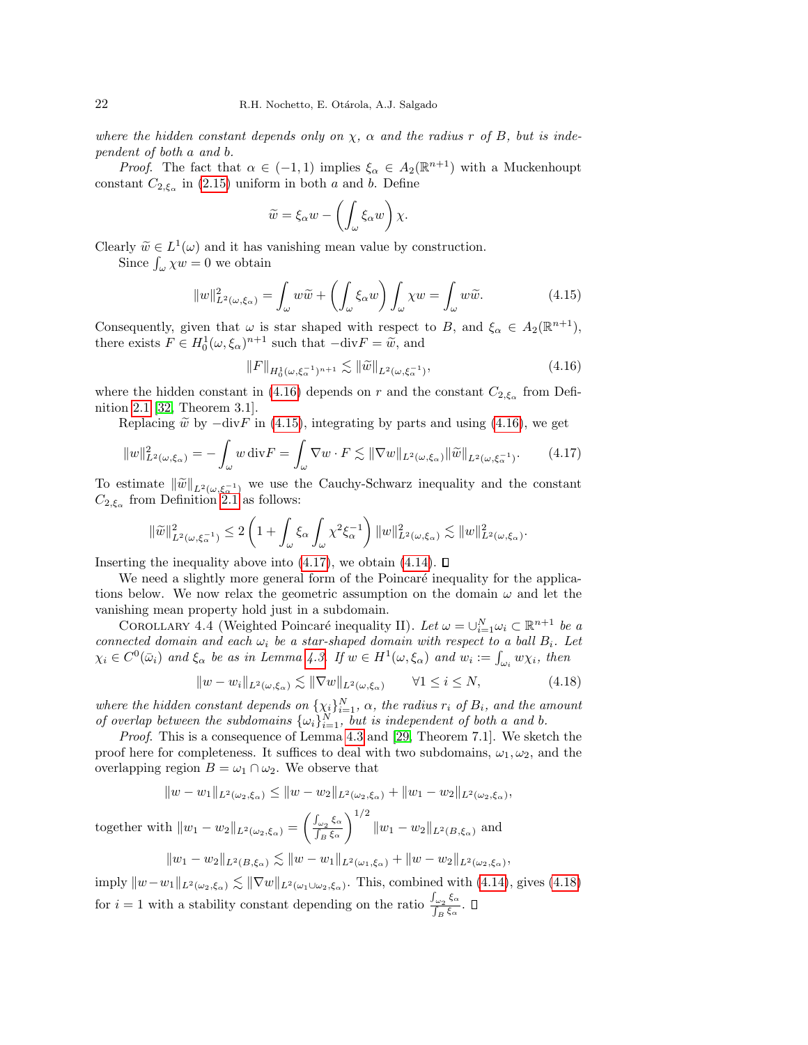*where the hidden constant depends only on $\chi$, $\alpha$ and the radius $r$ of $B$, but is independent of both $a$ and $b$.*

*Proof.* The fact that $\alpha \in (-1,1)$ implies $\xi_\alpha \in A_2(\mathbb{R}^{n+1})$ with a Muckenhoupt constant $C_{2,\xi_\alpha}$ in (2.15) uniform in both $a$ and $b$. Define

$$\widetilde{w} = \xi_\alpha w - \left( \int_\omega \xi_\alpha w \right) \chi.$$

Clearly $\widetilde{w} \in L^1(\omega)$ and it has vanishing mean value by construction.

Since $\int_\omega \chi w = 0$ we obtain

$$\|w\|^2_{L^2(\omega,\xi_\alpha)} = \int_\omega w\widetilde{w} + \left( \int_\omega \xi_\alpha w \right) \int_\omega \chi w = \int_\omega w\widetilde{w}. \tag{4.15}$$

Consequently, given that $\omega$ is star shaped with respect to $B$, and $\xi_\alpha \in A_2(\mathbb{R}^{n+1})$, there exists $F \in H^1_0(\omega,\xi_\alpha)^{n+1}$ such that $-\text{div} F = \widetilde{w}$, and

$$\|F\|_{H^1_0(\omega,\xi_\alpha^{-1})^{n+1}} \lesssim \|\widetilde{w}\|_{L^2(\omega,\xi_\alpha^{-1})}, \tag{4.16}$$

where the hidden constant in (4.16) depends on $r$ and the constant $C_{2,\xi_\alpha}$ from Definition 2.1 [32, Theorem 3.1].

Replacing $\widetilde{w}$ by $-\text{div} F$ in (4.15), integrating by parts and using (4.16), we get

$$\|w\|^2_{L^2(\omega,\xi_\alpha)} = -\int_\omega w \,\text{div} F = \int_\omega \nabla w \cdot F \lesssim \|\nabla w\|_{L^2(\omega,\xi_\alpha)} \|\widetilde{w}\|_{L^2(\omega,\xi_\alpha^{-1})}. \tag{4.17}$$

To estimate $\|\widetilde{w}\|_{L^2(\omega,\xi_\alpha^{-1})}$ we use the Cauchy-Schwarz inequality and the constant $C_{2,\xi_\alpha}$ from Definition 2.1 as follows:

$$\|\widetilde{w}\|^2_{L^2(\omega,\xi_\alpha^{-1})} \le 2 \left( 1 + \int_\omega \xi_\alpha \int_\omega \chi^2 \xi_\alpha^{-1} \right) \|w\|^2_{L^2(\omega,\xi_\alpha)} \lesssim \|w\|^2_{L^2(\omega,\xi_\alpha)}.$$

Inserting the inequality above into (4.17), we obtain (4.14). $\square$

We need a slightly more general form of the Poincaré inequality for the applications below. We now relax the geometric assumption on the domain $\omega$ and let the vanishing mean property hold just in a subdomain.

Corollary 4.4 (Weighted Poincaré inequality II). *Let $\omega = \cup_{i=1}^N \omega_i \subset \mathbb{R}^{n+1}$ be a connected domain and each $\omega_i$ be a star-shaped domain with respect to a ball $B_i$. Let $\chi_i \in C^0(\bar{\omega}_i)$ and $\xi_\alpha$ be as in Lemma 4.3. If $w \in H^1(\omega,\xi_\alpha)$ and $w_i := \int_{\omega_i} w\chi_i$, then*

$$\|w - w_i\|_{L^2(\omega,\xi_\alpha)} \lesssim \|\nabla w\|_{L^2(\omega,\xi_\alpha)} \qquad \forall 1 \le i \le N, \tag{4.18}$$

*where the hidden constant depends on $\{\chi_i\}_{i=1}^N$, $\alpha$, the radius $r_i$ of $B_i$, and the amount of overlap between the subdomains $\{\omega_i\}_{i=1}^N$, but is independent of both $a$ and $b$.*

*Proof.* This is a consequence of Lemma 4.3 and [29, Theorem 7.1]. We sketch the proof here for completeness. It suffices to deal with two subdomains, $\omega_1, \omega_2$, and the overlapping region $B = \omega_1 \cap \omega_2$. We observe that

$$\|w - w_1\|_{L^2(\omega_2,\xi_\alpha)} \le \|w - w_2\|_{L^2(\omega_2,\xi_\alpha)} + \|w_1 - w_2\|_{L^2(\omega_2,\xi_\alpha)},$$

together with $\|w_1 - w_2\|_{L^2(\omega_2,\xi_\alpha)} = \left( \frac{\int_{\omega_2} \xi_\alpha}{\int_B \xi_\alpha} \right)^{1/2} \|w_1 - w_2\|_{L^2(B,\xi_\alpha)}$ and

$$\|w_1 - w_2\|_{L^2(B,\xi_\alpha)} \lesssim \|w - w_1\|_{L^2(\omega_1,\xi_\alpha)} + \|w - w_2\|_{L^2(\omega_2,\xi_\alpha)},$$

imply $\|w - w_1\|_{L^2(\omega_2,\xi_\alpha)} \lesssim \|\nabla w\|_{L^2(\omega_1 \cup \omega_2,\xi_\alpha)}$. This, combined with (4.14), gives (4.18) for $i = 1$ with a stability constant depending on the ratio $\frac{\int_{\omega_2} \xi_\alpha}{\int_B \xi_\alpha}$. $\square$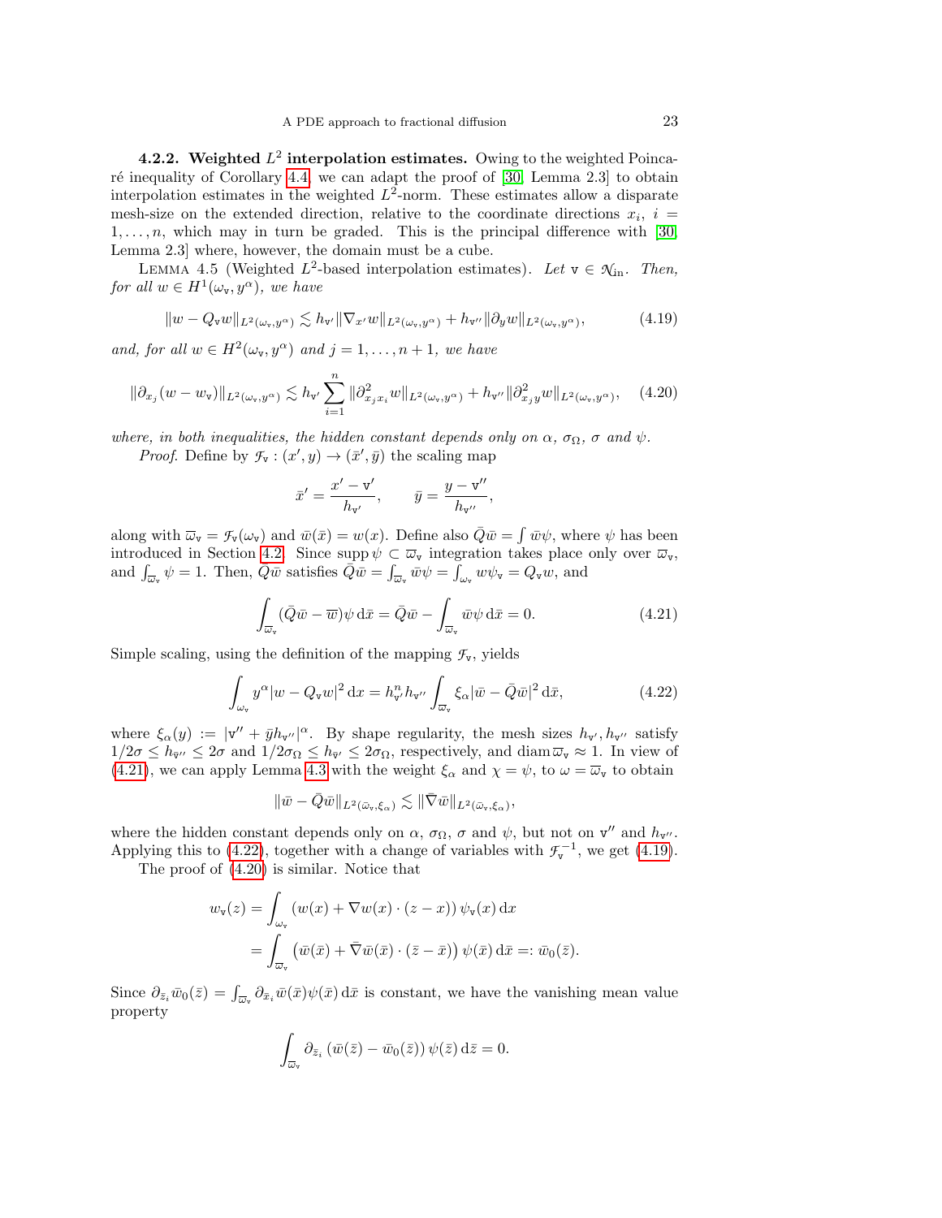**4.2.2. Weighted $L^2$ interpolation estimates.** Owing to the weighted Poincaré inequality of Corollary 4.4, we can adapt the proof of [30, Lemma 2.3] to obtain interpolation estimates in the weighted $L^2$-norm. These estimates allow a disparate mesh-size on the extended direction, relative to the coordinate directions $x_i$, $i = 1,\dots,n$, which may in turn be graded. This is the principal difference with [30, Lemma 2.3] where, however, the domain must be a cube.

LEMMA 4.5 (Weighted $L^2$-based interpolation estimates). *Let $\mathtt{v} \in \mathcal{N}_{\mathrm{in}}$. Then, for all $w \in H^1(\omega_{\mathtt{v}}, y^\alpha)$, we have*

$$
\|w - Q_{\mathtt{v}} w\|_{L^2(\omega_{\mathtt{v}},y^\alpha)} \lesssim h_{\mathtt{v}'} \|\nabla_{x'} w\|_{L^2(\omega_{\mathtt{v}},y^\alpha)} + h_{\mathtt{v}''} \|\partial_y w\|_{L^2(\omega_{\mathtt{v}},y^\alpha)}, \tag{4.19}
$$

*and, for all $w \in H^2(\omega_{\mathtt{v}}, y^\alpha)$ and $j = 1,\dots,n+1$, we have*

$$
\|\partial_{x_j}(w - w_{\mathtt{v}})\|_{L^2(\omega_{\mathtt{v}},y^\alpha)} \lesssim h_{\mathtt{v}'} \sum_{i=1}^{n} \|\partial^2_{x_j x_i} w\|_{L^2(\omega_{\mathtt{v}},y^\alpha)} + h_{\mathtt{v}''} \|\partial^2_{x_j y} w\|_{L^2(\omega_{\mathtt{v}},y^\alpha)}, \tag{4.20}
$$

*where, in both inequalities, the hidden constant depends only on $\alpha$, $\sigma_\Omega$, $\sigma$ and $\psi$.*

*Proof.* Define by $\mathcal{F}_{\mathtt{v}} : (x', y) \to (\bar{x}', \bar{y})$ the scaling map

$$
\bar{x}' = \frac{x' - \mathtt{v}'}{h_{\mathtt{v}'}}, \qquad \bar{y} = \frac{y - \mathtt{v}''}{h_{\mathtt{v}''}},
$$

along with $\overline{\omega}_{\mathtt{v}} = \mathcal{F}_{\mathtt{v}}(\omega_{\mathtt{v}})$ and $\bar{w}(\bar{x}) = w(x)$. Define also $\bar{Q}\bar{w} = \int \bar{w}\psi$, where $\psi$ has been introduced in Section 4.2. Since $\operatorname{supp}\psi \subset \overline{\omega}_{\mathtt{v}}$ integration takes place only over $\overline{\omega}_{\mathtt{v}}$, and $\int_{\overline{\omega}_{\mathtt{v}}} \psi = 1$. Then, $\bar{Q}\bar{w}$ satisfies $\bar{Q}\bar{w} = \int_{\overline{\omega}_{\mathtt{v}}} \bar{w}\psi = \int_{\omega_{\mathtt{v}}} w\psi_{\mathtt{v}} = Q_{\mathtt{v}} w$, and

$$
\int_{\overline{\omega}_{\mathtt{v}}} (\bar{Q}\bar{w} - \overline{w})\psi \,\mathrm{d}\bar{x} = \bar{Q}\bar{w} - \int_{\overline{\omega}_{\mathtt{v}}} \bar{w}\psi \,\mathrm{d}\bar{x} = 0. \tag{4.21}
$$

Simple scaling, using the definition of the mapping $\mathcal{F}_{\mathtt{v}}$, yields

$$
\int_{\omega_{\mathtt{v}}} y^\alpha |w - Q_{\mathtt{v}} w|^2 \,\mathrm{d}x = h_{\mathtt{v}'}^n h_{\mathtt{v}''} \int_{\overline{\omega}_{\mathtt{v}}} \xi_\alpha |\bar{w} - \bar{Q}\bar{w}|^2 \,\mathrm{d}\bar{x}, \tag{4.22}
$$

where $\xi_\alpha(y) := |\mathtt{v}'' + \bar{y} h_{\mathtt{v}''}|^\alpha$. By shape regularity, the mesh sizes $h_{\mathtt{v}'}, h_{\mathtt{v}''}$ satisfy $1/2\sigma \le h_{\bar{\mathtt{v}}''} \le 2\sigma$ and $1/2\sigma_\Omega \le h_{\bar{\mathtt{v}}'} \le 2\sigma_\Omega$, respectively, and $\operatorname{diam} \overline{\omega}_{\mathtt{v}} \approx 1$. In view of (4.21), we can apply Lemma 4.3 with the weight $\xi_\alpha$ and $\chi = \psi$, to $\omega = \overline{\omega}_{\mathtt{v}}$ to obtain

$$
\|\bar{w} - \bar{Q}\bar{w}\|_{L^2(\bar{\omega}_{\mathtt{v}},\xi_\alpha)} \lesssim \|\bar{\nabla}\bar{w}\|_{L^2(\bar{\omega}_{\mathtt{v}},\xi_\alpha)},
$$

where the hidden constant depends only on $\alpha$, $\sigma_\Omega$, $\sigma$ and $\psi$, but not on $\mathtt{v}''$ and $h_{\mathtt{v}''}$. Applying this to (4.22), together with a change of variables with $\mathcal{F}_{\mathtt{v}}^{-1}$, we get (4.19).

The proof of (4.20) is similar. Notice that

$$
\begin{aligned}
w_{\mathtt{v}}(z) &= \int_{\omega_{\mathtt{v}}} \left(w(x) + \nabla w(x) \cdot (z - x)\right) \psi_{\mathtt{v}}(x) \,\mathrm{d}x \\
&= \int_{\overline{\omega}_{\mathtt{v}}} \left(\bar{w}(\bar{x}) + \bar{\nabla}\bar{w}(\bar{x}) \cdot (\bar{z} - \bar{x})\right) \psi(\bar{x}) \,\mathrm{d}\bar{x} =: \bar{w}_0(\bar{z}).
\end{aligned}
$$

Since $\partial_{\bar{z}_i} \bar{w}_0(\bar{z}) = \int_{\overline{\omega}_{\mathtt{v}}} \partial_{\bar{x}_i} \bar{w}(\bar{x})\psi(\bar{x}) \,\mathrm{d}\bar{x}$ is constant, we have the vanishing mean value property

$$
\int_{\overline{\omega}_{\mathtt{v}}} \partial_{\bar{z}_i} \left(\bar{w}(\bar{z}) - \bar{w}_0(\bar{z})\right) \psi(\bar{z}) \,\mathrm{d}\bar{z} = 0.
$$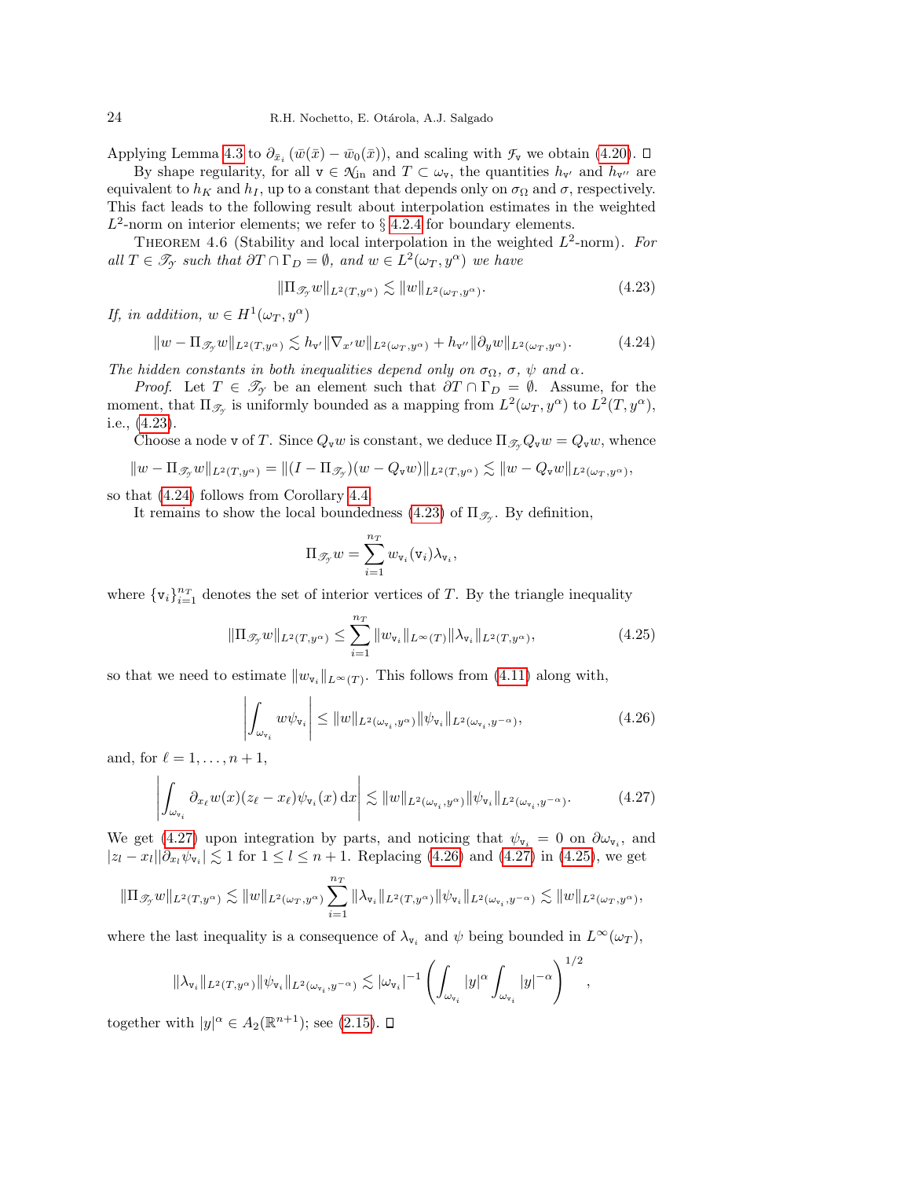Applying Lemma 4.3 to $\partial_{\bar{x}_i}\left(\bar{w}(\bar{x}) - \bar{w}_0(\bar{x})\right)$, and scaling with $\mathcal{F}_{\mathtt{v}}$ we obtain (4.20). $\square$

By shape regularity, for all $\mathtt{v} \in \mathcal{N}_{\text{in}}$ and $T \subset \omega_{\mathtt{v}}$, the quantities $h_{\mathtt{v}'}$ and $h_{\mathtt{v}''}$ are equivalent to $h_K$ and $h_I$, up to a constant that depends only on $\sigma_\Omega$ and $\sigma$, respectively. This fact leads to the following result about interpolation estimates in the weighted $L^2$-norm on interior elements; we refer to § 4.2.4 for boundary elements.

THEOREM 4.6 (Stability and local interpolation in the weighted $L^2$-norm). *For all $T \in \mathscr{T}_{\mathcal{Y}}$ such that $\partial T \cap \Gamma_D = \emptyset$, and $w \in L^2(\omega_T, y^\alpha)$ we have*

$$\|\Pi_{\mathscr{T}_{\mathcal{Y}}} w\|_{L^2(T,y^\alpha)} \lesssim \|w\|_{L^2(\omega_T,y^\alpha)}. \tag{4.23}$$

*If, in addition, $w \in H^1(\omega_T, y^\alpha)$*

$$\|w - \Pi_{\mathscr{T}_{\mathcal{Y}}} w\|_{L^2(T,y^\alpha)} \lesssim h_{\mathtt{v}'} \|\nabla_{x'} w\|_{L^2(\omega_T,y^\alpha)} + h_{\mathtt{v}''} \|\partial_y w\|_{L^2(\omega_T,y^\alpha)}. \tag{4.24}$$

*The hidden constants in both inequalities depend only on $\sigma_\Omega$, $\sigma$, $\psi$ and $\alpha$.*

*Proof.* Let $T \in \mathscr{T}_{\mathcal{Y}}$ be an element such that $\partial T \cap \Gamma_D = \emptyset$. Assume, for the moment, that $\Pi_{\mathscr{T}_{\mathcal{Y}}}$ is uniformly bounded as a mapping from $L^2(\omega_T, y^\alpha)$ to $L^2(T, y^\alpha)$, i.e., (4.23).

Choose a node $\mathtt{v}$ of $T$. Since $Q_{\mathtt{v}} w$ is constant, we deduce $\Pi_{\mathscr{T}_{\mathcal{Y}}} Q_{\mathtt{v}} w = Q_{\mathtt{v}} w$, whence

$$\|w - \Pi_{\mathscr{T}_{\mathcal{Y}}} w\|_{L^2(T,y^\alpha)} = \|(I - \Pi_{\mathscr{T}_{\mathcal{Y}}})(w - Q_{\mathtt{v}} w)\|_{L^2(T,y^\alpha)} \lesssim \|w - Q_{\mathtt{v}} w\|_{L^2(\omega_T,y^\alpha)},$$

so that (4.24) follows from Corollary 4.4.

It remains to show the local boundedness (4.23) of $\Pi_{\mathscr{T}_{\mathcal{Y}}}$. By definition,

$$\Pi_{\mathscr{T}_{\mathcal{Y}}} w = \sum_{i=1}^{n_T} w_{\mathtt{v}_i}(\mathtt{v}_i) \lambda_{\mathtt{v}_i},$$

where $\{\mathtt{v}_i\}_{i=1}^{n_T}$ denotes the set of interior vertices of $T$. By the triangle inequality

$$\|\Pi_{\mathscr{T}_{\mathcal{Y}}} w\|_{L^2(T,y^\alpha)} \leq \sum_{i=1}^{n_T} \|w_{\mathtt{v}_i}\|_{L^\infty(T)} \|\lambda_{\mathtt{v}_i}\|_{L^2(T,y^\alpha)}, \tag{4.25}$$

so that we need to estimate $\|w_{\mathtt{v}_i}\|_{L^\infty(T)}$. This follows from (4.11) along with,

$$\left| \int_{\omega_{\mathtt{v}_i}} w \psi_{\mathtt{v}_i} \right| \leq \|w\|_{L^2(\omega_{\mathtt{v}_i},y^\alpha)} \|\psi_{\mathtt{v}_i}\|_{L^2(\omega_{\mathtt{v}_i},y^{-\alpha})}, \tag{4.26}$$

and, for $\ell = 1, \ldots, n+1$,

$$\left| \int_{\omega_{\mathtt{v}_i}} \partial_{x_\ell} w(x)(z_\ell - x_\ell)\psi_{\mathtt{v}_i}(x) \, \mathrm{d}x \right| \lesssim \|w\|_{L^2(\omega_{\mathtt{v}_i},y^\alpha)} \|\psi_{\mathtt{v}_i}\|_{L^2(\omega_{\mathtt{v}_i},y^{-\alpha})}. \tag{4.27}$$

We get (4.27) upon integration by parts, and noticing that $\psi_{\mathtt{v}_i} = 0$ on $\partial\omega_{\mathtt{v}_i}$, and $|z_l - x_l||\partial_{x_l}\psi_{\mathtt{v}_i}| \lesssim 1$ for $1 \leq l \leq n+1$. Replacing (4.26) and (4.27) in (4.25), we get

$$\|\Pi_{\mathscr{T}_{\mathcal{Y}}} w\|_{L^2(T,y^\alpha)} \lesssim \|w\|_{L^2(\omega_T,y^\alpha)} \sum_{i=1}^{n_T} \|\lambda_{\mathtt{v}_i}\|_{L^2(T,y^\alpha)} \|\psi_{\mathtt{v}_i}\|_{L^2(\omega_{\mathtt{v}_i},y^{-\alpha})} \lesssim \|w\|_{L^2(\omega_T,y^\alpha)},$$

where the last inequality is a consequence of $\lambda_{\mathtt{v}_i}$ and $\psi$ being bounded in $L^\infty(\omega_T)$,

$$\|\lambda_{\mathtt{v}_i}\|_{L^2(T,y^\alpha)} \|\psi_{\mathtt{v}_i}\|_{L^2(\omega_{\mathtt{v}_i},y^{-\alpha})} \lesssim |\omega_{\mathtt{v}_i}|^{-1} \left( \int_{\omega_{\mathtt{v}_i}} |y|^\alpha \int_{\omega_{\mathtt{v}_i}} |y|^{-\alpha} \right)^{1/2},$$

together with $|y|^\alpha \in A_2(\mathbb{R}^{n+1})$; see (2.15). $\square$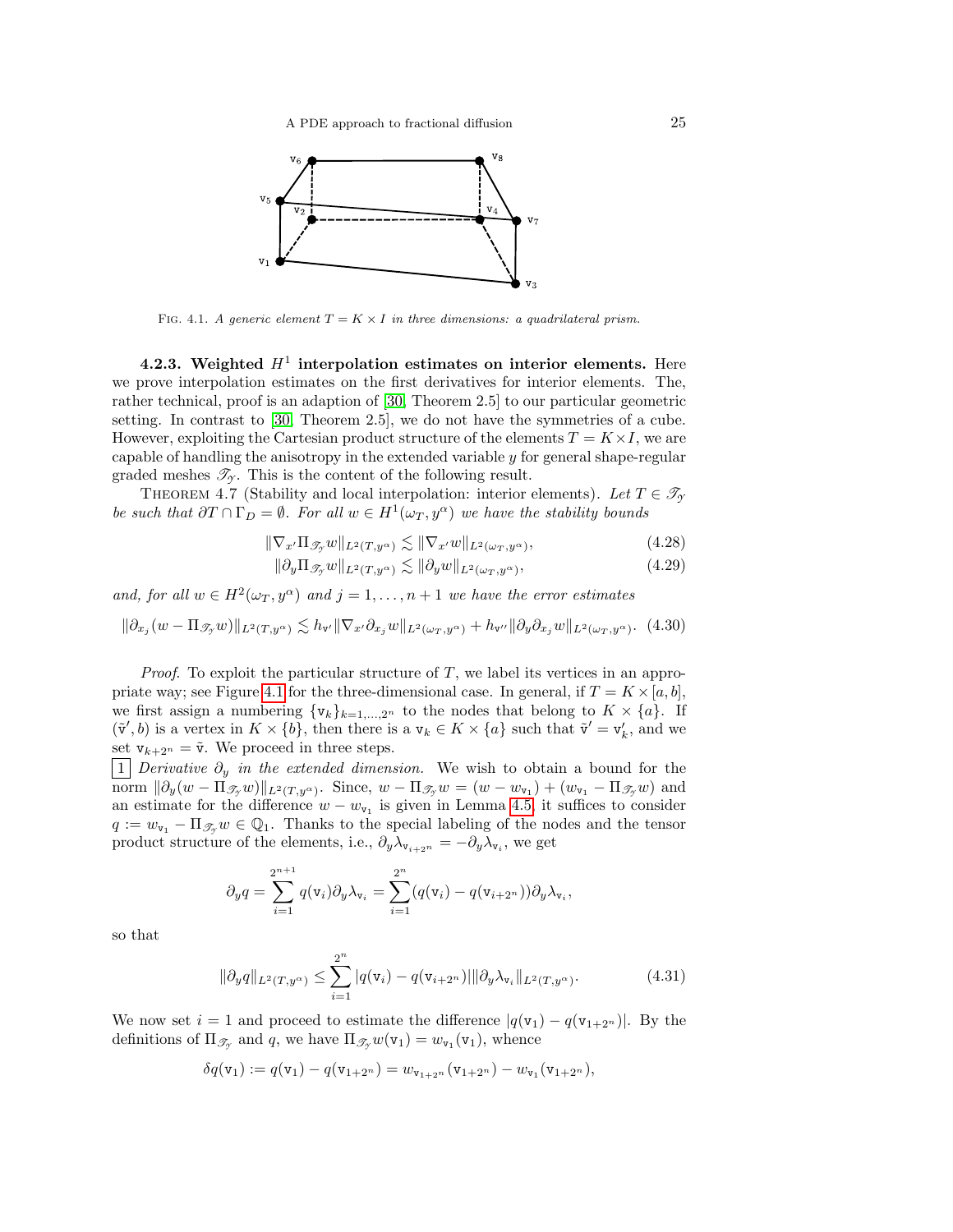FIG. 4.1. *A generic element $T = K \times I$ in three dimensions: a quadrilateral prism.*

**4.2.3. Weighted $H^1$ interpolation estimates on interior elements.** Here we prove interpolation estimates on the first derivatives for interior elements. The, rather technical, proof is an adaption of [30, Theorem 2.5] to our particular geometric setting. In contrast to [30, Theorem 2.5], we do not have the symmetries of a cube. However, exploiting the Cartesian product structure of the elements $T = K \times I$, we are capable of handling the anisotropy in the extended variable $y$ for general shape-regular graded meshes $\mathscr{T}_{\mathcal{Y}}$. This is the content of the following result.

THEOREM 4.7 (Stability and local interpolation: interior elements). *Let $T \in \mathscr{T}_{\mathcal{Y}}$ be such that $\partial T \cap \Gamma_D = \emptyset$. For all $w \in H^1(\omega_T, y^\alpha)$ we have the stability bounds*

$$\|\nabla_{x'} \Pi_{\mathscr{T}_{\mathcal{Y}}} w\|_{L^2(T,y^\alpha)} \lesssim \|\nabla_{x'} w\|_{L^2(\omega_T,y^\alpha)}, \tag{4.28}$$

$$\|\partial_y \Pi_{\mathscr{T}_{\mathcal{Y}}} w\|_{L^2(T,y^\alpha)} \lesssim \|\partial_y w\|_{L^2(\omega_T,y^\alpha)}, \tag{4.29}$$

*and, for all $w \in H^2(\omega_T, y^\alpha)$ and $j = 1, \dots, n+1$ we have the error estimates*

$$\|\partial_{x_j}(w - \Pi_{\mathscr{T}_{\mathcal{Y}}} w)\|_{L^2(T,y^\alpha)} \lesssim h_{\mathtt{v}'} \|\nabla_{x'} \partial_{x_j} w\|_{L^2(\omega_T,y^\alpha)} + h_{\mathtt{v}''} \|\partial_y \partial_{x_j} w\|_{L^2(\omega_T,y^\alpha)}. \tag{4.30}$$

*Proof.* To exploit the particular structure of $T$, we label its vertices in an appropriate way; see Figure 4.1 for the three-dimensional case. In general, if $T = K \times [a,b]$, we first assign a numbering $\{\mathtt{v}_k\}_{k=1,\dots,2^n}$ to the nodes that belong to $K \times \{a\}$. If $(\tilde{\mathtt{v}}', b)$ is a vertex in $K \times \{b\}$, then there is a $\mathtt{v}_k \in K \times \{a\}$ such that $\tilde{\mathtt{v}}' = \mathtt{v}_k'$, and we set $\mathtt{v}_{k+2^n} = \tilde{\mathtt{v}}$. We proceed in three steps.

$\boxed{1}$ *Derivative $\partial_y$ in the extended dimension.* We wish to obtain a bound for the norm $\|\partial_y(w - \Pi_{\mathscr{T}_{\mathcal{Y}}} w)\|_{L^2(T,y^\alpha)}$. Since, $w - \Pi_{\mathscr{T}_{\mathcal{Y}}} w = (w - w_{\mathtt{v}_1}) + (w_{\mathtt{v}_1} - \Pi_{\mathscr{T}_{\mathcal{Y}}} w)$ and an estimate for the difference $w - w_{\mathtt{v}_1}$ is given in Lemma 4.5, it suffices to consider $q := w_{\mathtt{v}_1} - \Pi_{\mathscr{T}_{\mathcal{Y}}} w \in \mathbb{Q}_1$. Thanks to the special labeling of the nodes and the tensor product structure of the elements, i.e., $\partial_y \lambda_{\mathtt{v}_{i+2^n}} = -\partial_y \lambda_{\mathtt{v}_i}$, we get

$$\partial_y q = \sum_{i=1}^{2^{n+1}} q(\mathtt{v}_i) \partial_y \lambda_{\mathtt{v}_i} = \sum_{i=1}^{2^n} (q(\mathtt{v}_i) - q(\mathtt{v}_{i+2^n})) \partial_y \lambda_{\mathtt{v}_i},$$

so that

$$\|\partial_y q\|_{L^2(T,y^\alpha)} \leq \sum_{i=1}^{2^n} |q(\mathtt{v}_i) - q(\mathtt{v}_{i+2^n})| \|\partial_y \lambda_{\mathtt{v}_i}\|_{L^2(T,y^\alpha)}. \tag{4.31}$$

We now set $i = 1$ and proceed to estimate the difference $|q(\mathtt{v}_1) - q(\mathtt{v}_{1+2^n})|$. By the definitions of $\Pi_{\mathscr{T}_{\mathcal{Y}}}$ and $q$, we have $\Pi_{\mathscr{T}_{\mathcal{Y}}} w(\mathtt{v}_1) = w_{\mathtt{v}_1}(\mathtt{v}_1)$, whence

$$\delta q(\mathtt{v}_1) := q(\mathtt{v}_1) - q(\mathtt{v}_{1+2^n}) = w_{\mathtt{v}_{1+2^n}}(\mathtt{v}_{1+2^n}) - w_{\mathtt{v}_1}(\mathtt{v}_{1+2^n}),$$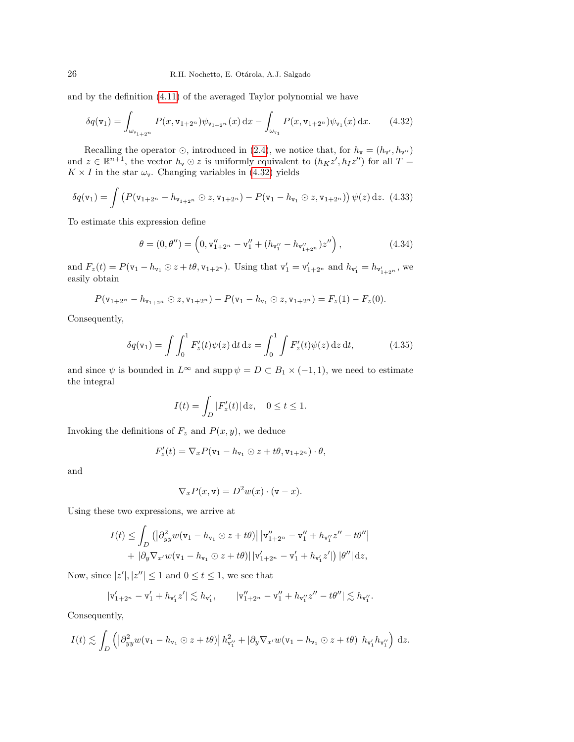and by the definition (4.11) of the averaged Taylor polynomial we have

$$\delta q(\mathtt{v}_1) = \int_{\omega_{\mathtt{v}_{1+2^n}}} P(x, \mathtt{v}_{1+2^n}) \psi_{\mathtt{v}_{1+2^n}}(x) \, \mathrm{d}x - \int_{\omega_{\mathtt{v}_1}} P(x, \mathtt{v}_{1+2^n}) \psi_{\mathtt{v}_1}(x) \, \mathrm{d}x. \tag{4.32}$$

Recalling the operator $\odot$, introduced in (2.4), we notice that, for $h_{\mathtt{v}} = (h_{\mathtt{v}'}, h_{\mathtt{v}''})$ and $z \in \mathbb{R}^{n+1}$, the vector $h_{\mathtt{v}} \odot z$ is uniformly equivalent to $(h_K z', h_I z'')$ for all $T = K \times I$ in the star $\omega_{\mathtt{v}}$. Changing variables in (4.32) yields

$$\delta q(\mathtt{v}_1) = \int \left( P(\mathtt{v}_{1+2^n} - h_{\mathtt{v}_{1+2^n}} \odot z, \mathtt{v}_{1+2^n}) - P(\mathtt{v}_1 - h_{\mathtt{v}_1} \odot z, \mathtt{v}_{1+2^n}) \right) \psi(z) \, \mathrm{d}z. \tag{4.33}$$

To estimate this expression define

$$\theta = (0, \theta'') = \left( 0, \mathtt{v}''_{1+2^n} - \mathtt{v}''_1 + (h_{\mathtt{v}''_1} - h_{\mathtt{v}''_{1+2^n}}) z'' \right), \tag{4.34}$$

and $F_z(t) = P(\mathtt{v}_1 - h_{\mathtt{v}_1} \odot z + t\theta, \mathtt{v}_{1+2^n})$. Using that $\mathtt{v}'_1 = \mathtt{v}'_{1+2^n}$ and $h_{\mathtt{v}'_1} = h_{\mathtt{v}'_{1+2^n}}$, we easily obtain

$$P(\mathtt{v}_{1+2^n} - h_{\mathtt{v}_{1+2^n}} \odot z, \mathtt{v}_{1+2^n}) - P(\mathtt{v}_1 - h_{\mathtt{v}_1} \odot z, \mathtt{v}_{1+2^n}) = F_z(1) - F_z(0).$$

Consequently,

$$\delta q(\mathtt{v}_1) = \int \int_0^1 F'_z(t) \psi(z) \, \mathrm{d}t \, \mathrm{d}z = \int_0^1 \int F'_z(t) \psi(z) \, \mathrm{d}z \, \mathrm{d}t, \tag{4.35}$$

and since $\psi$ is bounded in $L^\infty$ and $\operatorname{supp} \psi = D \subset B_1 \times (-1, 1)$, we need to estimate the integral

$$I(t) = \int_D |F'_z(t)| \, \mathrm{d}z, \quad 0 \le t \le 1.$$

Invoking the definitions of $F_z$ and $P(x, y)$, we deduce

$$F'_z(t) = \nabla_x P(\mathtt{v}_1 - h_{\mathtt{v}_1} \odot z + t\theta, \mathtt{v}_{1+2^n}) \cdot \theta,$$

and

$$\nabla_x P(x, \mathtt{v}) = D^2 w(x) \cdot (\mathtt{v} - x).$$

Using these two expressions, we arrive at

$$\begin{aligned} I(t) \le \int_D & \left( \left| \partial^2_{yy} w(\mathtt{v}_1 - h_{\mathtt{v}_1} \odot z + t\theta) \right| \left| \mathtt{v}''_{1+2^n} - \mathtt{v}''_1 + h_{\mathtt{v}''_1} z'' - t\theta'' \right| \right. \\ & + \left. \left| \partial_y \nabla_{x'} w(\mathtt{v}_1 - h_{\mathtt{v}_1} \odot z + t\theta) \right| \left| \mathtt{v}'_{1+2^n} - \mathtt{v}'_1 + h_{\mathtt{v}'_1} z' \right| \right) |\theta''| \, \mathrm{d}z, \end{aligned}$$

Now, since $|z'|, |z''| \le 1$ and $0 \le t \le 1$, we see that

$$|\mathtt{v}'_{1+2^n} - \mathtt{v}'_1 + h_{\mathtt{v}'_1} z'| \lesssim h_{\mathtt{v}'_1}, \qquad |\mathtt{v}''_{1+2^n} - \mathtt{v}''_1 + h_{\mathtt{v}''_1} z'' - t\theta''| \lesssim h_{\mathtt{v}''_1}.$$

Consequently,

$$I(t) \lesssim \int_D \left( \left| \partial^2_{yy} w(\mathtt{v}_1 - h_{\mathtt{v}_1} \odot z + t\theta) \right| h^2_{\mathtt{v}''_1} + \left| \partial_y \nabla_{x'} w(\mathtt{v}_1 - h_{\mathtt{v}_1} \odot z + t\theta) \right| h_{\mathtt{v}'_1} h_{\mathtt{v}''_1} \right) \mathrm{d}z.$$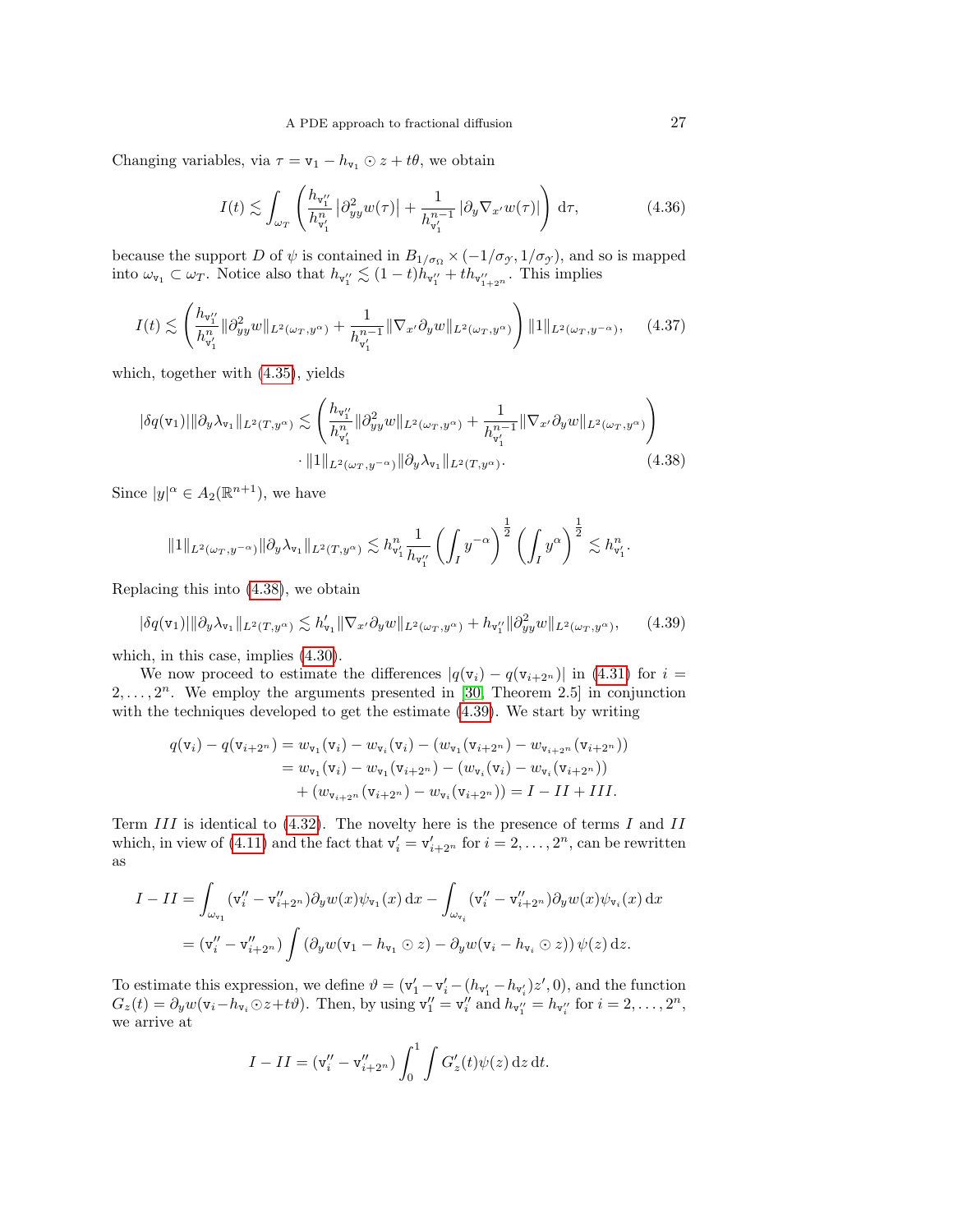Changing variables, via $\tau = \mathtt{v}_1 - h_{\mathtt{v}_1} \odot z + t\theta$, we obtain

$$I(t) \lesssim \int_{\omega_T} \left( \frac{h_{\mathtt{v}_1''}}{h_{\mathtt{v}_1'}^n} \left|\partial_{yy}^2 w(\tau)\right| + \frac{1}{h_{\mathtt{v}_1'}^{n-1}} \left|\partial_y \nabla_{x'} w(\tau)\right| \right) \mathrm{d}\tau, \tag{4.36}$$

because the support $D$ of $\psi$ is contained in $B_{1/\sigma_\Omega} \times (-1/\sigma_{\mathcal{Y}}, 1/\sigma_{\mathcal{Y}})$, and so is mapped into $\omega_{\mathtt{v}_1} \subset \omega_T$. Notice also that $h_{\mathtt{v}_1''} \lesssim (1-t)h_{\mathtt{v}_1''} + t h_{\mathtt{v}_{1+2^n}''}$. This implies

$$I(t) \lesssim \left( \frac{h_{\mathtt{v}_1''}}{h_{\mathtt{v}_1'}^n} \|\partial_{yy}^2 w\|_{L^2(\omega_T, y^\alpha)} + \frac{1}{h_{\mathtt{v}_1'}^{n-1}} \|\nabla_{x'} \partial_y w\|_{L^2(\omega_T, y^\alpha)} \right) \|1\|_{L^2(\omega_T, y^{-\alpha})}, \tag{4.37}$$

which, together with (4.35), yields

$$\begin{aligned} |\delta q(\mathtt{v}_1)| \|\partial_y \lambda_{\mathtt{v}_1}\|_{L^2(T, y^\alpha)} \lesssim &\left( \frac{h_{\mathtt{v}_1''}}{h_{\mathtt{v}_1'}^n} \|\partial_{yy}^2 w\|_{L^2(\omega_T, y^\alpha)} + \frac{1}{h_{\mathtt{v}_1'}^{n-1}} \|\nabla_{x'} \partial_y w\|_{L^2(\omega_T, y^\alpha)} \right) \\ &\cdot \|1\|_{L^2(\omega_T, y^{-\alpha})} \|\partial_y \lambda_{\mathtt{v}_1}\|_{L^2(T, y^\alpha)}. \end{aligned} \tag{4.38}$$

Since $|y|^\alpha \in A_2(\mathbb{R}^{n+1})$, we have

$$\|1\|_{L^2(\omega_T, y^{-\alpha})} \|\partial_y \lambda_{\mathtt{v}_1}\|_{L^2(T, y^\alpha)} \lesssim h_{\mathtt{v}_1'}^n \frac{1}{h_{\mathtt{v}_1''}} \left( \int_I y^{-\alpha} \right)^{\frac{1}{2}} \left( \int_I y^{\alpha} \right)^{\frac{1}{2}} \lesssim h_{\mathtt{v}_1'}^n.$$

Replacing this into (4.38), we obtain

$$|\delta q(\mathtt{v}_1)| \|\partial_y \lambda_{\mathtt{v}_1}\|_{L^2(T, y^\alpha)} \lesssim h_{\mathtt{v}_1}' \|\nabla_{x'} \partial_y w\|_{L^2(\omega_T, y^\alpha)} + h_{\mathtt{v}_1''} \|\partial_{yy}^2 w\|_{L^2(\omega_T, y^\alpha)}, \tag{4.39}$$

which, in this case, implies (4.30).

We now proceed to estimate the differences $|q(\mathtt{v}_i) - q(\mathtt{v}_{i+2^n})|$ in (4.31) for $i = 2, \dots, 2^n$. We employ the arguments presented in [30, Theorem 2.5] in conjunction with the techniques developed to get the estimate (4.39). We start by writing

$$\begin{aligned} q(\mathtt{v}_i) - q(\mathtt{v}_{i+2^n}) &= w_{\mathtt{v}_1}(\mathtt{v}_i) - w_{\mathtt{v}_i}(\mathtt{v}_i) - (w_{\mathtt{v}_1}(\mathtt{v}_{i+2^n}) - w_{\mathtt{v}_{i+2^n}}(\mathtt{v}_{i+2^n})) \\ &= w_{\mathtt{v}_1}(\mathtt{v}_i) - w_{\mathtt{v}_1}(\mathtt{v}_{i+2^n}) - (w_{\mathtt{v}_i}(\mathtt{v}_i) - w_{\mathtt{v}_i}(\mathtt{v}_{i+2^n})) \\ &\quad + (w_{\mathtt{v}_{i+2^n}}(\mathtt{v}_{i+2^n}) - w_{\mathtt{v}_i}(\mathtt{v}_{i+2^n})) = I - II + III. \end{aligned}$$

Term $III$ is identical to (4.32). The novelty here is the presence of terms $I$ and $II$ which, in view of (4.11) and the fact that $\mathtt{v}_i' = \mathtt{v}_{i+2^n}'$ for $i = 2, \dots, 2^n$, can be rewritten as

$$\begin{aligned} I - II &= \int_{\omega_{\mathtt{v}_1}} (\mathtt{v}_i'' - \mathtt{v}_{i+2^n}'') \partial_y w(x) \psi_{\mathtt{v}_1}(x) \, \mathrm{d}x - \int_{\omega_{\mathtt{v}_i}} (\mathtt{v}_i'' - \mathtt{v}_{i+2^n}'') \partial_y w(x) \psi_{\mathtt{v}_i}(x) \, \mathrm{d}x \\ &= (\mathtt{v}_i'' - \mathtt{v}_{i+2^n}'') \int \left( \partial_y w(\mathtt{v}_1 - h_{\mathtt{v}_1} \odot z) - \partial_y w(\mathtt{v}_i - h_{\mathtt{v}_i} \odot z) \right) \psi(z) \, \mathrm{d}z. \end{aligned}$$

To estimate this expression, we define $\vartheta = (\mathtt{v}_1' - \mathtt{v}_i' - (h_{\mathtt{v}_1'} - h_{\mathtt{v}_i'})z', 0)$, and the function $G_z(t) = \partial_y w(\mathtt{v}_i - h_{\mathtt{v}_i} \odot z + t\vartheta)$. Then, by using $\mathtt{v}_1'' = \mathtt{v}_i''$ and $h_{\mathtt{v}_1''} = h_{\mathtt{v}_i''}$ for $i = 2, \dots, 2^n$, we arrive at

$$I - II = (\mathtt{v}_i'' - \mathtt{v}_{i+2^n}'') \int_0^1 \int G_z'(t) \psi(z) \, \mathrm{d}z \, \mathrm{d}t.$$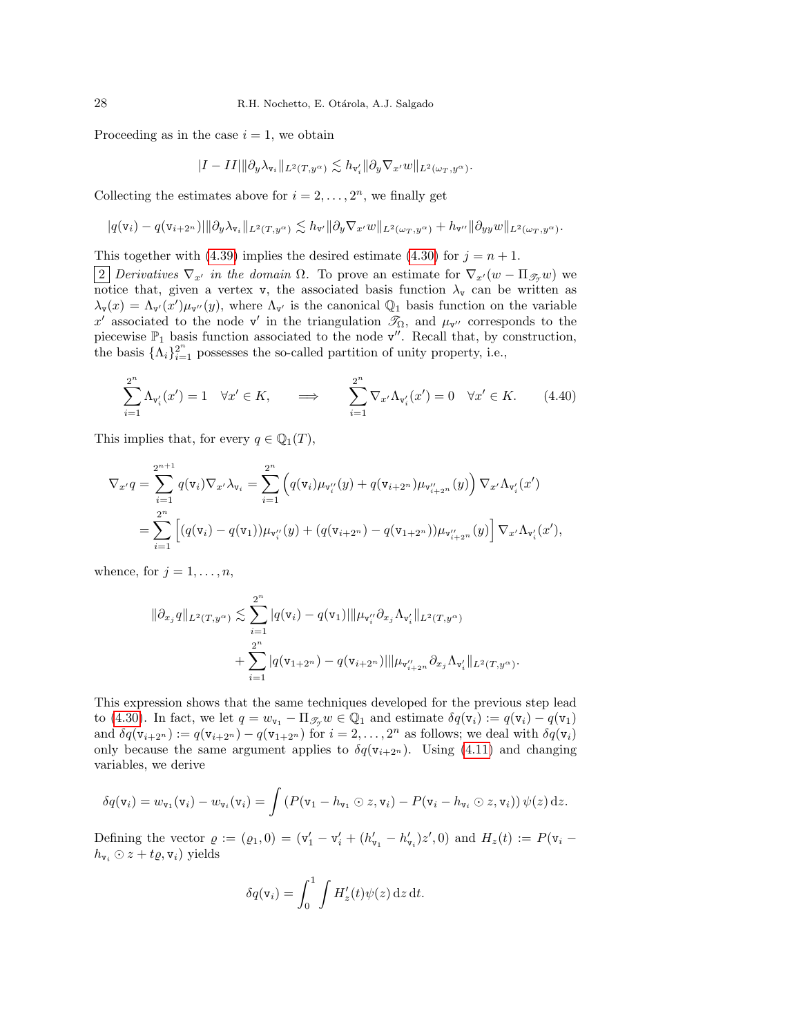Proceeding as in the case $i = 1$, we obtain

$$|I - II| \|\partial_y \lambda_{\mathtt{v}_i}\|_{L^2(T,y^\alpha)} \lesssim h_{\mathtt{v}'_i} \|\partial_y \nabla_{x'} w\|_{L^2(\omega_T, y^\alpha)}.$$

Collecting the estimates above for $i = 2, \ldots, 2^n$, we finally get

$$|q(\mathtt{v}_i) - q(\mathtt{v}_{i+2^n})| \|\partial_y \lambda_{\mathtt{v}_i}\|_{L^2(T,y^\alpha)} \lesssim h_{\mathtt{v}'} \|\partial_y \nabla_{x'} w\|_{L^2(\omega_T, y^\alpha)} + h_{\mathtt{v}''} \|\partial_{yy} w\|_{L^2(\omega_T, y^\alpha)}.$$

This together with (4.39) implies the desired estimate (4.30) for $j = n + 1$.

2 *Derivatives* $\nabla_{x'}$ *in the domain* $\Omega$. To prove an estimate for $\nabla_{x'}(w - \Pi_{\mathscr{T}_\mathscr{Y}} w)$ we notice that, given a vertex $\mathtt{v}$, the associated basis function $\lambda_\mathtt{v}$ can be written as $\lambda_\mathtt{v}(x) = \Lambda_{\mathtt{v}'}(x')\mu_{\mathtt{v}''}(y)$, where $\Lambda_{\mathtt{v}'}$ is the canonical $\mathbb{Q}_1$ basis function on the variable $x'$ associated to the node $\mathtt{v}'$ in the triangulation $\mathscr{T}_\Omega$, and $\mu_{\mathtt{v}''}$ corresponds to the piecewise $\mathbb{P}_1$ basis function associated to the node $\mathtt{v}''$. Recall that, by construction, the basis $\{\Lambda_i\}_{i=1}^{2^n}$ possesses the so-called partition of unity property, i.e.,

$$\sum_{i=1}^{2^n} \Lambda_{\mathtt{v}'_i}(x') = 1 \quad \forall x' \in K, \qquad \Longrightarrow \qquad \sum_{i=1}^{2^n} \nabla_{x'} \Lambda_{\mathtt{v}'_i}(x') = 0 \quad \forall x' \in K. \tag{4.40}$$

This implies that, for every $q \in \mathbb{Q}_1(T)$,

$$\begin{aligned}
\nabla_{x'} q &= \sum_{i=1}^{2^{n+1}} q(\mathtt{v}_i) \nabla_{x'} \lambda_{\mathtt{v}_i} = \sum_{i=1}^{2^n} \Big( q(\mathtt{v}_i)\mu_{\mathtt{v}''_i}(y) + q(\mathtt{v}_{i+2^n})\mu_{\mathtt{v}''_{i+2^n}}(y) \Big) \nabla_{x'} \Lambda_{\mathtt{v}'_i}(x') \\
&= \sum_{i=1}^{2^n} \Big[ (q(\mathtt{v}_i) - q(\mathtt{v}_1))\mu_{\mathtt{v}''_i}(y) + (q(\mathtt{v}_{i+2^n}) - q(\mathtt{v}_{1+2^n}))\mu_{\mathtt{v}''_{i+2^n}}(y) \Big] \nabla_{x'} \Lambda_{\mathtt{v}'_i}(x'),
\end{aligned}$$

whence, for $j = 1, \ldots, n$,

$$\begin{aligned}
\|\partial_{x_j} q\|_{L^2(T,y^\alpha)} &\lesssim \sum_{i=1}^{2^n} |q(\mathtt{v}_i) - q(\mathtt{v}_1)| \|\mu_{\mathtt{v}''_i} \partial_{x_j} \Lambda_{\mathtt{v}'_i}\|_{L^2(T,y^\alpha)} \\
&\quad + \sum_{i=1}^{2^n} |q(\mathtt{v}_{1+2^n}) - q(\mathtt{v}_{i+2^n})| \|\mu_{\mathtt{v}''_{i+2^n}} \partial_{x_j} \Lambda_{\mathtt{v}'_i}\|_{L^2(T,y^\alpha)}.
\end{aligned}$$

This expression shows that the same techniques developed for the previous step lead to (4.30). In fact, we let $q = w_{\mathtt{v}_1} - \Pi_{\mathscr{T}_\mathscr{Y}} w \in \mathbb{Q}_1$ and estimate $\delta q(\mathtt{v}_i) := q(\mathtt{v}_i) - q(\mathtt{v}_1)$ and $\delta q(\mathtt{v}_{i+2^n}) := q(\mathtt{v}_{i+2^n}) - q(\mathtt{v}_{1+2^n})$ for $i = 2, \ldots, 2^n$ as follows; we deal with $\delta q(\mathtt{v}_i)$ only because the same argument applies to $\delta q(\mathtt{v}_{i+2^n})$. Using (4.11) and changing variables, we derive

$$\delta q(\mathtt{v}_i) = w_{\mathtt{v}_1}(\mathtt{v}_i) - w_{\mathtt{v}_i}(\mathtt{v}_i) = \int \left( P(\mathtt{v}_1 - h_{\mathtt{v}_1} \odot z, \mathtt{v}_i) - P(\mathtt{v}_i - h_{\mathtt{v}_i} \odot z, \mathtt{v}_i) \right) \psi(z) \, \mathrm{d}z.$$

Defining the vector $\varrho := (\varrho_1, 0) = (\mathtt{v}'_1 - \mathtt{v}'_i + (h'_{\mathtt{v}_1} - h'_{\mathtt{v}_i})z', 0)$ and $H_z(t) := P(\mathtt{v}_i - h_{\mathtt{v}_i} \odot z + t\varrho, \mathtt{v}_i)$ yields

$$\delta q(\mathtt{v}_i) = \int_0^1 \int H'_z(t) \psi(z) \, \mathrm{d}z \, \mathrm{d}t.$$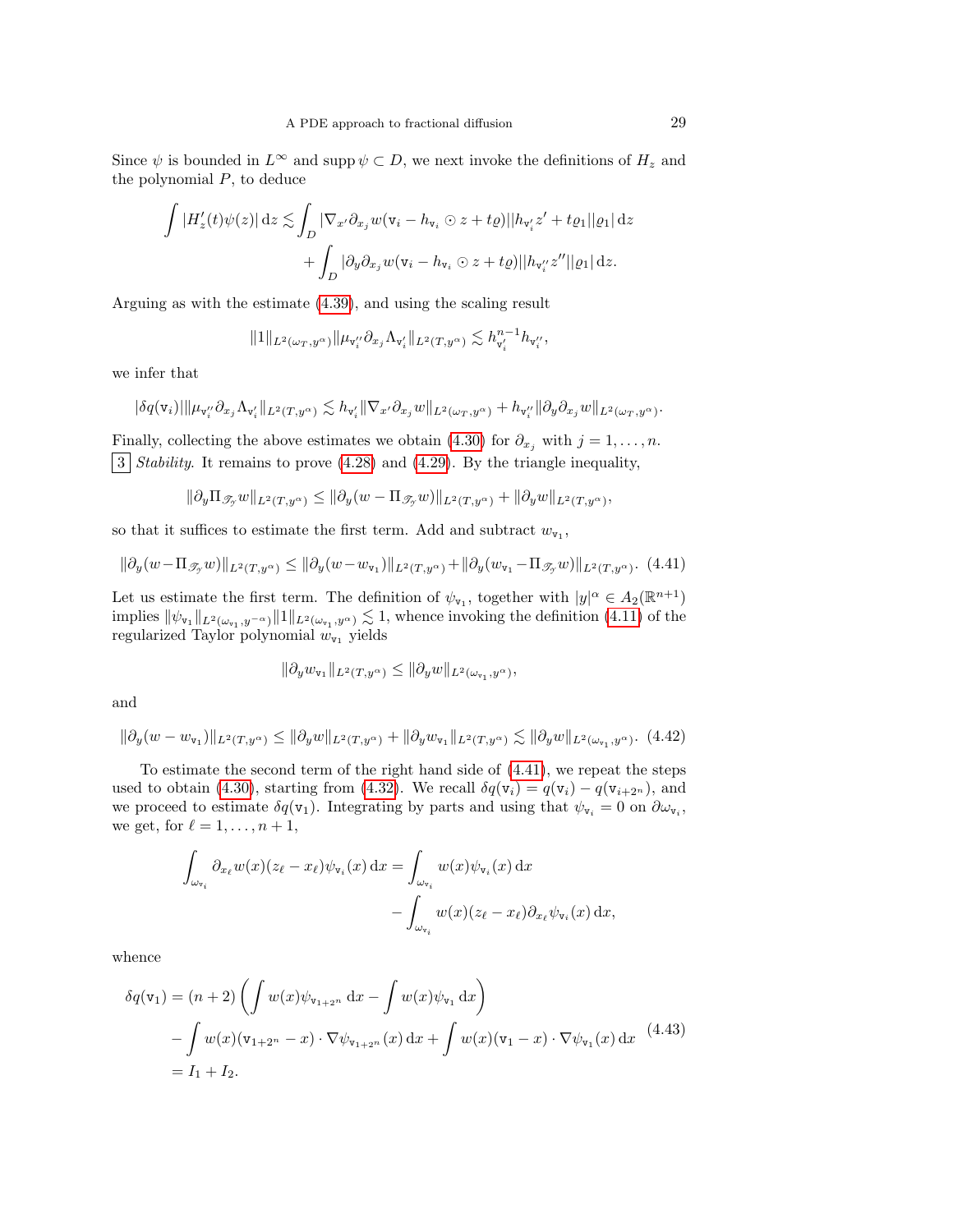Since $\psi$ is bounded in $L^\infty$ and $\operatorname{supp}\psi \subset D$, we next invoke the definitions of $H_z$ and the polynomial $P$, to deduce

$$\int |H_z'(t)\psi(z)|\,\mathrm{d}z \lesssim \int_D |\nabla_{x'}\partial_{x_j} w(\mathtt{v}_i - h_{\mathtt{v}_i}\odot z + t\varrho)||h_{\mathtt{v}_i'}z' + t\varrho_1||\varrho_1|\,\mathrm{d}z + \int_D |\partial_y \partial_{x_j} w(\mathtt{v}_i - h_{\mathtt{v}_i}\odot z + t\varrho)||h_{\mathtt{v}_i''}z''||\varrho_1|\,\mathrm{d}z.$$

Arguing as with the estimate (4.39), and using the scaling result

$$\|1\|_{L^2(\omega_T,y^\alpha)}\|\mu_{\mathtt{v}_i''}\partial_{x_j}\Lambda_{\mathtt{v}_i'}\|_{L^2(T,y^\alpha)} \lesssim h_{\mathtt{v}_i'}^{n-1}h_{\mathtt{v}_i''},$$

we infer that

$$|\delta q(\mathtt{v}_i)|\|\mu_{\mathtt{v}_i''}\partial_{x_j}\Lambda_{\mathtt{v}_i'}\|_{L^2(T,y^\alpha)} \lesssim h_{\mathtt{v}_i'}\|\nabla_{x'}\partial_{x_j} w\|_{L^2(\omega_T,y^\alpha)} + h_{\mathtt{v}_i''}\|\partial_y\partial_{x_j} w\|_{L^2(\omega_T,y^\alpha)}.$$

Finally, collecting the above estimates we obtain (4.30) for $\partial_{x_j}$ with $j = 1,\dots,n$.

3 *Stability*. It remains to prove (4.28) and (4.29). By the triangle inequality,

$$\|\partial_y \Pi_{\mathscr{T}_\mathscr{Y}} w\|_{L^2(T,y^\alpha)} \le \|\partial_y(w - \Pi_{\mathscr{T}_\mathscr{Y}} w)\|_{L^2(T,y^\alpha)} + \|\partial_y w\|_{L^2(T,y^\alpha)},$$

so that it suffices to estimate the first term. Add and subtract $w_{\mathtt{v}_1}$,

$$\|\partial_y(w - \Pi_{\mathscr{T}_\mathscr{Y}} w)\|_{L^2(T,y^\alpha)} \le \|\partial_y(w - w_{\mathtt{v}_1})\|_{L^2(T,y^\alpha)} + \|\partial_y(w_{\mathtt{v}_1} - \Pi_{\mathscr{T}_\mathscr{Y}} w)\|_{L^2(T,y^\alpha)}. \quad (4.41)$$

Let us estimate the first term. The definition of $\psi_{\mathtt{v}_1}$, together with $|y|^\alpha \in A_2(\mathbb{R}^{n+1})$ implies $\|\psi_{\mathtt{v}_1}\|_{L^2(\omega_{\mathtt{v}_1},y^{-\alpha})}\|1\|_{L^2(\omega_{\mathtt{v}_1},y^\alpha)} \lesssim 1$, whence invoking the definition (4.11) of the regularized Taylor polynomial $w_{\mathtt{v}_1}$ yields

$$\|\partial_y w_{\mathtt{v}_1}\|_{L^2(T,y^\alpha)} \le \|\partial_y w\|_{L^2(\omega_{\mathtt{v}_1},y^\alpha)},$$

and

$$\|\partial_y(w - w_{\mathtt{v}_1})\|_{L^2(T,y^\alpha)} \le \|\partial_y w\|_{L^2(T,y^\alpha)} + \|\partial_y w_{\mathtt{v}_1}\|_{L^2(T,y^\alpha)} \lesssim \|\partial_y w\|_{L^2(\omega_{\mathtt{v}_1},y^\alpha)}. \quad (4.42)$$

To estimate the second term of the right hand side of (4.41), we repeat the steps used to obtain (4.30), starting from (4.32). We recall $\delta q(\mathtt{v}_i) = q(\mathtt{v}_i) - q(\mathtt{v}_{i+2^n})$, and we proceed to estimate $\delta q(\mathtt{v}_1)$. Integrating by parts and using that $\psi_{\mathtt{v}_i} = 0$ on $\partial\omega_{\mathtt{v}_i}$, we get, for $\ell = 1,\dots,n+1$,

$$\int_{\omega_{\mathtt{v}_i}} \partial_{x_\ell} w(x)(z_\ell - x_\ell)\psi_{\mathtt{v}_i}(x)\,\mathrm{d}x = \int_{\omega_{\mathtt{v}_i}} w(x)\psi_{\mathtt{v}_i}(x)\,\mathrm{d}x - \int_{\omega_{\mathtt{v}_i}} w(x)(z_\ell - x_\ell)\partial_{x_\ell}\psi_{\mathtt{v}_i}(x)\,\mathrm{d}x,$$

whence

$$\begin{aligned}
\delta q(\mathtt{v}_1) &= (n+2)\left(\int w(x)\psi_{\mathtt{v}_{1+2^n}}\,\mathrm{d}x - \int w(x)\psi_{\mathtt{v}_1}\,\mathrm{d}x\right) \\
&\quad - \int w(x)(\mathtt{v}_{1+2^n} - x)\cdot\nabla\psi_{\mathtt{v}_{1+2^n}}(x)\,\mathrm{d}x + \int w(x)(\mathtt{v}_1 - x)\cdot\nabla\psi_{\mathtt{v}_1}(x)\,\mathrm{d}x \\
&= I_1 + I_2.
\end{aligned} \quad (4.43)$$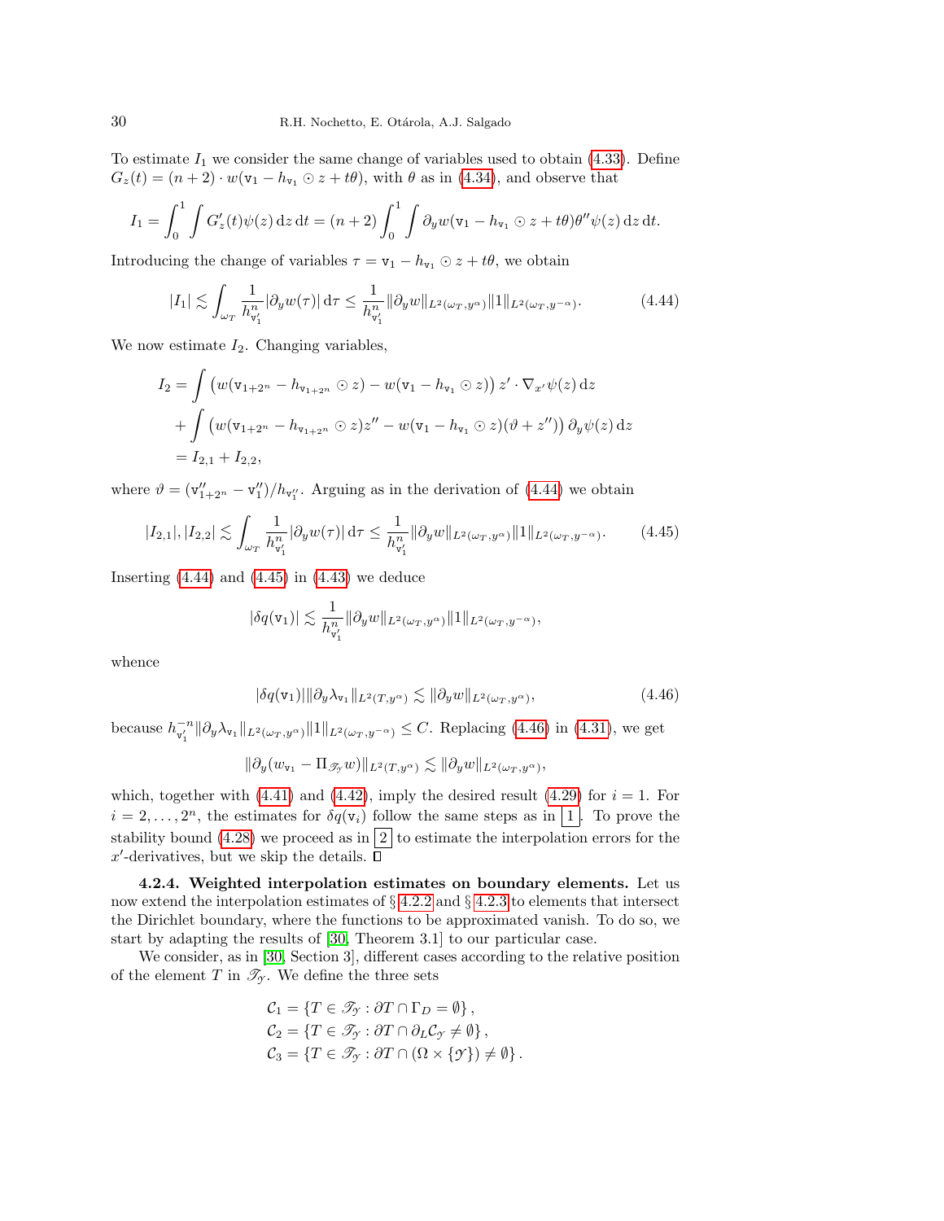To estimate $I_1$ we consider the same change of variables used to obtain (4.33). Define $G_z(t) = (n+2) \cdot w(\mathtt{v}_1 - h_{\mathtt{v}_1} \odot z + t\theta)$, with $\theta$ as in (4.34), and observe that

$$
I_1 = \int_0^1 \int G_z'(t)\psi(z)\,\mathrm{d}z\,\mathrm{d}t = (n+2)\int_0^1 \int \partial_y w(\mathtt{v}_1 - h_{\mathtt{v}_1} \odot z + t\theta)\theta''\psi(z)\,\mathrm{d}z\,\mathrm{d}t.
$$

Introducing the change of variables $\tau = \mathtt{v}_1 - h_{\mathtt{v}_1} \odot z + t\theta$, we obtain

$$
|I_1| \lesssim \int_{\omega_T} \frac{1}{h^n_{\mathtt{v}_1'}} |\partial_y w(\tau)|\,\mathrm{d}\tau \le \frac{1}{h^n_{\mathtt{v}_1'}} \|\partial_y w\|_{L^2(\omega_T, y^\alpha)} \|1\|_{L^2(\omega_T, y^{-\alpha})}. \tag{4.44}
$$

We now estimate $I_2$. Changing variables,

$$
\begin{aligned}
I_2 &= \int \big( w(\mathtt{v}_{1+2^n} - h_{\mathtt{v}_{1+2^n}} \odot z) - w(\mathtt{v}_1 - h_{\mathtt{v}_1} \odot z) \big)\, z' \cdot \nabla_{x'}\psi(z)\,\mathrm{d}z \\
&\quad + \int \big( w(\mathtt{v}_{1+2^n} - h_{\mathtt{v}_{1+2^n}} \odot z) z'' - w(\mathtt{v}_1 - h_{\mathtt{v}_1} \odot z)(\vartheta + z'') \big)\, \partial_y \psi(z)\,\mathrm{d}z \\
&= I_{2,1} + I_{2,2},
\end{aligned}
$$

where $\vartheta = (\mathtt{v}''_{1+2^n} - \mathtt{v}''_1)/h_{\mathtt{v}''_1}$. Arguing as in the derivation of (4.44) we obtain

$$
|I_{2,1}|, |I_{2,2}| \lesssim \int_{\omega_T} \frac{1}{h^n_{\mathtt{v}_1'}} |\partial_y w(\tau)|\,\mathrm{d}\tau \le \frac{1}{h^n_{\mathtt{v}_1'}} \|\partial_y w\|_{L^2(\omega_T, y^\alpha)} \|1\|_{L^2(\omega_T, y^{-\alpha})}. \tag{4.45}
$$

Inserting (4.44) and (4.45) in (4.43) we deduce

$$
|\delta q(\mathtt{v}_1)| \lesssim \frac{1}{h^n_{\mathtt{v}_1'}} \|\partial_y w\|_{L^2(\omega_T, y^\alpha)} \|1\|_{L^2(\omega_T, y^{-\alpha})},
$$

whence

$$
|\delta q(\mathtt{v}_1)| \|\partial_y \lambda_{\mathtt{v}_1}\|_{L^2(T, y^\alpha)} \lesssim \|\partial_y w\|_{L^2(\omega_T, y^\alpha)}, \tag{4.46}
$$

because $h^{-n}_{\mathtt{v}_1'} \|\partial_y \lambda_{\mathtt{v}_1}\|_{L^2(\omega_T, y^\alpha)} \|1\|_{L^2(\omega_T, y^{-\alpha})} \le C$. Replacing (4.46) in (4.31), we get

$$
\|\partial_y (w_{\mathtt{v}_1} - \Pi_{\mathscr{T}_\mathcal{Y}} w)\|_{L^2(T, y^\alpha)} \lesssim \|\partial_y w\|_{L^2(\omega_T, y^\alpha)},
$$

which, together with (4.41) and (4.42), imply the desired result (4.29) for $i = 1$. For $i = 2, \dots, 2^n$, the estimates for $\delta q(\mathtt{v}_i)$ follow the same steps as in [1]. To prove the stability bound (4.28) we proceed as in [2] to estimate the interpolation errors for the $x'$-derivatives, but we skip the details. □

**4.2.4. Weighted interpolation estimates on boundary elements.** Let us now extend the interpolation estimates of § 4.2.2 and § 4.2.3 to elements that intersect the Dirichlet boundary, where the functions to be approximated vanish. To do so, we start by adapting the results of [30, Theorem 3.1] to our particular case.

We consider, as in [30, Section 3], different cases according to the relative position of the element $T$ in $\mathscr{T}_\mathcal{Y}$. We define the three sets

$$
\begin{aligned}
\mathcal{C}_1 &= \left\{ T \in \mathscr{T}_\mathcal{Y} : \partial T \cap \Gamma_D = \emptyset \right\}, \\
\mathcal{C}_2 &= \left\{ T \in \mathscr{T}_\mathcal{Y} : \partial T \cap \partial_L \mathcal{C}_\mathcal{Y} \neq \emptyset \right\}, \\
\mathcal{C}_3 &= \left\{ T \in \mathscr{T}_\mathcal{Y} : \partial T \cap (\Omega \times \{\mathcal{Y}\}) \neq \emptyset \right\}.
\end{aligned}
$$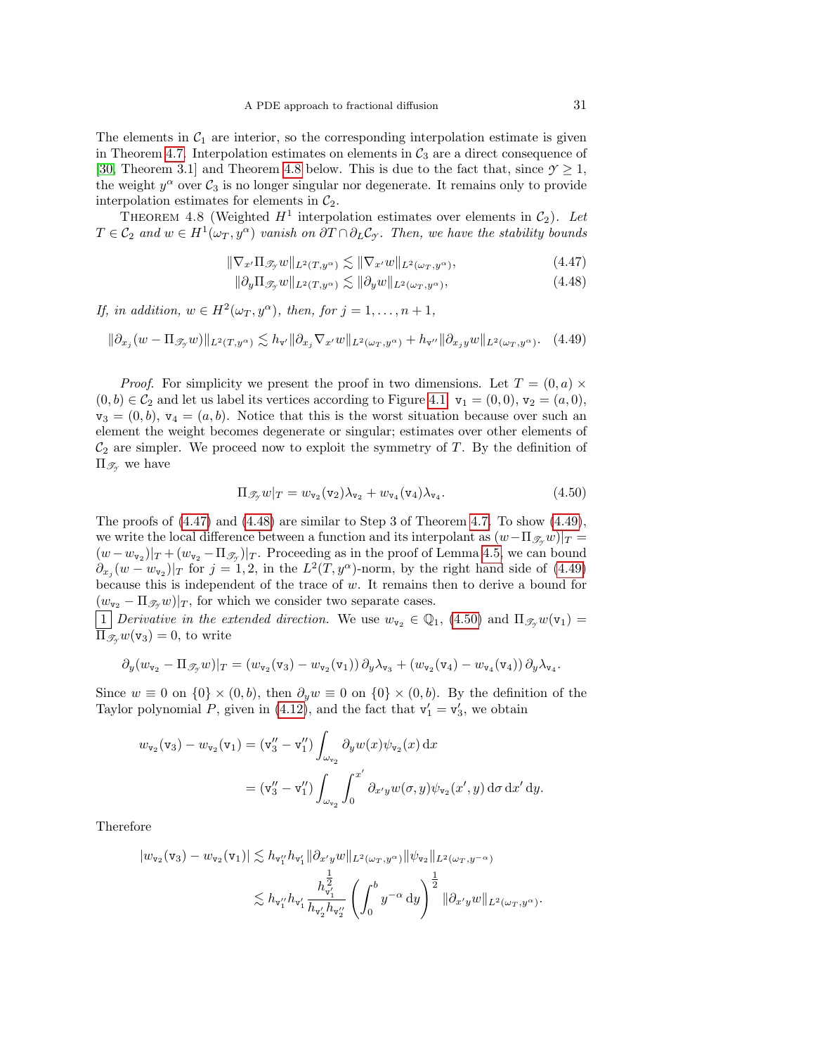The elements in $\mathcal{C}_1$ are interior, so the corresponding interpolation estimate is given in Theorem 4.7. Interpolation estimates on elements in $\mathcal{C}_3$ are a direct consequence of [30, Theorem 3.1] and Theorem 4.8 below. This is due to the fact that, since $\mathcal{Y} \geq 1$, the weight $y^\alpha$ over $\mathcal{C}_3$ is no longer singular nor degenerate. It remains only to provide interpolation estimates for elements in $\mathcal{C}_2$.

THEOREM 4.8 (Weighted $H^1$ interpolation estimates over elements in $\mathcal{C}_2$). *Let $T \in \mathcal{C}_2$ and $w \in H^1(\omega_T, y^\alpha)$ vanish on $\partial T \cap \partial_L \mathcal{C}_\mathcal{Y}$. Then, we have the stability bounds*

$$\|\nabla_{x'} \Pi_{\mathscr{T}_\mathcal{Y}} w\|_{L^2(T,y^\alpha)} \lesssim \|\nabla_{x'} w\|_{L^2(\omega_T,y^\alpha)}, \tag{4.47}$$

$$\|\partial_y \Pi_{\mathscr{T}_\mathcal{Y}} w\|_{L^2(T,y^\alpha)} \lesssim \|\partial_y w\|_{L^2(\omega_T,y^\alpha)}, \tag{4.48}$$

*If, in addition, $w \in H^2(\omega_T, y^\alpha)$, then, for $j = 1, \dots, n+1$,*

$$\|\partial_{x_j}(w - \Pi_{\mathscr{T}_\mathcal{Y}} w)\|_{L^2(T,y^\alpha)} \lesssim h_{\mathtt{v}'} \|\partial_{x_j} \nabla_{x'} w\|_{L^2(\omega_T,y^\alpha)} + h_{\mathtt{v}''} \|\partial_{x_j y} w\|_{L^2(\omega_T,y^\alpha)}. \tag{4.49}$$

*Proof.* For simplicity we present the proof in two dimensions. Let $T = (0,a) \times (0,b) \in \mathcal{C}_2$ and let us label its vertices according to Figure 4.1: $\mathtt{v}_1 = (0,0)$, $\mathtt{v}_2 = (a,0)$, $\mathtt{v}_3 = (0,b)$, $\mathtt{v}_4 = (a,b)$. Notice that this is the worst situation because over such an element the weight becomes degenerate or singular; estimates over other elements of $\mathcal{C}_2$ are simpler. We proceed now to exploit the symmetry of $T$. By the definition of $\Pi_{\mathscr{T}_\mathcal{Y}}$ we have

$$\Pi_{\mathscr{T}_\mathcal{Y}} w|_T = w_{\mathtt{v}_2}(\mathtt{v}_2)\lambda_{\mathtt{v}_2} + w_{\mathtt{v}_4}(\mathtt{v}_4)\lambda_{\mathtt{v}_4}. \tag{4.50}$$

The proofs of (4.47) and (4.48) are similar to Step 3 of Theorem 4.7. To show (4.49), we write the local difference between a function and its interpolant as $(w - \Pi_{\mathscr{T}_\mathcal{Y}} w)|_T = (w - w_{\mathtt{v}_2})|_T + (w_{\mathtt{v}_2} - \Pi_{\mathscr{T}_\mathcal{Y}} w)|_T$. Proceeding as in the proof of Lemma 4.5, we can bound $\partial_{x_j}(w - w_{\mathtt{v}_2})|_T$ for $j = 1,2$, in the $L^2(T, y^\alpha)$-norm, by the right hand side of (4.49) because this is independent of the trace of $w$. It remains then to derive a bound for $(w_{\mathtt{v}_2} - \Pi_{\mathscr{T}_\mathcal{Y}} w)|_T$, for which we consider two separate cases.

[1] *Derivative in the extended direction.* We use $w_{\mathtt{v}_2} \in \mathbb{Q}_1$, (4.50) and $\Pi_{\mathscr{T}_\mathcal{Y}} w(\mathtt{v}_1) = \Pi_{\mathscr{T}_\mathcal{Y}} w(\mathtt{v}_3) = 0$, to write

$$\partial_y (w_{\mathtt{v}_2} - \Pi_{\mathscr{T}_\mathcal{Y}} w)|_T = (w_{\mathtt{v}_2}(\mathtt{v}_3) - w_{\mathtt{v}_2}(\mathtt{v}_1))\, \partial_y \lambda_{\mathtt{v}_3} + (w_{\mathtt{v}_2}(\mathtt{v}_4) - w_{\mathtt{v}_4}(\mathtt{v}_4))\, \partial_y \lambda_{\mathtt{v}_4}.$$

Since $w \equiv 0$ on $\{0\} \times (0,b)$, then $\partial_y w \equiv 0$ on $\{0\} \times (0,b)$. By the definition of the Taylor polynomial $P$, given in (4.12), and the fact that $\mathtt{v}_1' = \mathtt{v}_3'$, we obtain

$$\begin{aligned}
w_{\mathtt{v}_2}(\mathtt{v}_3) - w_{\mathtt{v}_2}(\mathtt{v}_1) &= (\mathtt{v}_3'' - \mathtt{v}_1'') \int_{\omega_{\mathtt{v}_2}} \partial_y w(x) \psi_{\mathtt{v}_2}(x) \, \mathrm{d}x \\
&= (\mathtt{v}_3'' - \mathtt{v}_1'') \int_{\omega_{\mathtt{v}_2}} \int_0^{x'} \partial_{x'y} w(\sigma, y) \psi_{\mathtt{v}_2}(x', y) \, \mathrm{d}\sigma \, \mathrm{d}x' \, \mathrm{d}y.
\end{aligned}$$

Therefore

$$\begin{aligned}
|w_{\mathtt{v}_2}(\mathtt{v}_3) - w_{\mathtt{v}_2}(\mathtt{v}_1)| &\lesssim h_{\mathtt{v}_1''} h_{\mathtt{v}_1'} \|\partial_{x'y} w\|_{L^2(\omega_T, y^\alpha)} \|\psi_{\mathtt{v}_2}\|_{L^2(\omega_T, y^{-\alpha})} \\
&\lesssim h_{\mathtt{v}_1''} h_{\mathtt{v}_1'} \frac{h_{\mathtt{v}_1'}^{\frac{1}{2}}}{h_{\mathtt{v}_2'} h_{\mathtt{v}_2''}} \left( \int_0^b y^{-\alpha} \, \mathrm{d}y \right)^{\frac{1}{2}} \|\partial_{x'y} w\|_{L^2(\omega_T, y^\alpha)}.
\end{aligned}$$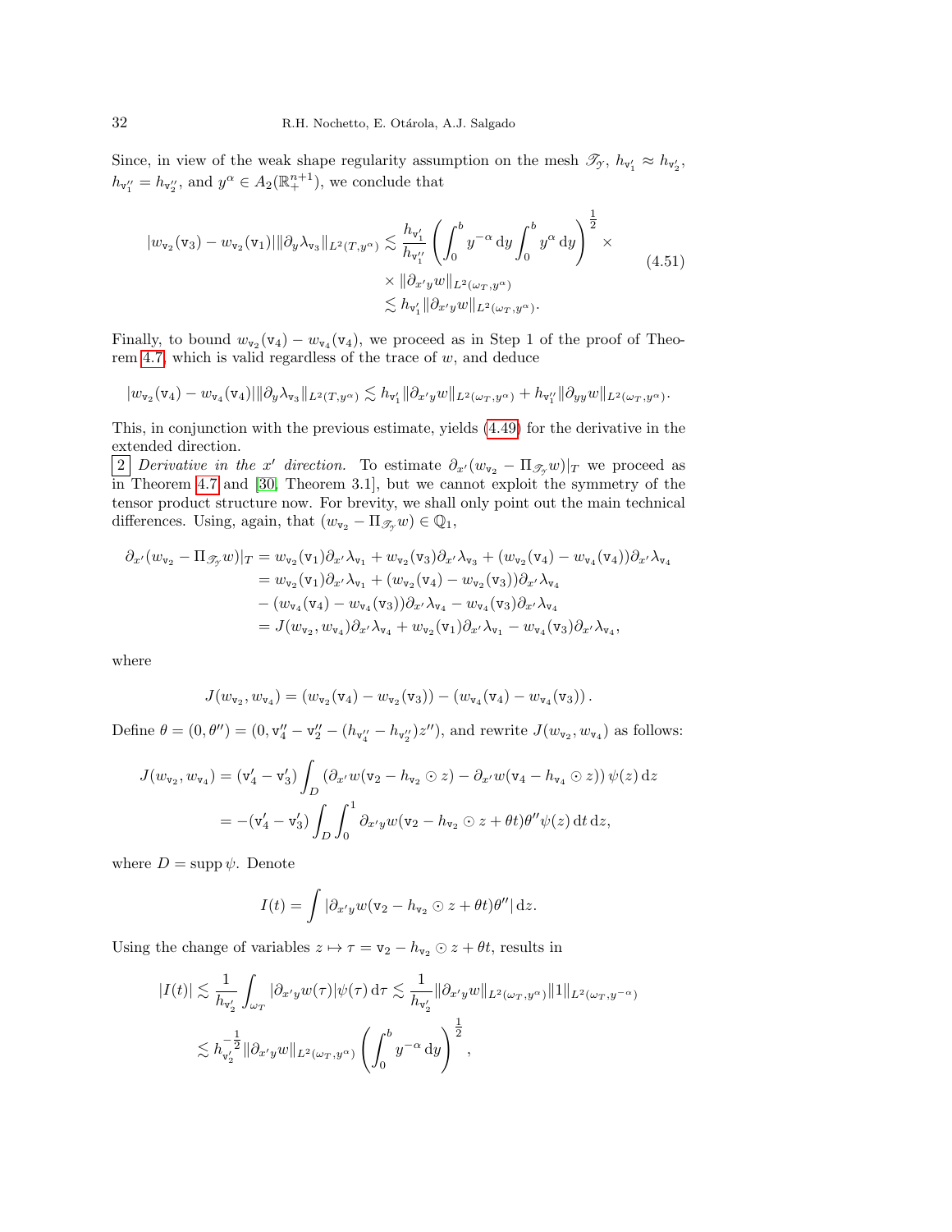Since, in view of the weak shape regularity assumption on the mesh $\mathscr{T}_{\mathcal{Y}}$, $h_{\mathtt{v}_1'} \approx h_{\mathtt{v}_2'}$, $h_{\mathtt{v}_1''} = h_{\mathtt{v}_2''}$, and $y^\alpha \in A_2(\mathbb{R}^{n+1}_+)$, we conclude that

$$
\begin{aligned}
|w_{\mathtt{v}_2}(\mathtt{v}_3) - w_{\mathtt{v}_2}(\mathtt{v}_1)| \|\partial_y \lambda_{\mathtt{v}_3}\|_{L^2(T,y^\alpha)} &\lesssim \frac{h_{\mathtt{v}_1'}}{h_{\mathtt{v}_1''}} \left( \int_0^b y^{-\alpha} \,\mathrm{d}y \int_0^b y^\alpha \,\mathrm{d}y \right)^{\frac{1}{2}} \times \\
&\quad \times \|\partial_{x'y} w\|_{L^2(\omega_T, y^\alpha)} \\
&\lesssim h_{\mathtt{v}_1'} \|\partial_{x'y} w\|_{L^2(\omega_T, y^\alpha)}.
\end{aligned}
\tag{4.51}
$$

Finally, to bound $w_{\mathtt{v}_2}(\mathtt{v}_4) - w_{\mathtt{v}_4}(\mathtt{v}_4)$, we proceed as in Step 1 of the proof of Theorem 4.7, which is valid regardless of the trace of $w$, and deduce

$$
|w_{\mathtt{v}_2}(\mathtt{v}_4) - w_{\mathtt{v}_4}(\mathtt{v}_4)| \|\partial_y \lambda_{\mathtt{v}_3}\|_{L^2(T,y^\alpha)} \lesssim h_{\mathtt{v}_1'} \|\partial_{x'y} w\|_{L^2(\omega_T,y^\alpha)} + h_{\mathtt{v}_1''} \|\partial_{yy} w\|_{L^2(\omega_T,y^\alpha)}.
$$

This, in conjunction with the previous estimate, yields (4.49) for the derivative in the extended direction.

2 *Derivative in the $x'$ direction.* To estimate $\partial_{x'}(w_{\mathtt{v}_2} - \Pi_{\mathscr{T}_{\mathcal{Y}}} w)|_T$ we proceed as in Theorem 4.7 and [30, Theorem 3.1], but we cannot exploit the symmetry of the tensor product structure now. For brevity, we shall only point out the main technical differences. Using, again, that $(w_{\mathtt{v}_2} - \Pi_{\mathscr{T}_{\mathcal{Y}}} w) \in \mathbb{Q}_1$,

$$
\begin{aligned}
\partial_{x'}(w_{\mathtt{v}_2} - \Pi_{\mathscr{T}_{\mathcal{Y}}} w)|_T &= w_{\mathtt{v}_2}(\mathtt{v}_1)\partial_{x'}\lambda_{\mathtt{v}_1} + w_{\mathtt{v}_2}(\mathtt{v}_3)\partial_{x'}\lambda_{\mathtt{v}_3} + (w_{\mathtt{v}_2}(\mathtt{v}_4) - w_{\mathtt{v}_4}(\mathtt{v}_4))\partial_{x'}\lambda_{\mathtt{v}_4} \\
&= w_{\mathtt{v}_2}(\mathtt{v}_1)\partial_{x'}\lambda_{\mathtt{v}_1} + (w_{\mathtt{v}_2}(\mathtt{v}_4) - w_{\mathtt{v}_2}(\mathtt{v}_3))\partial_{x'}\lambda_{\mathtt{v}_4} \\
&\quad - (w_{\mathtt{v}_4}(\mathtt{v}_4) - w_{\mathtt{v}_4}(\mathtt{v}_3))\partial_{x'}\lambda_{\mathtt{v}_4} - w_{\mathtt{v}_4}(\mathtt{v}_3)\partial_{x'}\lambda_{\mathtt{v}_4} \\
&= J(w_{\mathtt{v}_2}, w_{\mathtt{v}_4})\partial_{x'}\lambda_{\mathtt{v}_4} + w_{\mathtt{v}_2}(\mathtt{v}_1)\partial_{x'}\lambda_{\mathtt{v}_1} - w_{\mathtt{v}_4}(\mathtt{v}_3)\partial_{x'}\lambda_{\mathtt{v}_4},
\end{aligned}
$$

where

$$
J(w_{\mathtt{v}_2}, w_{\mathtt{v}_4}) = (w_{\mathtt{v}_2}(\mathtt{v}_4) - w_{\mathtt{v}_2}(\mathtt{v}_3)) - (w_{\mathtt{v}_4}(\mathtt{v}_4) - w_{\mathtt{v}_4}(\mathtt{v}_3)).
$$

Define $\theta = (0, \theta'') = (0, \mathtt{v}_4'' - \mathtt{v}_2'' - (h_{\mathtt{v}_4''} - h_{\mathtt{v}_2''})z'')$, and rewrite $J(w_{\mathtt{v}_2}, w_{\mathtt{v}_4})$ as follows:

$$
\begin{aligned}
J(w_{\mathtt{v}_2}, w_{\mathtt{v}_4}) &= (\mathtt{v}_4' - \mathtt{v}_3') \int_D \left( \partial_{x'} w(\mathtt{v}_2 - h_{\mathtt{v}_2} \odot z) - \partial_{x'} w(\mathtt{v}_4 - h_{\mathtt{v}_4} \odot z) \right) \psi(z) \,\mathrm{d}z \\
&= -(\mathtt{v}_4' - \mathtt{v}_3') \int_D \int_0^1 \partial_{x'y} w(\mathtt{v}_2 - h_{\mathtt{v}_2} \odot z + \theta t)\theta'' \psi(z) \,\mathrm{d}t \,\mathrm{d}z,
\end{aligned}
$$

where $D = \operatorname{supp} \psi$. Denote

$$
I(t) = \int |\partial_{x'y} w(\mathtt{v}_2 - h_{\mathtt{v}_2} \odot z + \theta t)\theta''| \,\mathrm{d}z.
$$

Using the change of variables $z \mapsto \tau = \mathtt{v}_2 - h_{\mathtt{v}_2} \odot z + \theta t$, results in

$$
\begin{aligned}
|I(t)| &\lesssim \frac{1}{h_{\mathtt{v}_2'}} \int_{\omega_T} |\partial_{x'y} w(\tau)| \psi(\tau) \,\mathrm{d}\tau \lesssim \frac{1}{h_{\mathtt{v}_2'}} \|\partial_{x'y} w\|_{L^2(\omega_T,y^\alpha)} \|1\|_{L^2(\omega_T,y^{-\alpha})} \\
&\lesssim h_{\mathtt{v}_2'}^{-\frac{1}{2}} \|\partial_{x'y} w\|_{L^2(\omega_T,y^\alpha)} \left( \int_0^b y^{-\alpha} \,\mathrm{d}y \right)^{\frac{1}{2}},
\end{aligned}
$$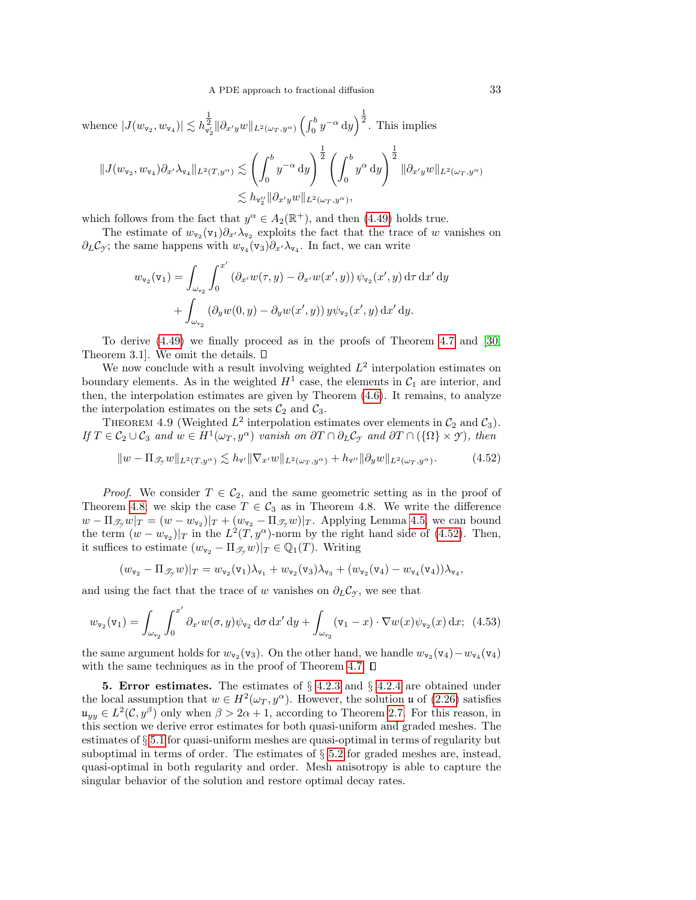whence $|J(w_{\mathtt{v}_2}, w_{\mathtt{v}_4})| \lesssim h_{\mathtt{v}_2'}^{\frac{1}{2}} \|\partial_{x'y} w\|_{L^2(\omega_T, y^\alpha)} \left(\int_0^b y^{-\alpha} \, \mathrm{d}y\right)^{\frac{1}{2}}$. This implies

$$
\begin{aligned}
\|J(w_{\mathtt{v}_2}, w_{\mathtt{v}_4}) \partial_{x'} \lambda_{\mathtt{v}_4}\|_{L^2(T, y^\alpha)} &\lesssim \left(\int_0^b y^{-\alpha} \, \mathrm{d}y\right)^{\frac{1}{2}} \left(\int_0^b y^{\alpha} \, \mathrm{d}y\right)^{\frac{1}{2}} \|\partial_{x'y} w\|_{L^2(\omega_T, y^\alpha)} \\
&\lesssim h_{\mathtt{v}_2''} \|\partial_{x'y} w\|_{L^2(\omega_T, y^\alpha)},
\end{aligned}
$$

which follows from the fact that $y^\alpha \in A_2(\mathbb{R}^+)$, and then (4.49) holds true.

The estimate of $w_{\mathtt{v}_2}(\mathtt{v}_1) \partial_{x'} \lambda_{\mathtt{v}_2}$ exploits the fact that the trace of $w$ vanishes on $\partial_L \mathcal{C}_\mathcal{Y}$; the same happens with $w_{\mathtt{v}_4}(\mathtt{v}_3) \partial_{x'} \lambda_{\mathtt{v}_4}$. In fact, we can write

$$
\begin{aligned}
w_{\mathtt{v}_2}(\mathtt{v}_1) &= \int_{\omega_{\mathtt{v}_2}} \int_0^{x'} \left(\partial_{x'} w(\tau, y) - \partial_{x'} w(x', y)\right) \psi_{\mathtt{v}_2}(x', y) \, \mathrm{d}\tau \, \mathrm{d}x' \, \mathrm{d}y \\
&\quad + \int_{\omega_{\mathtt{v}_2}} \left(\partial_y w(0, y) - \partial_y w(x', y)\right) y \psi_{\mathtt{v}_2}(x', y) \, \mathrm{d}x' \, \mathrm{d}y.
\end{aligned}
$$

To derive (4.49) we finally proceed as in the proofs of Theorem 4.7 and [30, Theorem 3.1]. We omit the details. $\square$

We now conclude with a result involving weighted $L^2$ interpolation estimates on boundary elements. As in the weighted $H^1$ case, the elements in $\mathcal{C}_1$ are interior, and then, the interpolation estimates are given by Theorem (4.6). It remains, to analyze the interpolation estimates on the sets $\mathcal{C}_2$ and $\mathcal{C}_3$.

Theorem 4.9 (Weighted $L^2$ interpolation estimates over elements in $\mathcal{C}_2$ and $\mathcal{C}_3$). *If $T \in \mathcal{C}_2 \cup \mathcal{C}_3$ and $w \in H^1(\omega_T, y^\alpha)$ vanish on $\partial T \cap \partial_L \mathcal{C}_\mathcal{Y}$ and $\partial T \cap (\{\Omega\} \times \mathcal{Y})$, then*

$$
\|w - \Pi_{\mathscr{T}_\mathcal{Y}} w\|_{L^2(T, y^\alpha)} \lesssim h_{\mathtt{v}'} \|\nabla_{x'} w\|_{L^2(\omega_T, y^\alpha)} + h_{\mathtt{v}''} \|\partial_y w\|_{L^2(\omega_T, y^\alpha)}. \tag{4.52}
$$

*Proof.* We consider $T \in \mathcal{C}_2$, and the same geometric setting as in the proof of Theorem 4.8; we skip the case $T \in \mathcal{C}_3$ as in Theorem 4.8. We write the difference $w - \Pi_{\mathscr{T}_\mathcal{Y}} w|_T = (w - w_{\mathtt{v}_2})|_T + (w_{\mathtt{v}_2} - \Pi_{\mathscr{T}_\mathcal{Y}} w)|_T$. Applying Lemma 4.5, we can bound the term $(w - w_{\mathtt{v}_2})|_T$ in the $L^2(T, y^\alpha)$-norm by the right hand side of (4.52). Then, it suffices to estimate $(w_{\mathtt{v}_2} - \Pi_{\mathscr{T}_\mathcal{Y}} w)|_T \in \mathbb{Q}_1(T)$. Writing

$$
(w_{\mathtt{v}_2} - \Pi_{\mathscr{T}_\mathcal{Y}} w)|_T = w_{\mathtt{v}_2}(\mathtt{v}_1) \lambda_{\mathtt{v}_1} + w_{\mathtt{v}_2}(\mathtt{v}_3) \lambda_{\mathtt{v}_3} + (w_{\mathtt{v}_2}(\mathtt{v}_4) - w_{\mathtt{v}_4}(\mathtt{v}_4)) \lambda_{\mathtt{v}_4},
$$

and using the fact that the trace of $w$ vanishes on $\partial_L \mathcal{C}_\mathcal{Y}$, we see that

$$
w_{\mathtt{v}_2}(\mathtt{v}_1) = \int_{\omega_{\mathtt{v}_2}} \int_0^{x'} \partial_{x'} w(\sigma, y) \psi_{\mathtt{v}_2} \, \mathrm{d}\sigma \, \mathrm{d}x' \, \mathrm{d}y + \int_{\omega_{\mathtt{v}_2}} (\mathtt{v}_1 - x) \cdot \nabla w(x) \psi_{\mathtt{v}_2}(x) \, \mathrm{d}x; \tag{4.53}
$$

the same argument holds for $w_{\mathtt{v}_2}(\mathtt{v}_3)$. On the other hand, we handle $w_{\mathtt{v}_2}(\mathtt{v}_4) - w_{\mathtt{v}_4}(\mathtt{v}_4)$ with the same techniques as in the proof of Theorem 4.7. $\square$

**5. Error estimates.** The estimates of § 4.2.3 and § 4.2.4 are obtained under the local assumption that $w \in H^2(\omega_T, y^\alpha)$. However, the solution $\mathfrak{u}$ of (2.26) satisfies $\mathfrak{u}_{yy} \in L^2(\mathcal{C}, y^\beta)$ only when $\beta > 2\alpha + 1$, according to Theorem 2.7. For this reason, in this section we derive error estimates for both quasi-uniform and graded meshes. The estimates of § 5.1 for quasi-uniform meshes are quasi-optimal in terms of regularity but suboptimal in terms of order. The estimates of § 5.2 for graded meshes are, instead, quasi-optimal in both regularity and order. Mesh anisotropy is able to capture the singular behavior of the solution and restore optimal decay rates.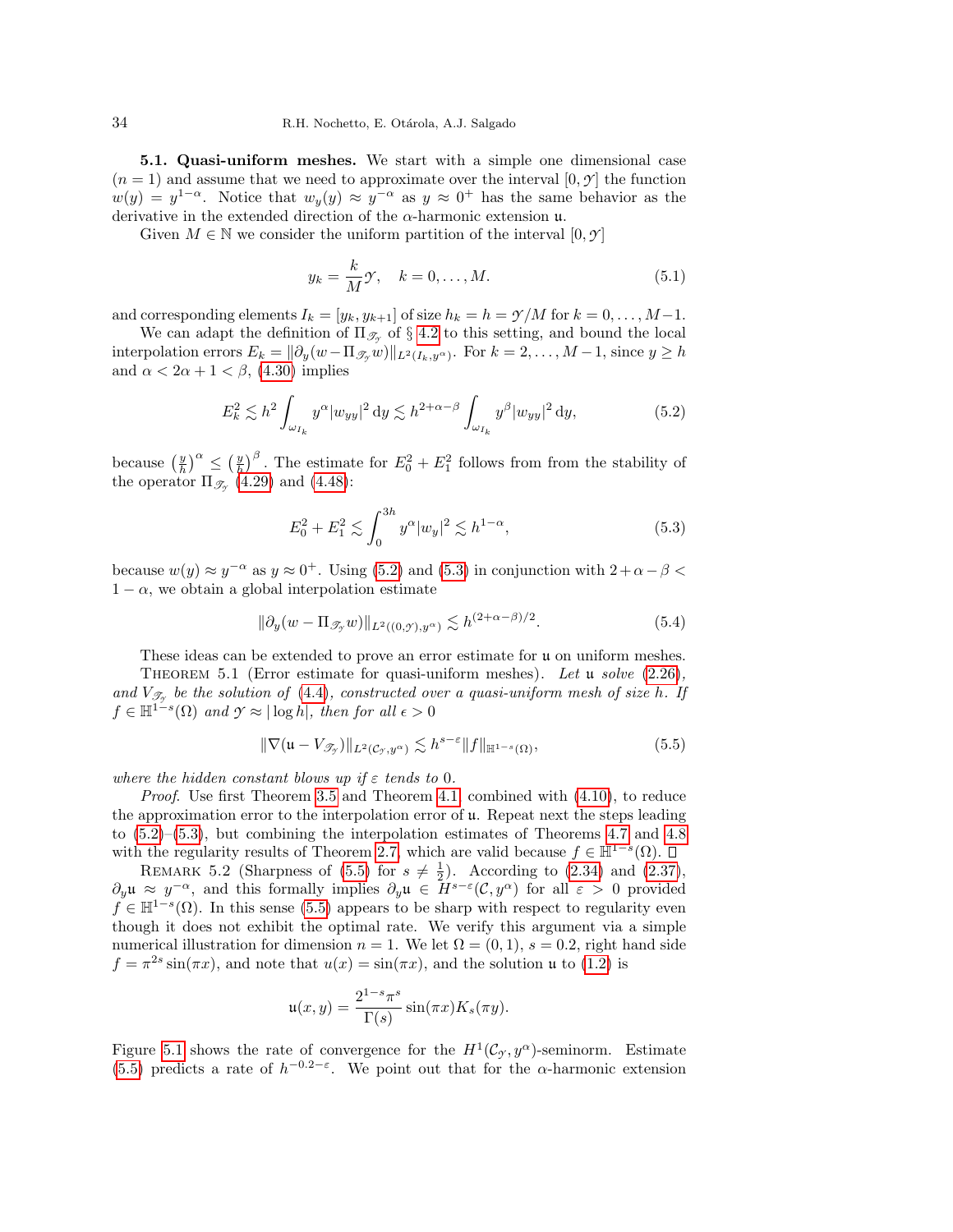**5.1. Quasi-uniform meshes.** We start with a simple one dimensional case ($n = 1$) and assume that we need to approximate over the interval $[0, \mathcal{Y}]$ the function $w(y) = y^{1-\alpha}$. Notice that $w_y(y) \approx y^{-\alpha}$ as $y \approx 0^+$ has the same behavior as the derivative in the extended direction of the $\alpha$-harmonic extension $\mathfrak{u}$.

Given $M \in \mathbb{N}$ we consider the uniform partition of the interval $[0, \mathcal{Y}]$

$$
y_k = \frac{k}{M}\mathcal{Y}, \quad k = 0, \dots, M. \tag{5.1}
$$

and corresponding elements $I_k = [y_k, y_{k+1}]$ of size $h_k = h = \mathcal{Y}/M$ for $k = 0, \dots, M-1$.

We can adapt the definition of $\Pi_{\mathscr{T}_\mathcal{Y}}$ of § 4.2 to this setting, and bound the local interpolation errors $E_k = \|\partial_y(w - \Pi_{\mathscr{T}_\mathcal{Y}} w)\|_{L^2(I_k, y^\alpha)}$. For $k = 2, \dots, M-1$, since $y \geq h$ and $\alpha < 2\alpha + 1 < \beta$, (4.30) implies

$$
E_k^2 \lesssim h^2 \int_{\omega_{I_k}} y^\alpha |w_{yy}|^2 \, \mathrm{d}y \lesssim h^{2+\alpha-\beta} \int_{\omega_{I_k}} y^\beta |w_{yy}|^2 \, \mathrm{d}y, \tag{5.2}
$$

because $\left(\frac{y}{h}\right)^\alpha \leq \left(\frac{y}{h}\right)^\beta$. The estimate for $E_0^2 + E_1^2$ follows from from the stability of the operator $\Pi_{\mathscr{T}_\mathcal{Y}}$ (4.29) and (4.48):

$$
E_0^2 + E_1^2 \lesssim \int_0^{3h} y^\alpha |w_y|^2 \lesssim h^{1-\alpha}, \tag{5.3}
$$

because $w(y) \approx y^{-\alpha}$ as $y \approx 0^+$. Using (5.2) and (5.3) in conjunction with $2 + \alpha - \beta < 1 - \alpha$, we obtain a global interpolation estimate

$$
\|\partial_y(w - \Pi_{\mathscr{T}_\mathcal{Y}} w)\|_{L^2((0,\mathcal{Y}), y^\alpha)} \lesssim h^{(2+\alpha-\beta)/2}. \tag{5.4}
$$

These ideas can be extended to prove an error estimate for $\mathfrak{u}$ on uniform meshes.

Theorem 5.1 (Error estimate for quasi-uniform meshes). *Let $\mathfrak{u}$ solve (2.26), and $V_{\mathscr{T}_\mathcal{Y}}$ be the solution of (4.4), constructed over a quasi-uniform mesh of size $h$. If $f \in \mathbb{H}^{1-s}(\Omega)$ and $\mathcal{Y} \approx |\log h|$, then for all $\epsilon > 0$*

$$
\|\nabla(\mathfrak{u} - V_{\mathscr{T}_\mathcal{Y}})\|_{L^2(\mathcal{C}_\mathcal{Y}, y^\alpha)} \lesssim h^{s-\varepsilon} \|f\|_{\mathbb{H}^{1-s}(\Omega)}, \tag{5.5}
$$

*where the hidden constant blows up if $\varepsilon$ tends to 0.*

*Proof*. Use first Theorem 3.5 and Theorem 4.1 combined with (4.10), to reduce the approximation error to the interpolation error of $\mathfrak{u}$. Repeat next the steps leading to (5.2)–(5.3), but combining the interpolation estimates of Theorems 4.7 and 4.8 with the regularity results of Theorem 2.7, which are valid because $f \in \mathbb{H}^{1-s}(\Omega)$. $\square$

Remark 5.2 (Sharpness of (5.5) for $s \neq \frac{1}{2}$). According to (2.34) and (2.37), $\partial_y \mathfrak{u} \approx y^{-\alpha}$, and this formally implies $\partial_y \mathfrak{u} \in H^{s-\varepsilon}(\mathcal{C}, y^\alpha)$ for all $\varepsilon > 0$ provided $f \in \mathbb{H}^{1-s}(\Omega)$. In this sense (5.5) appears to be sharp with respect to regularity even though it does not exhibit the optimal rate. We verify this argument via a simple numerical illustration for dimension $n = 1$. We let $\Omega = (0, 1)$, $s = 0.2$, right hand side $f = \pi^{2s} \sin(\pi x)$, and note that $u(x) = \sin(\pi x)$, and the solution $\mathfrak{u}$ to (1.2) is

$$
\mathfrak{u}(x, y) = \frac{2^{1-s}\pi^s}{\Gamma(s)} \sin(\pi x) K_s(\pi y).
$$

Figure 5.1 shows the rate of convergence for the $H^1(\mathcal{C}_\mathcal{Y}, y^\alpha)$-seminorm. Estimate (5.5) predicts a rate of $h^{-0.2-\varepsilon}$. We point out that for the $\alpha$-harmonic extension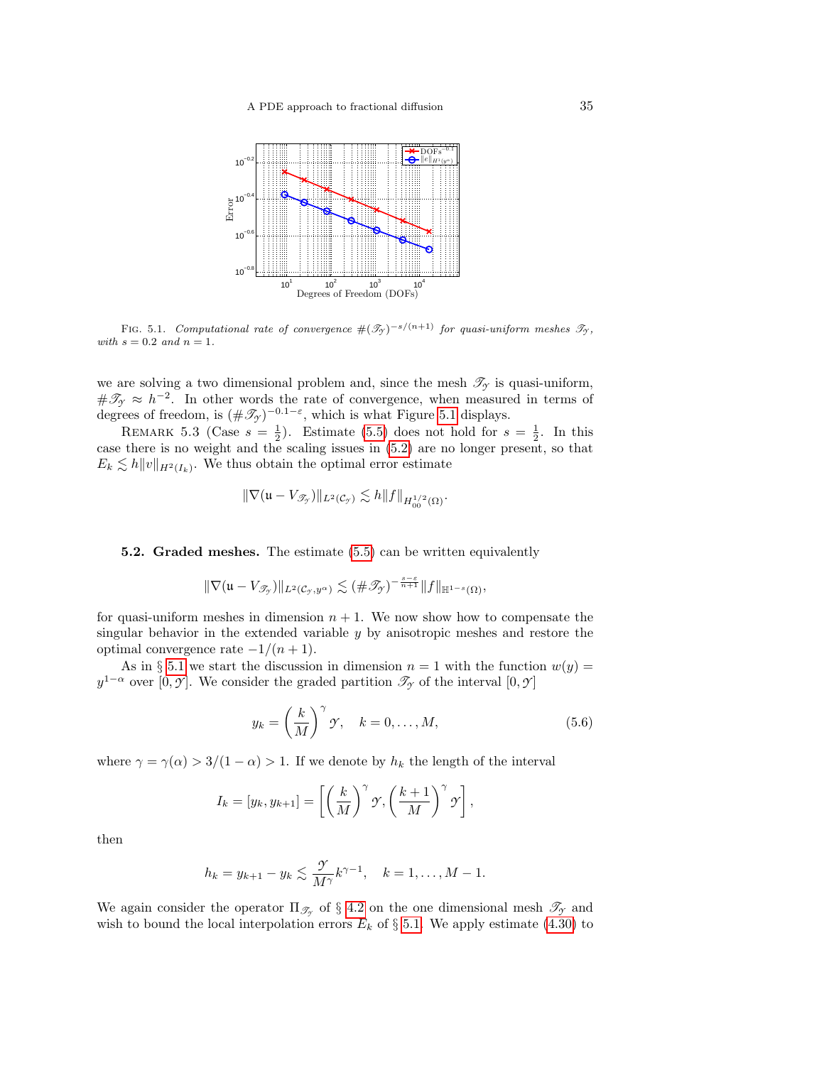FIG. 5.1. *Computational rate of convergence $\#(\mathscr{T}_\mathcal{Y})^{-s/(n+1)}$ for quasi-uniform meshes $\mathscr{T}_\mathcal{Y}$, with $s = 0.2$ and $n = 1$.*

we are solving a two dimensional problem and, since the mesh $\mathscr{T}_\mathcal{Y}$ is quasi-uniform, $\#\mathscr{T}_\mathcal{Y} \approx h^{-2}$. In other words the rate of convergence, when measured in terms of degrees of freedom, is $(\#\mathscr{T}_\mathcal{Y})^{-0.1-\varepsilon}$, which is what Figure 5.1 displays.

REMARK 5.3 (Case $s = \frac{1}{2}$). Estimate (5.5) does not hold for $s = \frac{1}{2}$. In this case there is no weight and the scaling issues in (5.2) are no longer present, so that $E_k \lesssim h\|v\|_{H^2(I_k)}$. We thus obtain the optimal error estimate

$$\|\nabla(\mathfrak{u} - V_{\mathscr{T}_\mathcal{Y}})\|_{L^2(\mathcal{C}_\mathcal{Y})} \lesssim h\|f\|_{H^{1/2}_{00}(\Omega)}.$$

**5.2. Graded meshes.** The estimate (5.5) can be written equivalently

$$\|\nabla(\mathfrak{u} - V_{\mathscr{T}_\mathcal{Y}})\|_{L^2(\mathcal{C}_\mathcal{Y}, y^\alpha)} \lesssim (\#\mathscr{T}_\mathcal{Y})^{-\frac{s-\varepsilon}{n+1}}\|f\|_{\mathbb{H}^{1-s}(\Omega)},$$

for quasi-uniform meshes in dimension $n+1$. We now show how to compensate the singular behavior in the extended variable $y$ by anisotropic meshes and restore the optimal convergence rate $-1/(n+1)$.

As in § 5.1 we start the discussion in dimension $n = 1$ with the function $w(y) = y^{1-\alpha}$ over $[0, \mathcal{Y}]$. We consider the graded partition $\mathscr{T}_\mathcal{Y}$ of the interval $[0, \mathcal{Y}]$

$$y_k = \left(\frac{k}{M}\right)^\gamma \mathcal{Y}, \quad k = 0, \dots, M, \tag{5.6}$$

where $\gamma = \gamma(\alpha) > 3/(1-\alpha) > 1$. If we denote by $h_k$ the length of the interval

$$I_k = [y_k, y_{k+1}] = \left[\left(\frac{k}{M}\right)^\gamma \mathcal{Y}, \left(\frac{k+1}{M}\right)^\gamma \mathcal{Y}\right],$$

then

$$h_k = y_{k+1} - y_k \lesssim \frac{\mathcal{Y}}{M^\gamma}k^{\gamma-1}, \quad k = 1, \dots, M-1.$$

We again consider the operator $\Pi_{\mathscr{T}_\mathcal{Y}}$ of § 4.2 on the one dimensional mesh $\mathscr{T}_\mathcal{Y}$ and wish to bound the local interpolation errors $E_k$ of § 5.1. We apply estimate (4.30) to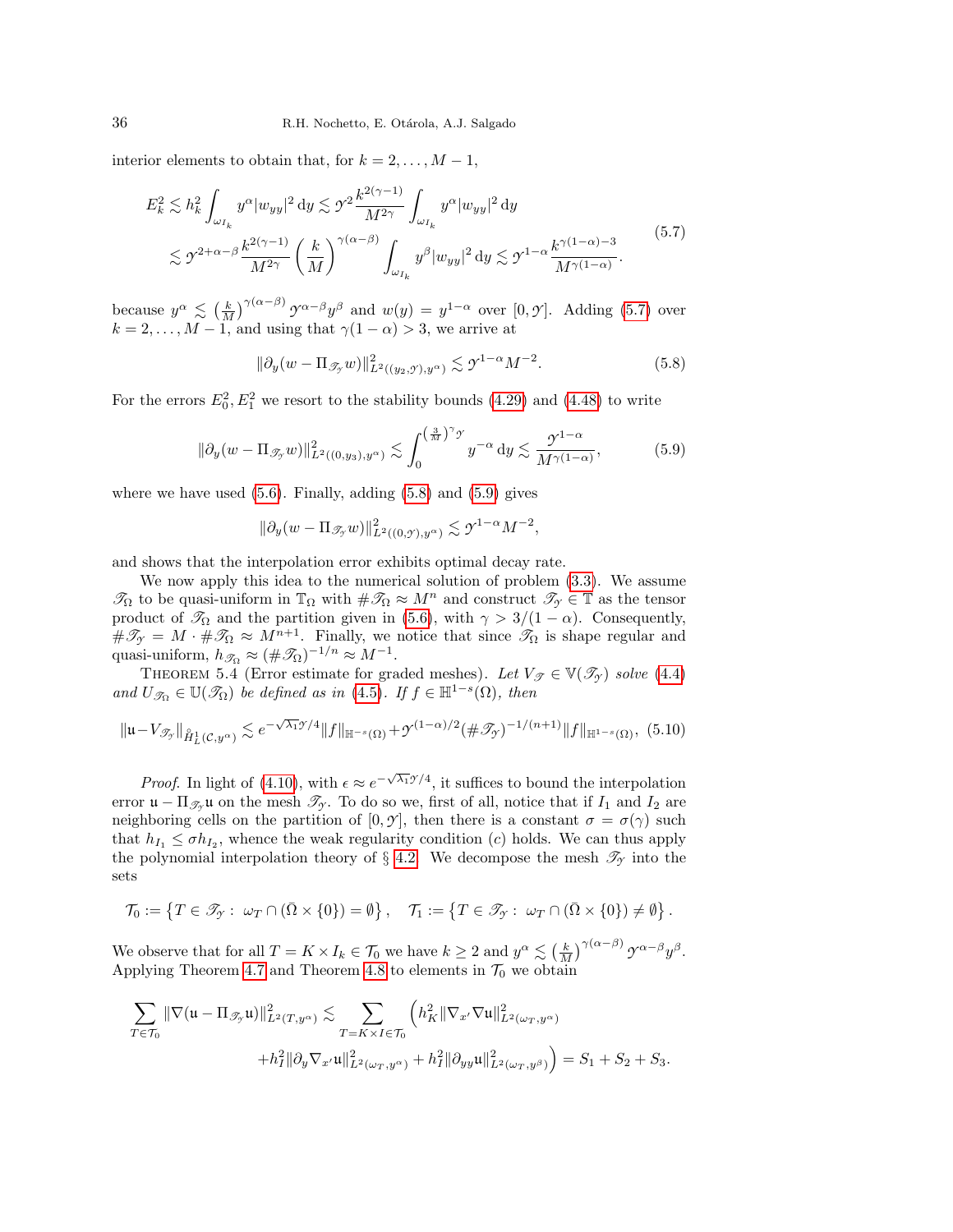interior elements to obtain that, for $k = 2, \dots, M-1$,

$$
\begin{aligned}
E_k^2 &\lesssim h_k^2 \int_{\omega_{I_k}} y^\alpha |w_{yy}|^2 \,\mathrm{d}y \lesssim \mathcal{Y}^2 \frac{k^{2(\gamma-1)}}{M^{2\gamma}} \int_{\omega_{I_k}} y^\alpha |w_{yy}|^2 \,\mathrm{d}y \\
&\lesssim \mathcal{Y}^{2+\alpha-\beta} \frac{k^{2(\gamma-1)}}{M^{2\gamma}} \left(\frac{k}{M}\right)^{\gamma(\alpha-\beta)} \int_{\omega_{I_k}} y^\beta |w_{yy}|^2 \,\mathrm{d}y \lesssim \mathcal{Y}^{1-\alpha} \frac{k^{\gamma(1-\alpha)-3}}{M^{\gamma(1-\alpha)}}.
\end{aligned}
\tag{5.7}
$$

because $y^\alpha \lesssim \left(\frac{k}{M}\right)^{\gamma(\alpha-\beta)} \mathcal{Y}^{\alpha-\beta} y^\beta$ and $w(y) = y^{1-\alpha}$ over $[0, \mathcal{Y}]$. Adding (5.7) over $k = 2, \dots, M-1$, and using that $\gamma(1-\alpha) > 3$, we arrive at

$$
\|\partial_y (w - \Pi_{\mathscr{T}_\mathcal{Y}} w)\|^2_{L^2((y_2,\mathcal{Y}),y^\alpha)} \lesssim \mathcal{Y}^{1-\alpha} M^{-2}. \tag{5.8}
$$

For the errors $E_0^2, E_1^2$ we resort to the stability bounds (4.29) and (4.48) to write

$$
\|\partial_y (w - \Pi_{\mathscr{T}_\mathcal{Y}} w)\|^2_{L^2((0,y_3),y^\alpha)} \lesssim \int_0^{\left(\frac{3}{M}\right)^\gamma \mathcal{Y}} y^{-\alpha} \,\mathrm{d}y \lesssim \frac{\mathcal{Y}^{1-\alpha}}{M^{\gamma(1-\alpha)}}, \tag{5.9}
$$

where we have used (5.6). Finally, adding (5.8) and (5.9) gives

$$
\|\partial_y (w - \Pi_{\mathscr{T}_\mathcal{Y}} w)\|^2_{L^2((0,\mathcal{Y}),y^\alpha)} \lesssim \mathcal{Y}^{1-\alpha} M^{-2},
$$

and shows that the interpolation error exhibits optimal decay rate.

We now apply this idea to the numerical solution of problem (3.3). We assume $\mathscr{T}_\Omega$ to be quasi-uniform in $\mathbb{T}_\Omega$ with $\#\mathscr{T}_\Omega \approx M^n$ and construct $\mathscr{T}_\mathcal{Y} \in \mathbb{T}$ as the tensor product of $\mathscr{T}_\Omega$ and the partition given in (5.6), with $\gamma > 3/(1-\alpha)$. Consequently, $\#\mathscr{T}_\mathcal{Y} = M \cdot \#\mathscr{T}_\Omega \approx M^{n+1}$. Finally, we notice that since $\mathscr{T}_\Omega$ is shape regular and quasi-uniform, $h_{\mathscr{T}_\Omega} \approx (\#\mathscr{T}_\Omega)^{-1/n} \approx M^{-1}$.

Theorem 5.4 (Error estimate for graded meshes). *Let $V_{\mathscr{T}} \in \mathbb{V}(\mathscr{T}_\mathcal{Y})$ solve (4.4) and $U_{\mathscr{T}_\Omega} \in \mathbb{U}(\mathscr{T}_\Omega)$ be defined as in (4.5). If $f \in \mathbb{H}^{1-s}(\Omega)$, then*

$$
\|\mathfrak{u} - V_{\mathscr{T}_\mathcal{Y}}\|_{\mathring{H}^1_L(\mathcal{C},y^\alpha)} \lesssim e^{-\sqrt{\lambda_1}\mathcal{Y}/4} \|f\|_{\mathbb{H}^{-s}(\Omega)} + \mathcal{Y}^{(1-\alpha)/2} (\#\mathscr{T}_\mathcal{Y})^{-1/(n+1)} \|f\|_{\mathbb{H}^{1-s}(\Omega)}, \tag{5.10}
$$

*Proof.* In light of (4.10), with $\epsilon \approx e^{-\sqrt{\lambda_1}\mathcal{Y}/4}$, it suffices to bound the interpolation error $\mathfrak{u} - \Pi_{\mathscr{T}_\mathcal{Y}} \mathfrak{u}$ on the mesh $\mathscr{T}_\mathcal{Y}$. To do so we, first of all, notice that if $I_1$ and $I_2$ are neighboring cells on the partition of $[0, \mathcal{Y}]$, then there is a constant $\sigma = \sigma(\gamma)$ such that $h_{I_1} \leq \sigma h_{I_2}$, whence the weak regularity condition (c) holds. We can thus apply the polynomial interpolation theory of § 4.2. We decompose the mesh $\mathscr{T}_\mathcal{Y}$ into the sets

$$
\mathcal{T}_0 := \left\{ T \in \mathscr{T}_\mathcal{Y} : \ \omega_T \cap (\bar{\Omega} \times \{0\}) = \emptyset \right\}, \quad \mathcal{T}_1 := \left\{ T \in \mathscr{T}_\mathcal{Y} : \ \omega_T \cap (\bar{\Omega} \times \{0\}) \neq \emptyset \right\}.
$$

We observe that for all $T = K \times I_k \in \mathcal{T}_0$ we have $k \geq 2$ and $y^\alpha \lesssim \left(\frac{k}{M}\right)^{\gamma(\alpha-\beta)} \mathcal{Y}^{\alpha-\beta} y^\beta$. Applying Theorem 4.7 and Theorem 4.8 to elements in $\mathcal{T}_0$ we obtain

$$
\begin{aligned}
\sum_{T \in \mathcal{T}_0} \|\nabla(\mathfrak{u} - \Pi_{\mathscr{T}_\mathcal{Y}} \mathfrak{u})\|^2_{L^2(T,y^\alpha)} \lesssim \sum_{T = K \times I \in \mathcal{T}_0} &\Big( h_K^2 \|\nabla_{x'} \nabla \mathfrak{u}\|^2_{L^2(\omega_T,y^\alpha)} \\
&+ h_I^2 \|\partial_y \nabla_{x'} \mathfrak{u}\|^2_{L^2(\omega_T,y^\alpha)} + h_I^2 \|\partial_{yy} \mathfrak{u}\|^2_{L^2(\omega_T,y^\beta)} \Big) = S_1 + S_2 + S_3.
\end{aligned}
$$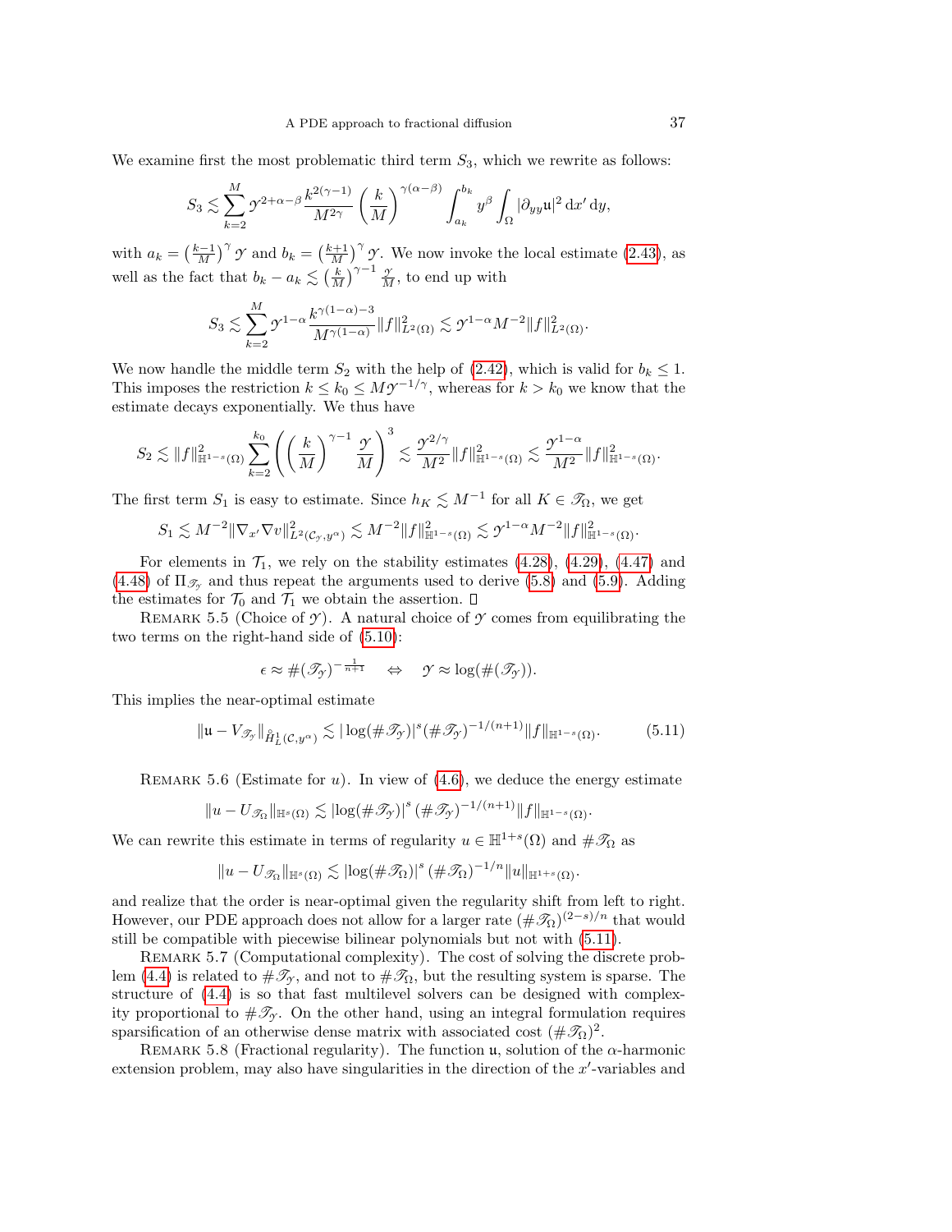We examine first the most problematic third term $S_3$, which we rewrite as follows:

$$S_3 \lesssim \sum_{k=2}^{M} \mathcal{Y}^{2+\alpha-\beta} \frac{k^{2(\gamma-1)}}{M^{2\gamma}} \left(\frac{k}{M}\right)^{\gamma(\alpha-\beta)} \int_{a_k}^{b_k} y^{\beta} \int_{\Omega} |\partial_{yy}\mathfrak{u}|^2 \,\mathrm{d}x' \,\mathrm{d}y,$$

with $a_k = \left(\frac{k-1}{M}\right)^{\gamma} \mathcal{Y}$ and $b_k = \left(\frac{k+1}{M}\right)^{\gamma} \mathcal{Y}$. We now invoke the local estimate (2.43), as well as the fact that $b_k - a_k \lesssim \left(\frac{k}{M}\right)^{\gamma-1} \frac{\mathcal{Y}}{M}$, to end up with

$$S_3 \lesssim \sum_{k=2}^{M} \mathcal{Y}^{1-\alpha} \frac{k^{\gamma(1-\alpha)-3}}{M^{\gamma(1-\alpha)}} \|f\|^2_{L^2(\Omega)} \lesssim \mathcal{Y}^{1-\alpha} M^{-2} \|f\|^2_{L^2(\Omega)}.$$

We now handle the middle term $S_2$ with the help of (2.42), which is valid for $b_k \leq 1$. This imposes the restriction $k \leq k_0 \leq M\mathcal{Y}^{-1/\gamma}$, whereas for $k > k_0$ we know that the estimate decays exponentially. We thus have

$$S_2 \lesssim \|f\|^2_{\mathbb{H}^{1-s}(\Omega)} \sum_{k=2}^{k_0} \left( \left(\frac{k}{M}\right)^{\gamma-1} \frac{\mathcal{Y}}{M} \right)^3 \lesssim \frac{\mathcal{Y}^{2/\gamma}}{M^2} \|f\|^2_{\mathbb{H}^{1-s}(\Omega)} \lesssim \frac{\mathcal{Y}^{1-\alpha}}{M^2} \|f\|^2_{\mathbb{H}^{1-s}(\Omega)}.$$

The first term $S_1$ is easy to estimate. Since $h_K \lesssim M^{-1}$ for all $K \in \mathscr{T}_\Omega$, we get

$$S_1 \lesssim M^{-2} \|\nabla_{x'} \nabla v\|^2_{L^2(\mathcal{C}_\mathcal{Y}, y^\alpha)} \lesssim M^{-2} \|f\|^2_{\mathbb{H}^{1-s}(\Omega)} \lesssim \mathcal{Y}^{1-\alpha} M^{-2} \|f\|^2_{\mathbb{H}^{1-s}(\Omega)}.$$

For elements in $\mathcal{T}_1$, we rely on the stability estimates (4.28), (4.29), (4.47) and (4.48) of $\Pi_{\mathscr{T}_\mathcal{Y}}$ and thus repeat the arguments used to derive (5.8) and (5.9). Adding the estimates for $\mathcal{T}_0$ and $\mathcal{T}_1$ we obtain the assertion. $\square$

Remark 5.5 (Choice of $\mathcal{Y}$). A natural choice of $\mathcal{Y}$ comes from equilibrating the two terms on the right-hand side of (5.10):

$$\epsilon \approx \#(\mathscr{T}_\mathcal{Y})^{-\frac{1}{n+1}} \quad \Leftrightarrow \quad \mathcal{Y} \approx \log(\#(\mathscr{T}_\mathcal{Y})).$$

This implies the near-optimal estimate

$$\|\mathfrak{u} - V_{\mathscr{T}_\mathcal{Y}}\|_{\mathring{H}^1_L(\mathcal{C}, y^\alpha)} \lesssim |\log(\#\mathscr{T}_\mathcal{Y})|^s (\#\mathscr{T}_\mathcal{Y})^{-1/(n+1)} \|f\|_{\mathbb{H}^{1-s}(\Omega)}. \tag{5.11}$$

Remark 5.6 (Estimate for $u$). In view of (4.6), we deduce the energy estimate

$$\|u - U_{\mathscr{T}_\Omega}\|_{\mathbb{H}^s(\Omega)} \lesssim |\log(\#\mathscr{T}_\mathcal{Y})|^s \, (\#\mathscr{T}_\mathcal{Y})^{-1/(n+1)} \|f\|_{\mathbb{H}^{1-s}(\Omega)}.$$

We can rewrite this estimate in terms of regularity $u \in \mathbb{H}^{1+s}(\Omega)$ and $\#\mathscr{T}_\Omega$ as

$$\|u - U_{\mathscr{T}_\Omega}\|_{\mathbb{H}^s(\Omega)} \lesssim |\log(\#\mathscr{T}_\Omega)|^s \, (\#\mathscr{T}_\Omega)^{-1/n} \|u\|_{\mathbb{H}^{1+s}(\Omega)}.$$

and realize that the order is near-optimal given the regularity shift from left to right. However, our PDE approach does not allow for a larger rate $(\#\mathscr{T}_\Omega)^{(2-s)/n}$ that would still be compatible with piecewise bilinear polynomials but not with (5.11).

Remark 5.7 (Computational complexity). The cost of solving the discrete problem (4.4) is related to $\#\mathscr{T}_\mathcal{Y}$, and not to $\#\mathscr{T}_\Omega$, but the resulting system is sparse. The structure of (4.4) is so that fast multilevel solvers can be designed with complexity proportional to $\#\mathscr{T}_\mathcal{Y}$. On the other hand, using an integral formulation requires sparsification of an otherwise dense matrix with associated cost $(\#\mathscr{T}_\Omega)^2$.

Remark 5.8 (Fractional regularity). The function $\mathfrak{u}$, solution of the $\alpha$-harmonic extension problem, may also have singularities in the direction of the $x'$-variables and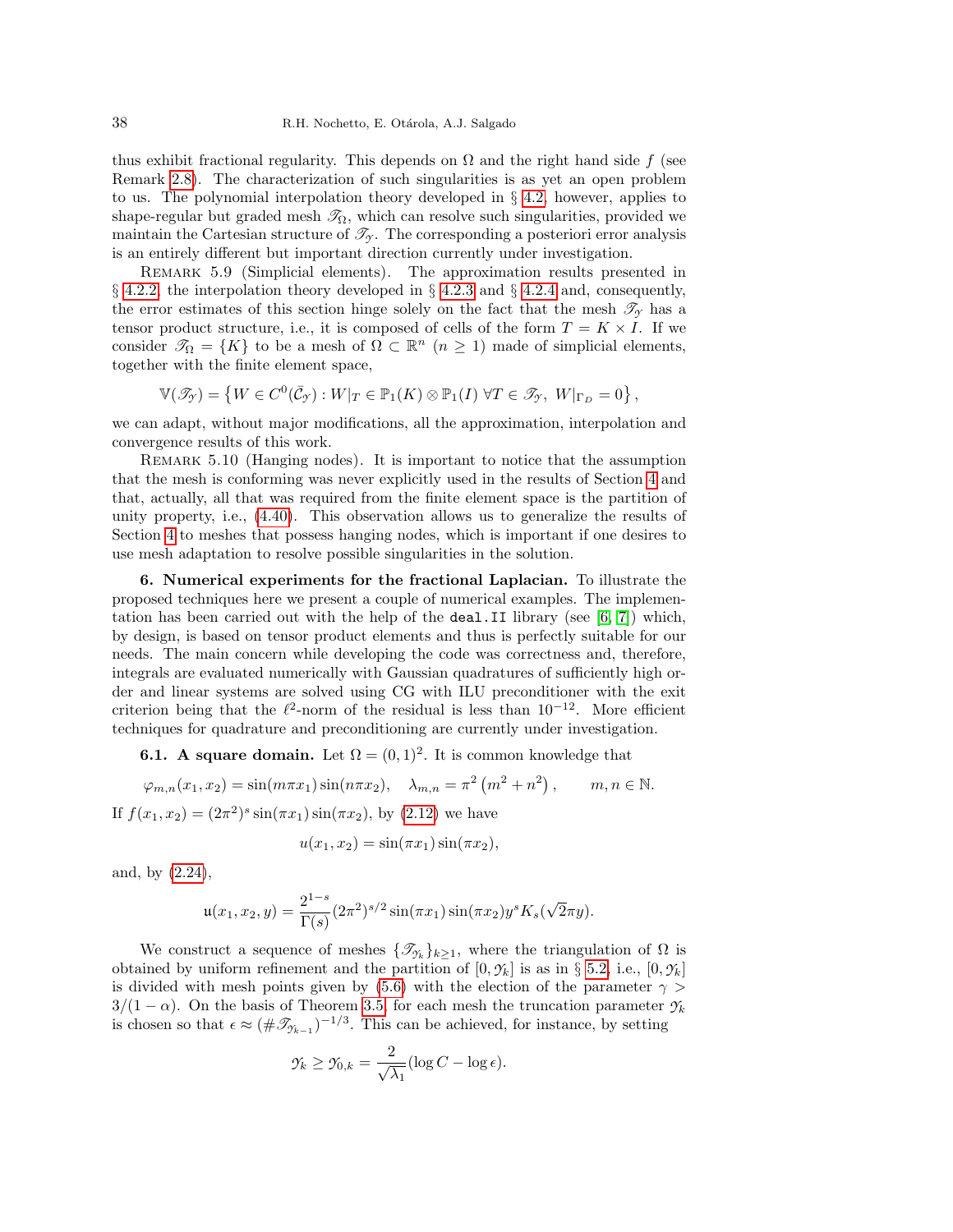thus exhibit fractional regularity. This depends on $\Omega$ and the right hand side $f$ (see Remark 2.8). The characterization of such singularities is as yet an open problem to us. The polynomial interpolation theory developed in § 4.2, however, applies to shape-regular but graded mesh $\mathscr{T}_\Omega$, which can resolve such singularities, provided we maintain the Cartesian structure of $\mathscr{T}_\mathscr{Y}$. The corresponding a posteriori error analysis is an entirely different but important direction currently under investigation.

Remark 5.9 (Simplicial elements). The approximation results presented in § 4.2.2, the interpolation theory developed in § 4.2.3 and § 4.2.4 and, consequently, the error estimates of this section hinge solely on the fact that the mesh $\mathscr{T}_\mathscr{Y}$ has a tensor product structure, i.e., it is composed of cells of the form $T = K \times I$. If we consider $\mathscr{T}_\Omega = \{K\}$ to be a mesh of $\Omega \subset \mathbb{R}^n$ ($n \geq 1$) made of simplicial elements, together with the finite element space,

$$
\mathbb{V}(\mathscr{T}_\mathscr{Y}) = \left\{ W \in C^0(\bar{\mathcal{C}}_\mathscr{Y}) : W|_T \in \mathbb{P}_1(K) \otimes \mathbb{P}_1(I) \ \forall T \in \mathscr{T}_\mathscr{Y}, \ W|_{\Gamma_D} = 0 \right\},
$$

we can adapt, without major modifications, all the approximation, interpolation and convergence results of this work.

Remark 5.10 (Hanging nodes). It is important to notice that the assumption that the mesh is conforming was never explicitly used in the results of Section 4 and that, actually, all that was required from the finite element space is the partition of unity property, i.e., (4.40). This observation allows us to generalize the results of Section 4 to meshes that possess hanging nodes, which is important if one desires to use mesh adaptation to resolve possible singularities in the solution.

**6. Numerical experiments for the fractional Laplacian.** To illustrate the proposed techniques here we present a couple of numerical examples. The implementation has been carried out with the help of the `deal.II` library (see [6, 7]) which, by design, is based on tensor product elements and thus is perfectly suitable for our needs. The main concern while developing the code was correctness and, therefore, integrals are evaluated numerically with Gaussian quadratures of sufficiently high order and linear systems are solved using CG with ILU preconditioner with the exit criterion being that the $\ell^2$-norm of the residual is less than $10^{-12}$. More efficient techniques for quadrature and preconditioning are currently under investigation.

**6.1. A square domain.** Let $\Omega = (0,1)^2$. It is common knowledge that

$$
\varphi_{m,n}(x_1,x_2) = \sin(m\pi x_1)\sin(n\pi x_2), \quad \lambda_{m,n} = \pi^2\left(m^2+n^2\right), \qquad m,n \in \mathbb{N}.
$$

If $f(x_1,x_2) = (2\pi^2)^s \sin(\pi x_1)\sin(\pi x_2)$, by (2.12) we have

$$
u(x_1,x_2) = \sin(\pi x_1)\sin(\pi x_2),
$$

and, by (2.24),

$$
\mathfrak{u}(x_1,x_2,y) = \frac{2^{1-s}}{\Gamma(s)}(2\pi^2)^{s/2}\sin(\pi x_1)\sin(\pi x_2) y^s K_s(\sqrt{2}\pi y).
$$

We construct a sequence of meshes $\{\mathscr{T}_{\mathscr{Y}_k}\}_{k\geq 1}$, where the triangulation of $\Omega$ is obtained by uniform refinement and the partition of $[0,\mathscr{Y}_k]$ is as in § 5.2, i.e., $[0,\mathscr{Y}_k]$ is divided with mesh points given by (5.6) with the election of the parameter $\gamma > 3/(1-\alpha)$. On the basis of Theorem 3.5, for each mesh the truncation parameter $\mathscr{Y}_k$ is chosen so that $\epsilon \approx (\#\mathscr{T}_{\mathscr{Y}_{k-1}})^{-1/3}$. This can be achieved, for instance, by setting

$$
\mathscr{Y}_k \geq \mathscr{Y}_{0,k} = \frac{2}{\sqrt{\lambda_1}}(\log C - \log \epsilon).
$$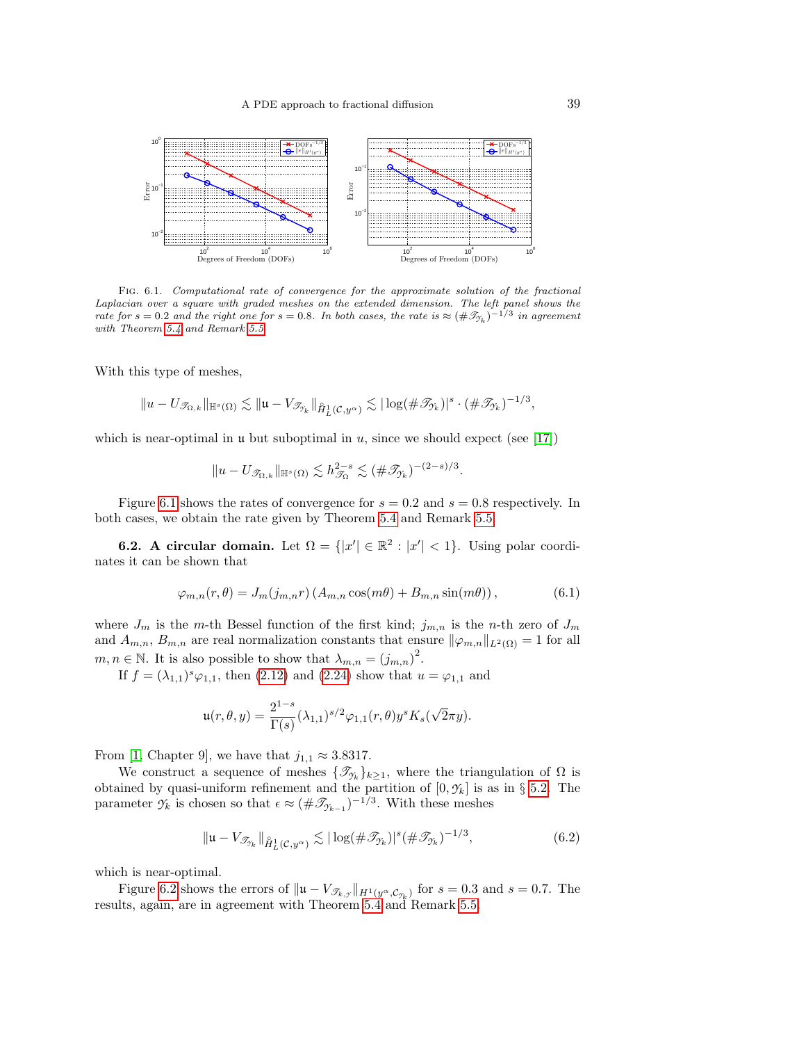FIG. 6.1. *Computational rate of convergence for the approximate solution of the fractional Laplacian over a square with graded meshes on the extended dimension. The left panel shows the rate for $s = 0.2$ and the right one for $s = 0.8$. In both cases, the rate is $\approx (\#\mathscr{T}_{\mathscr{Y}_k})^{-1/3}$ in agreement with Theorem 5.4 and Remark 5.5.*

With this type of meshes,

$$\|u - U_{\mathscr{T}_{\Omega,k}}\|_{\mathbb{H}^s(\Omega)} \lesssim \|\mathfrak{u} - V_{\mathscr{T}_{\mathscr{Y}_k}}\|_{\mathring{H}^1_L(\mathcal{C},y^\alpha)} \lesssim |\log(\#\mathscr{T}_{\mathscr{Y}_k})|^s \cdot (\#\mathscr{T}_{\mathscr{Y}_k})^{-1/3},$$

which is near-optimal in $\mathfrak{u}$ but suboptimal in $u$, since we should expect (see [17])

$$\|u - U_{\mathscr{T}_{\Omega,k}}\|_{\mathbb{H}^s(\Omega)} \lesssim h^{2-s}_{\mathscr{T}_\Omega} \lesssim (\#\mathscr{T}_{\mathscr{Y}_k})^{-(2-s)/3}.$$

Figure 6.1 shows the rates of convergence for $s = 0.2$ and $s = 0.8$ respectively. In both cases, we obtain the rate given by Theorem 5.4 and Remark 5.5.

**6.2. A circular domain.** Let $\Omega = \{|x'| \in \mathbb{R}^2 : |x'| < 1\}$. Using polar coordinates it can be shown that

$$\varphi_{m,n}(r,\theta) = J_m(j_{m,n}r)\left(A_{m,n}\cos(m\theta) + B_{m,n}\sin(m\theta)\right), \tag{6.1}$$

where $J_m$ is the $m$-th Bessel function of the first kind; $j_{m,n}$ is the $n$-th zero of $J_m$ and $A_{m,n}$, $B_{m,n}$ are real normalization constants that ensure $\|\varphi_{m,n}\|_{L^2(\Omega)} = 1$ for all $m, n \in \mathbb{N}$. It is also possible to show that $\lambda_{m,n} = (j_{m,n})^2$.

If $f = (\lambda_{1,1})^s\varphi_{1,1}$, then (2.12) and (2.24) show that $u = \varphi_{1,1}$ and

$$\mathfrak{u}(r,\theta,y) = \frac{2^{1-s}}{\Gamma(s)}(\lambda_{1,1})^{s/2}\varphi_{1,1}(r,\theta)y^s K_s(\sqrt{2}\pi y).$$

From [1, Chapter 9], we have that $j_{1,1} \approx 3.8317$.

We construct a sequence of meshes $\{\mathscr{T}_{\mathscr{Y}_k}\}_{k\geq 1}$, where the triangulation of $\Omega$ is obtained by quasi-uniform refinement and the partition of $[0,\mathscr{Y}_k]$ is as in § 5.2. The parameter $\mathscr{Y}_k$ is chosen so that $\epsilon \approx (\#\mathscr{T}_{\mathscr{Y}_{k-1}})^{-1/3}$. With these meshes

$$\|\mathfrak{u} - V_{\mathscr{T}_{\mathscr{Y}_k}}\|_{\mathring{H}^1_L(\mathcal{C},y^\alpha)} \lesssim |\log(\#\mathscr{T}_{\mathscr{Y}_k})|^s(\#\mathscr{T}_{\mathscr{Y}_k})^{-1/3}, \tag{6.2}$$

which is near-optimal.

Figure 6.2 shows the errors of $\|\mathfrak{u} - V_{\mathscr{T}_{k,\mathscr{Y}}}\|_{H^1(y^\alpha,\mathcal{C}_{\mathscr{Y}_k})}$ for $s = 0.3$ and $s = 0.7$. The results, again, are in agreement with Theorem 5.4 and Remark 5.5.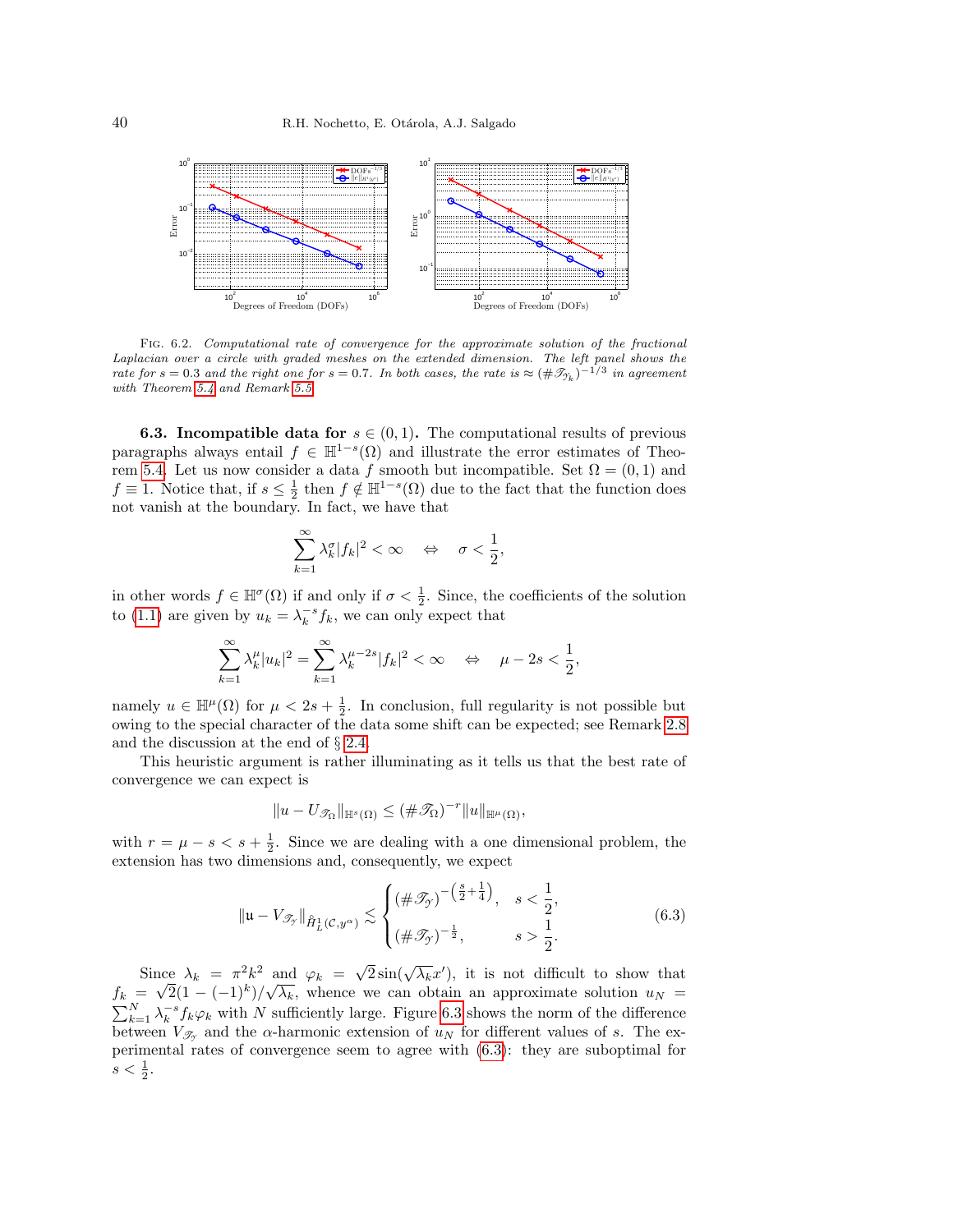Fig. 6.2. *Computational rate of convergence for the approximate solution of the fractional Laplacian over a circle with graded meshes on the extended dimension. The left panel shows the rate for $s = 0.3$ and the right one for $s = 0.7$. In both cases, the rate is $\approx (\#\mathscr{T}_{\mathscr{Y}_k})^{-1/3}$ in agreement with Theorem 5.4 and Remark 5.5.*

**6.3. Incompatible data for $s \in (0,1)$.** The computational results of previous paragraphs always entail $f \in \mathbb{H}^{1-s}(\Omega)$ and illustrate the error estimates of Theorem 5.4. Let us now consider a data $f$ smooth but incompatible. Set $\Omega = (0,1)$ and $f \equiv 1$. Notice that, if $s \leq \frac{1}{2}$ then $f \notin \mathbb{H}^{1-s}(\Omega)$ due to the fact that the function does not vanish at the boundary. In fact, we have that

$$\sum_{k=1}^{\infty} \lambda_k^{\sigma} |f_k|^2 < \infty \quad \Leftrightarrow \quad \sigma < \frac{1}{2},$$

in other words $f \in \mathbb{H}^{\sigma}(\Omega)$ if and only if $\sigma < \frac{1}{2}$. Since, the coefficients of the solution to (1.1) are given by $u_k = \lambda_k^{-s} f_k$, we can only expect that

$$\sum_{k=1}^{\infty} \lambda_k^{\mu} |u_k|^2 = \sum_{k=1}^{\infty} \lambda_k^{\mu - 2s} |f_k|^2 < \infty \quad \Leftrightarrow \quad \mu - 2s < \frac{1}{2},$$

namely $u \in \mathbb{H}^{\mu}(\Omega)$ for $\mu < 2s + \frac{1}{2}$. In conclusion, full regularity is not possible but owing to the special character of the data some shift can be expected; see Remark 2.8 and the discussion at the end of § 2.4.

This heuristic argument is rather illuminating as it tells us that the best rate of convergence we can expect is

$$\|u - U_{\mathscr{T}_\Omega}\|_{\mathbb{H}^s(\Omega)} \leq (\#\mathscr{T}_\Omega)^{-r} \|u\|_{\mathbb{H}^{\mu}(\Omega)},$$

with $r = \mu - s < s + \frac{1}{2}$. Since we are dealing with a one dimensional problem, the extension has two dimensions and, consequently, we expect

$$\|\mathfrak{u} - V_{\mathscr{T}_\mathscr{Y}}\|_{\mathring{H}_L^1(\mathcal{C}, y^\alpha)} \lesssim \begin{cases} (\#\mathscr{T}_\mathscr{Y})^{-\left(\frac{s}{2} + \frac{1}{4}\right)}, & s < \dfrac{1}{2}, \\ (\#\mathscr{T}_\mathscr{Y})^{-\frac{1}{2}}, & s > \dfrac{1}{2}. \end{cases} \tag{6.3}$$

Since $\lambda_k = \pi^2 k^2$ and $\varphi_k = \sqrt{2}\sin(\sqrt{\lambda_k} x')$, it is not difficult to show that $f_k = \sqrt{2}(1 - (-1)^k)/\sqrt{\lambda_k}$, whence we can obtain an approximate solution $u_N = \sum_{k=1}^{N} \lambda_k^{-s} f_k \varphi_k$ with $N$ sufficiently large. Figure 6.3 shows the norm of the difference between $V_{\mathscr{T}_\mathscr{Y}}$ and the $\alpha$-harmonic extension of $u_N$ for different values of $s$. The experimental rates of convergence seem to agree with (6.3): they are suboptimal for $s < \frac{1}{2}$.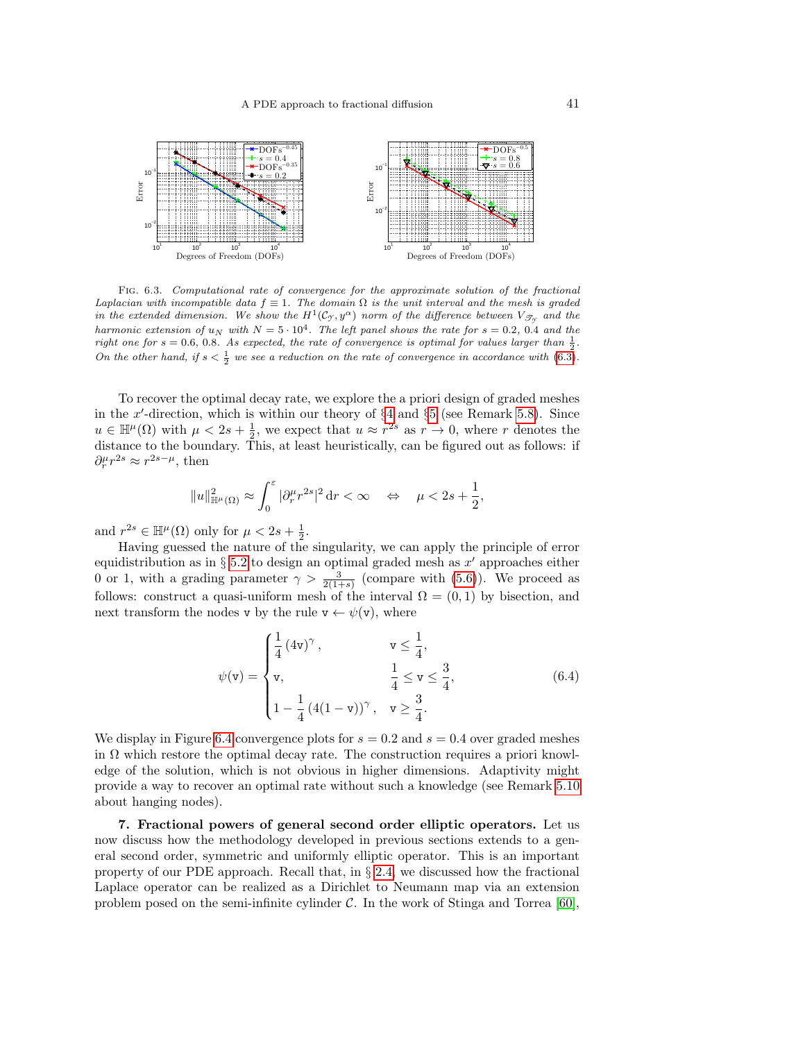Fig. 6.3. *Computational rate of convergence for the approximate solution of the fractional Laplacian with incompatible data $f \equiv 1$. The domain $\Omega$ is the unit interval and the mesh is graded in the extended dimension. We show the $H^1(\mathcal{C}_\mathcal{Y}, y^\alpha)$ norm of the difference between $V_{\mathscr{T}_\mathcal{Y}}$ and the harmonic extension of $u_N$ with $N = 5 \cdot 10^4$. The left panel shows the rate for $s = 0.2$, $0.4$ and the right one for $s = 0.6$, $0.8$. As expected, the rate of convergence is optimal for values larger than $\frac{1}{2}$. On the other hand, if $s < \frac{1}{2}$ we see a reduction on the rate of convergence in accordance with (6.3).*

To recover the optimal decay rate, we explore the a priori design of graded meshes in the $x'$-direction, which is within our theory of §4 and §5 (see Remark 5.8). Since $u \in \mathbb{H}^\mu(\Omega)$ with $\mu < 2s + \frac{1}{2}$, we expect that $u \approx r^{2s}$ as $r \to 0$, where $r$ denotes the distance to the boundary. This, at least heuristically, can be figured out as follows: if $\partial_r^\mu r^{2s} \approx r^{2s-\mu}$, then

$$
\|u\|^2_{\mathbb{H}^\mu(\Omega)} \approx \int_0^\varepsilon |\partial_r^\mu r^{2s}|^2 \, \mathrm{d}r < \infty \quad \Leftrightarrow \quad \mu < 2s + \frac{1}{2},
$$

and $r^{2s} \in \mathbb{H}^\mu(\Omega)$ only for $\mu < 2s + \frac{1}{2}$.

Having guessed the nature of the singularity, we can apply the principle of error equidistribution as in § 5.2 to design an optimal graded mesh as $x'$ approaches either 0 or 1, with a grading parameter $\gamma > \frac{3}{2(1+s)}$ (compare with (5.6)). We proceed as follows: construct a quasi-uniform mesh of the interval $\Omega = (0, 1)$ by bisection, and next transform the nodes $\mathtt{v}$ by the rule $\mathtt{v} \leftarrow \psi(\mathtt{v})$, where

$$
\psi(\mathtt{v}) = \begin{cases} \dfrac{1}{4}\left(4\mathtt{v}\right)^\gamma, & \mathtt{v} \leq \dfrac{1}{4}, \\ \mathtt{v}, & \dfrac{1}{4} \leq \mathtt{v} \leq \dfrac{3}{4}, \\ 1 - \dfrac{1}{4}\left(4(1-\mathtt{v})\right)^\gamma, & \mathtt{v} \geq \dfrac{3}{4}. \end{cases} \tag{6.4}
$$

We display in Figure 6.4 convergence plots for $s = 0.2$ and $s = 0.4$ over graded meshes in $\Omega$ which restore the optimal decay rate. The construction requires a priori knowledge of the solution, which is not obvious in higher dimensions. Adaptivity might provide a way to recover an optimal rate without such a knowledge (see Remark 5.10 about hanging nodes).

**7. Fractional powers of general second order elliptic operators.** Let us now discuss how the methodology developed in previous sections extends to a general second order, symmetric and uniformly elliptic operator. This is an important property of our PDE approach. Recall that, in § 2.4, we discussed how the fractional Laplace operator can be realized as a Dirichlet to Neumann map via an extension problem posed on the semi-infinite cylinder $\mathcal{C}$. In the work of Stinga and Torrea [60],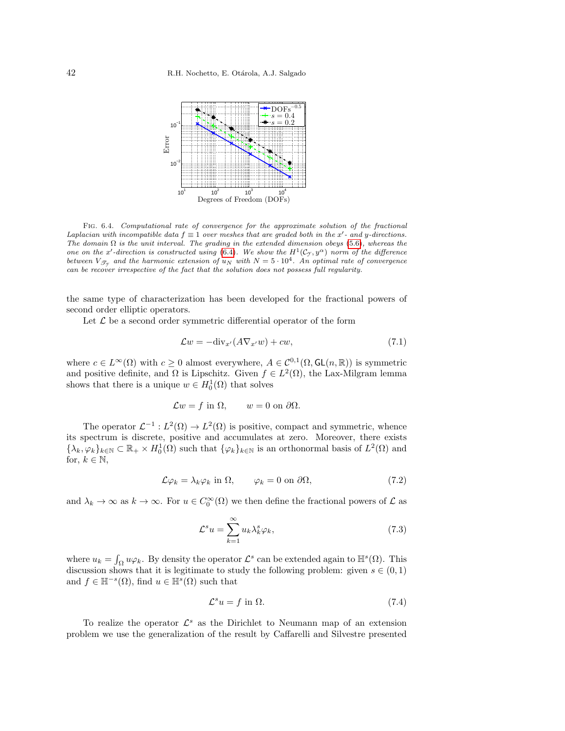FIG. 6.4. *Computational rate of convergence for the approximate solution of the fractional Laplacian with incompatible data $f \equiv 1$ over meshes that are graded both in the $x'$- and $y$-directions. The domain $\Omega$ is the unit interval. The grading in the extended dimension obeys (5.6), whereas the one on the $x'$-direction is constructed using (6.4). We show the $H^1(\mathcal{C}_{\mathcal{Y}}, y^\alpha)$ norm of the difference between $V_{\mathscr{T}_{\mathcal{Y}}}$ and the harmonic extension of $u_N$ with $N = 5 \cdot 10^4$. An optimal rate of convergence can be recover irrespective of the fact that the solution does not possess full regularity.*

the same type of characterization has been developed for the fractional powers of second order elliptic operators.

Let $\mathcal{L}$ be a second order symmetric differential operator of the form

$$\mathcal{L}w = -\mathrm{div}_{x'}(A \nabla_{x'} w) + cw, \tag{7.1}$$

where $c \in L^\infty(\Omega)$ with $c \geq 0$ almost everywhere, $A \in \mathcal{C}^{0,1}(\Omega, \mathsf{GL}(n, \mathbb{R}))$ is symmetric and positive definite, and $\Omega$ is Lipschitz. Given $f \in L^2(\Omega)$, the Lax-Milgram lemma shows that there is a unique $w \in H_0^1(\Omega)$ that solves

$$\mathcal{L}w = f \text{ in } \Omega, \qquad w = 0 \text{ on } \partial\Omega.$$

The operator $\mathcal{L}^{-1} : L^2(\Omega) \to L^2(\Omega)$ is positive, compact and symmetric, whence its spectrum is discrete, positive and accumulates at zero. Moreover, there exists $\{\lambda_k, \varphi_k\}_{k \in \mathbb{N}} \subset \mathbb{R}_+ \times H_0^1(\Omega)$ such that $\{\varphi_k\}_{k \in \mathbb{N}}$ is an orthonormal basis of $L^2(\Omega)$ and for, $k \in \mathbb{N}$,

$$\mathcal{L}\varphi_k = \lambda_k \varphi_k \text{ in } \Omega, \qquad \varphi_k = 0 \text{ on } \partial\Omega, \tag{7.2}$$

and $\lambda_k \to \infty$ as $k \to \infty$. For $u \in C_0^\infty(\Omega)$ we then define the fractional powers of $\mathcal{L}$ as

$$\mathcal{L}^s u = \sum_{k=1}^{\infty} u_k \lambda_k^s \varphi_k, \tag{7.3}$$

where $u_k = \int_\Omega u \varphi_k$. By density the operator $\mathcal{L}^s$ can be extended again to $\mathbb{H}^s(\Omega)$. This discussion shows that it is legitimate to study the following problem: given $s \in (0,1)$ and $f \in \mathbb{H}^{-s}(\Omega)$, find $u \in \mathbb{H}^s(\Omega)$ such that

$$\mathcal{L}^s u = f \text{ in } \Omega. \tag{7.4}$$

To realize the operator $\mathcal{L}^s$ as the Dirichlet to Neumann map of an extension problem we use the generalization of the result by Caffarelli and Silvestre presented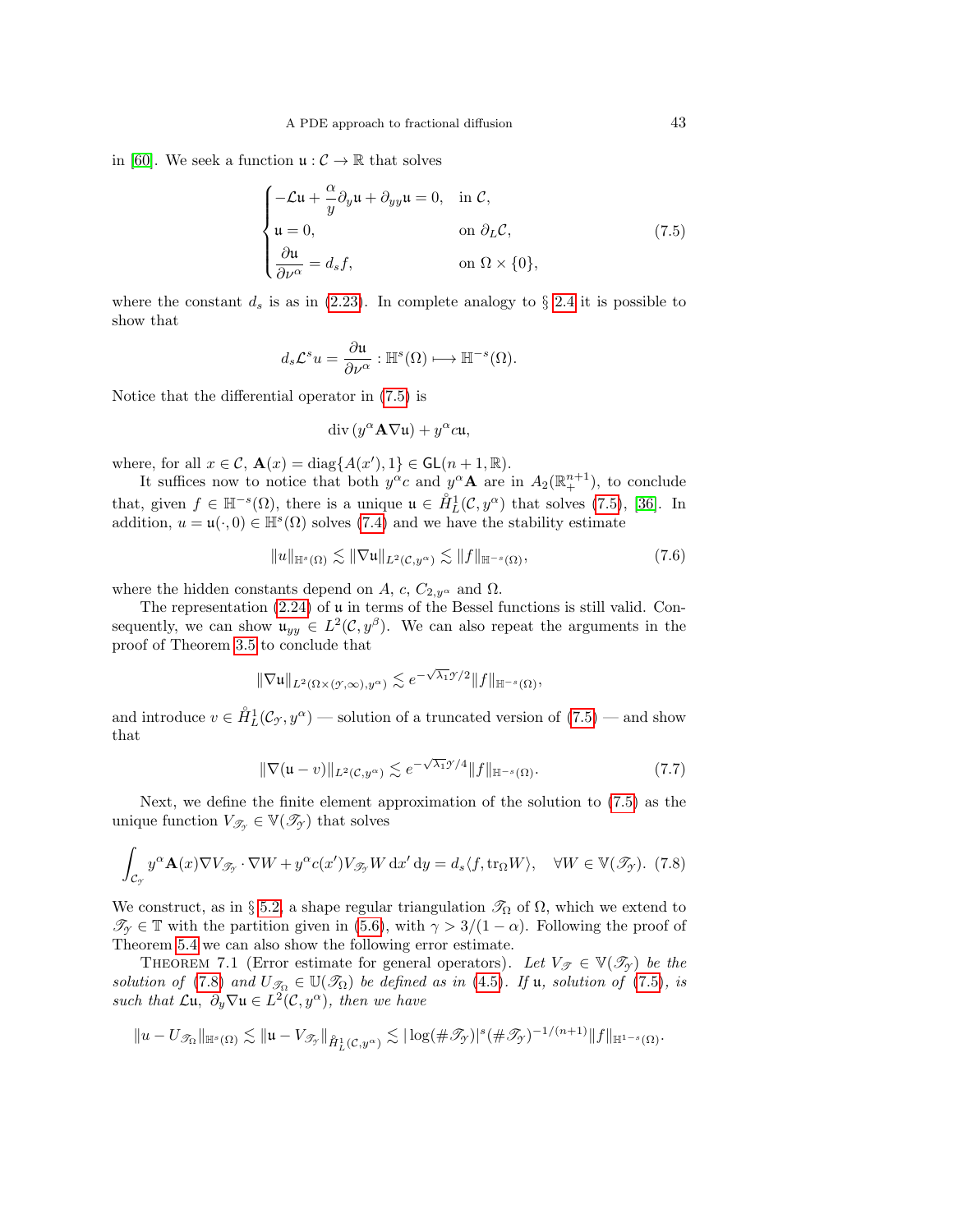in [60]. We seek a function $\mathfrak{u} : \mathcal{C} \to \mathbb{R}$ that solves

$$
\begin{cases}
-\mathcal{L}\mathfrak{u} + \dfrac{\alpha}{y}\partial_y \mathfrak{u} + \partial_{yy}\mathfrak{u} = 0, & \text{in } \mathcal{C}, \\
\mathfrak{u} = 0, & \text{on } \partial_L \mathcal{C}, \\
\dfrac{\partial \mathfrak{u}}{\partial \nu^\alpha} = d_s f, & \text{on } \Omega \times \{0\},
\end{cases}
\tag{7.5}
$$

where the constant $d_s$ is as in (2.23). In complete analogy to § 2.4 it is possible to show that

$$
d_s \mathcal{L}^s u = \frac{\partial \mathfrak{u}}{\partial \nu^\alpha} : \mathbb{H}^s(\Omega) \longmapsto \mathbb{H}^{-s}(\Omega).
$$

Notice that the differential operator in (7.5) is

$$
\operatorname{div}\left(y^\alpha \mathbf{A} \nabla \mathfrak{u}\right) + y^\alpha c \mathfrak{u},
$$

where, for all $x \in \mathcal{C}$, $\mathbf{A}(x) = \operatorname{diag}\{A(x'), 1\} \in \mathsf{GL}(n+1, \mathbb{R})$.

It suffices now to notice that both $y^\alpha c$ and $y^\alpha \mathbf{A}$ are in $A_2(\mathbb{R}^{n+1}_+)$, to conclude that, given $f \in \mathbb{H}^{-s}(\Omega)$, there is a unique $\mathfrak{u} \in \mathring{H}^1_L(\mathcal{C}, y^\alpha)$ that solves (7.5), [36]. In addition, $u = \mathfrak{u}(\cdot, 0) \in \mathbb{H}^s(\Omega)$ solves (7.4) and we have the stability estimate

$$
\|u\|_{\mathbb{H}^s(\Omega)} \lesssim \|\nabla \mathfrak{u}\|_{L^2(\mathcal{C}, y^\alpha)} \lesssim \|f\|_{\mathbb{H}^{-s}(\Omega)},
\tag{7.6}
$$

where the hidden constants depend on $A$, $c$, $C_{2,y^\alpha}$ and $\Omega$.

The representation (2.24) of $\mathfrak{u}$ in terms of the Bessel functions is still valid. Consequently, we can show $\mathfrak{u}_{yy} \in L^2(\mathcal{C}, y^\beta)$. We can also repeat the arguments in the proof of Theorem 3.5 to conclude that

$$
\|\nabla \mathfrak{u}\|_{L^2(\Omega \times (\mathcal{Y}, \infty), y^\alpha)} \lesssim e^{-\sqrt{\lambda_1}\mathcal{Y}/2} \|f\|_{\mathbb{H}^{-s}(\Omega)},
$$

and introduce $v \in \mathring{H}^1_L(\mathcal{C}_\mathcal{Y}, y^\alpha)$ — solution of a truncated version of (7.5) — and show that

$$
\|\nabla(\mathfrak{u} - v)\|_{L^2(\mathcal{C}, y^\alpha)} \lesssim e^{-\sqrt{\lambda_1}\mathcal{Y}/4} \|f\|_{\mathbb{H}^{-s}(\Omega)}.
\tag{7.7}
$$

Next, we define the finite element approximation of the solution to (7.5) as the unique function $V_{\mathscr{T}_\mathcal{Y}} \in \mathbb{V}(\mathscr{T}_\mathcal{Y})$ that solves

$$
\int_{\mathcal{C}_\mathcal{Y}} y^\alpha \mathbf{A}(x) \nabla V_{\mathscr{T}_\mathcal{Y}} \cdot \nabla W + y^\alpha c(x') V_{\mathscr{T}_\mathcal{Y}} W \, \mathrm{d}x' \, \mathrm{d}y = d_s \langle f, \operatorname{tr}_\Omega W \rangle, \quad \forall W \in \mathbb{V}(\mathscr{T}_\mathcal{Y}).
\tag{7.8}
$$

We construct, as in § 5.2, a shape regular triangulation $\mathscr{T}_\Omega$ of $\Omega$, which we extend to $\mathscr{T}_\mathcal{Y} \in \mathbb{T}$ with the partition given in (5.6), with $\gamma > 3/(1-\alpha)$. Following the proof of Theorem 5.4 we can also show the following error estimate.

Theorem 7.1 (Error estimate for general operators). *Let $V_{\mathscr{T}} \in \mathbb{V}(\mathscr{T}_\mathcal{Y})$ be the solution of (7.8) and $U_{\mathscr{T}_\Omega} \in \mathbb{U}(\mathscr{T}_\Omega)$ be defined as in (4.5). If $\mathfrak{u}$, solution of (7.5), is such that $\mathcal{L}\mathfrak{u}$, $\partial_y \nabla \mathfrak{u} \in L^2(\mathcal{C}, y^\alpha)$, then we have*

$$
\|u - U_{\mathscr{T}_\Omega}\|_{\mathbb{H}^s(\Omega)} \lesssim \|\mathfrak{u} - V_{\mathscr{T}_\mathcal{Y}}\|_{\mathring{H}^1_L(\mathcal{C}, y^\alpha)} \lesssim |\log(\#\mathscr{T}_\mathcal{Y})|^s (\#\mathscr{T}_\mathcal{Y})^{-1/(n+1)} \|f\|_{\mathbb{H}^{1-s}(\Omega)}.
$$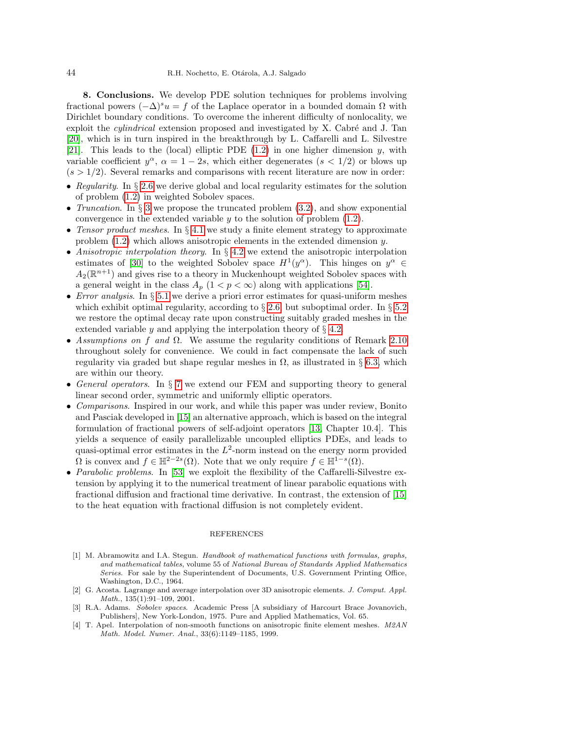**8. Conclusions.** We develop PDE solution techniques for problems involving fractional powers $(-\Delta)^s u = f$ of the Laplace operator in a bounded domain $\Omega$ with Dirichlet boundary conditions. To overcome the inherent difficulty of nonlocality, we exploit the *cylindrical* extension proposed and investigated by X. Cabré and J. Tan [20], which is in turn inspired in the breakthrough by L. Caffarelli and L. Silvestre [21]. This leads to the (local) elliptic PDE (1.2) in one higher dimension $y$, with variable coefficient $y^\alpha$, $\alpha = 1 - 2s$, which either degenerates ($s < 1/2$) or blows up ($s > 1/2$). Several remarks and comparisons with recent literature are now in order:

- *Regularity*. In § 2.6 we derive global and local regularity estimates for the solution of problem (1.2) in weighted Sobolev spaces.
- *Truncation*. In § 3 we propose the truncated problem (3.2), and show exponential convergence in the extended variable $y$ to the solution of problem (1.2).
- *Tensor product meshes*. In § 4.1 we study a finite element strategy to approximate problem (1.2) which allows anisotropic elements in the extended dimension $y$.
- *Anisotropic interpolation theory*. In § 4.2 we extend the anisotropic interpolation estimates of [30] to the weighted Sobolev space $H^1(y^\alpha)$. This hinges on $y^\alpha \in A_2(\mathbb{R}^{n+1})$ and gives rise to a theory in Muckenhoupt weighted Sobolev spaces with a general weight in the class $A_p$ ($1 < p < \infty$) along with applications [54].
- *Error analysis*. In § 5.1 we derive a priori error estimates for quasi-uniform meshes which exhibit optimal regularity, according to § 2.6, but suboptimal order. In § 5.2 we restore the optimal decay rate upon constructing suitably graded meshes in the extended variable $y$ and applying the interpolation theory of § 4.2.
- *Assumptions on $f$ and $\Omega$*. We assume the regularity conditions of Remark 2.10 throughout solely for convenience. We could in fact compensate the lack of such regularity via graded but shape regular meshes in $\Omega$, as illustrated in § 6.3, which are within our theory.
- *General operators*. In § 7 we extend our FEM and supporting theory to general linear second order, symmetric and uniformly elliptic operators.
- *Comparisons*. Inspired in our work, and while this paper was under review, Bonito and Pasciak developed in [15] an alternative approach, which is based on the integral formulation of fractional powers of self-adjoint operators [13, Chapter 10.4]. This yields a sequence of easily parallelizable uncoupled elliptics PDEs, and leads to quasi-optimal error estimates in the $L^2$-norm instead on the energy norm provided $\Omega$ is convex and $f \in \mathbb{H}^{2-2s}(\Omega)$. Note that we only require $f \in \mathbb{H}^{1-s}(\Omega)$.
- *Parabolic problems*. In [53] we exploit the flexibility of the Caffarelli-Silvestre extension by applying it to the numerical treatment of linear parabolic equations with fractional diffusion and fractional time derivative. In contrast, the extension of [15] to the heat equation with fractional diffusion is not completely evident.

## REFERENCES

[1] M. Abramowitz and I.A. Stegun. *Handbook of mathematical functions with formulas, graphs, and mathematical tables*, volume 55 of *National Bureau of Standards Applied Mathematics Series*. For sale by the Superintendent of Documents, U.S. Government Printing Office, Washington, D.C., 1964.

[2] G. Acosta. Lagrange and average interpolation over 3D anisotropic elements. *J. Comput. Appl. Math.*, 135(1):91–109, 2001.

[3] R.A. Adams. *Sobolev spaces*. Academic Press [A subsidiary of Harcourt Brace Jovanovich, Publishers], New York-London, 1975. Pure and Applied Mathematics, Vol. 65.

[4] T. Apel. Interpolation of non-smooth functions on anisotropic finite element meshes. *M2AN Math. Model. Numer. Anal.*, 33(6):1149–1185, 1999.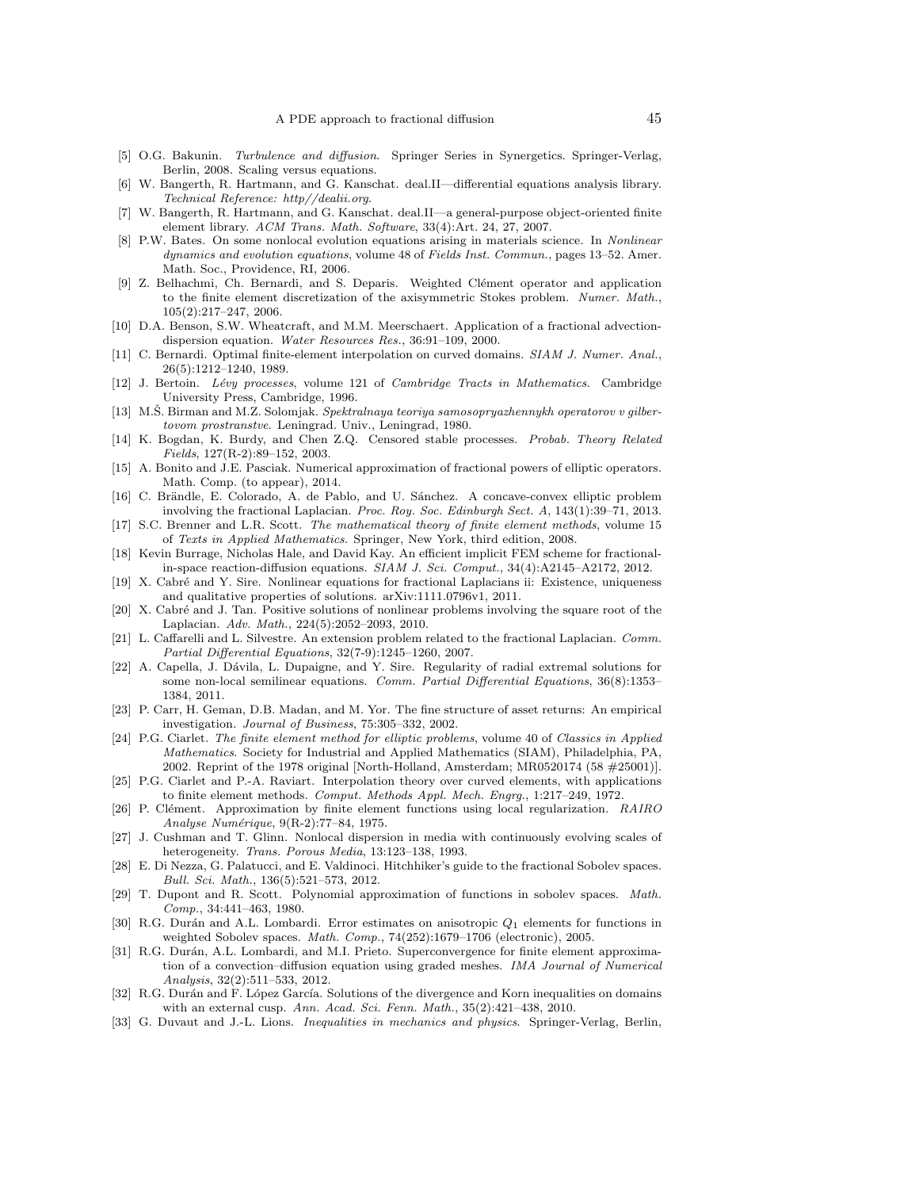[5] O.G. Bakunin. *Turbulence and diffusion*. Springer Series in Synergetics. Springer-Verlag, Berlin, 2008. Scaling versus equations.

[6] W. Bangerth, R. Hartmann, and G. Kanschat. deal.II—differential equations analysis library. *Technical Reference: http//dealii.org*.

[7] W. Bangerth, R. Hartmann, and G. Kanschat. deal.II—a general-purpose object-oriented finite element library. *ACM Trans. Math. Software*, 33(4):Art. 24, 27, 2007.

[8] P.W. Bates. On some nonlocal evolution equations arising in materials science. In *Nonlinear dynamics and evolution equations*, volume 48 of *Fields Inst. Commun.*, pages 13–52. Amer. Math. Soc., Providence, RI, 2006.

[9] Z. Belhachmi, Ch. Bernardi, and S. Deparis. Weighted Clément operator and application to the finite element discretization of the axisymmetric Stokes problem. *Numer. Math.*, 105(2):217–247, 2006.

[10] D.A. Benson, S.W. Wheatcraft, and M.M. Meerschaert. Application of a fractional advection-dispersion equation. *Water Resources Res.*, 36:91–109, 2000.

[11] C. Bernardi. Optimal finite-element interpolation on curved domains. *SIAM J. Numer. Anal.*, 26(5):1212–1240, 1989.

[12] J. Bertoin. *Lévy processes*, volume 121 of *Cambridge Tracts in Mathematics*. Cambridge University Press, Cambridge, 1996.

[13] M.Š. Birman and M.Z. Solomjak. *Spektralnaya teoriya samosopryazhennykh operatorov v gilbertovom prostranstve*. Leningrad. Univ., Leningrad, 1980.

[14] K. Bogdan, K. Burdy, and Chen Z.Q. Censored stable processes. *Probab. Theory Related Fields*, 127(R-2):89–152, 2003.

[15] A. Bonito and J.E. Pasciak. Numerical approximation of fractional powers of elliptic operators. Math. Comp. (to appear), 2014.

[16] C. Brändle, E. Colorado, A. de Pablo, and U. Sánchez. A concave-convex elliptic problem involving the fractional Laplacian. *Proc. Roy. Soc. Edinburgh Sect. A*, 143(1):39–71, 2013.

[17] S.C. Brenner and L.R. Scott. *The mathematical theory of finite element methods*, volume 15 of *Texts in Applied Mathematics*. Springer, New York, third edition, 2008.

[18] Kevin Burrage, Nicholas Hale, and David Kay. An efficient implicit FEM scheme for fractional-in-space reaction-diffusion equations. *SIAM J. Sci. Comput.*, 34(4):A2145–A2172, 2012.

[19] X. Cabré and Y. Sire. Nonlinear equations for fractional Laplacians ii: Existence, uniqueness and qualitative properties of solutions. arXiv:1111.0796v1, 2011.

[20] X. Cabré and J. Tan. Positive solutions of nonlinear problems involving the square root of the Laplacian. *Adv. Math.*, 224(5):2052–2093, 2010.

[21] L. Caffarelli and L. Silvestre. An extension problem related to the fractional Laplacian. *Comm. Partial Differential Equations*, 32(7-9):1245–1260, 2007.

[22] A. Capella, J. Dávila, L. Dupaigne, and Y. Sire. Regularity of radial extremal solutions for some non-local semilinear equations. *Comm. Partial Differential Equations*, 36(8):1353–1384, 2011.

[23] P. Carr, H. Geman, D.B. Madan, and M. Yor. The fine structure of asset returns: An empirical investigation. *Journal of Business*, 75:305–332, 2002.

[24] P.G. Ciarlet. *The finite element method for elliptic problems*, volume 40 of *Classics in Applied Mathematics*. Society for Industrial and Applied Mathematics (SIAM), Philadelphia, PA, 2002. Reprint of the 1978 original [North-Holland, Amsterdam; MR0520174 (58 #25001)].

[25] P.G. Ciarlet and P.-A. Raviart. Interpolation theory over curved elements, with applications to finite element methods. *Comput. Methods Appl. Mech. Engrg.*, 1:217–249, 1972.

[26] P. Clément. Approximation by finite element functions using local regularization. *RAIRO Analyse Numérique*, 9(R-2):77–84, 1975.

[27] J. Cushman and T. Glinn. Nonlocal dispersion in media with continuously evolving scales of heterogeneity. *Trans. Porous Media*, 13:123–138, 1993.

[28] E. Di Nezza, G. Palatucci, and E. Valdinoci. Hitchhiker's guide to the fractional Sobolev spaces. *Bull. Sci. Math.*, 136(5):521–573, 2012.

[29] T. Dupont and R. Scott. Polynomial approximation of functions in sobolev spaces. *Math. Comp.*, 34:441–463, 1980.

[30] R.G. Durán and A.L. Lombardi. Error estimates on anisotropic $Q_1$ elements for functions in weighted Sobolev spaces. *Math. Comp.*, 74(252):1679–1706 (electronic), 2005.

[31] R.G. Durán, A.L. Lombardi, and M.I. Prieto. Superconvergence for finite element approximation of a convection–diffusion equation using graded meshes. *IMA Journal of Numerical Analysis*, 32(2):511–533, 2012.

[32] R.G. Durán and F. López García. Solutions of the divergence and Korn inequalities on domains with an external cusp. *Ann. Acad. Sci. Fenn. Math.*, 35(2):421–438, 2010.

[33] G. Duvaut and J.-L. Lions. *Inequalities in mechanics and physics*. Springer-Verlag, Berlin,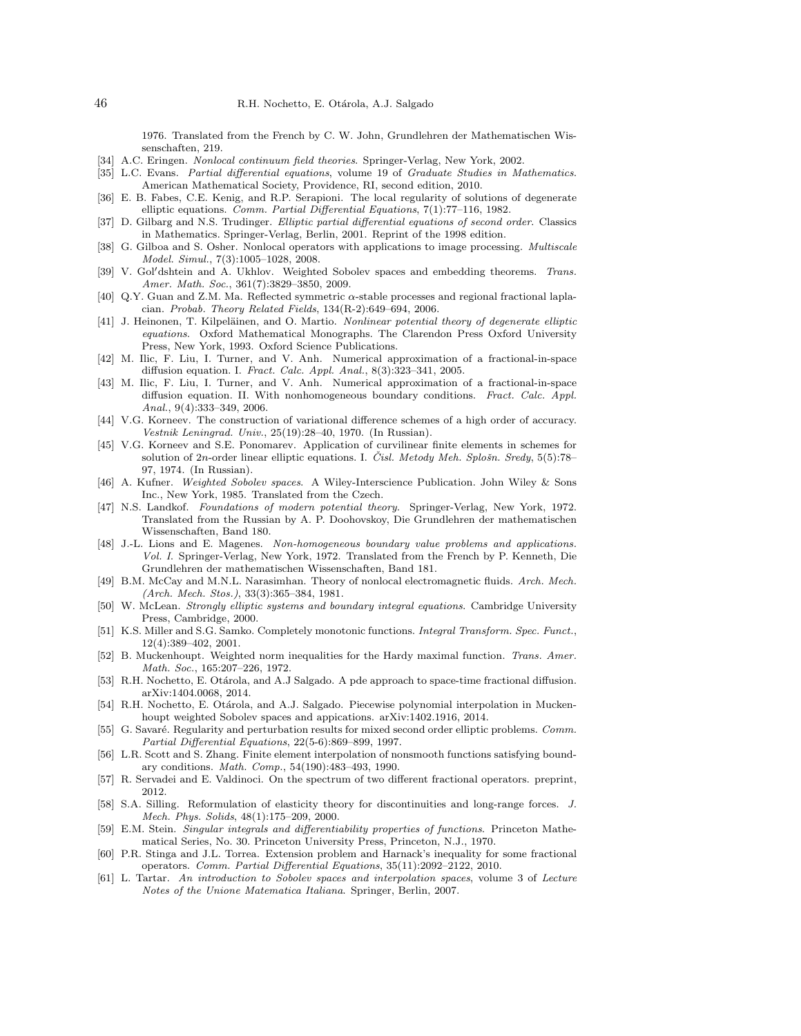1976. Translated from the French by C. W. John, Grundlehren der Mathematischen Wissenschaften, 219.

- [34] A.C. Eringen. *Nonlocal continuum field theories*. Springer-Verlag, New York, 2002.
- [35] L.C. Evans. *Partial differential equations*, volume 19 of *Graduate Studies in Mathematics*. American Mathematical Society, Providence, RI, second edition, 2010.
- [36] E. B. Fabes, C.E. Kenig, and R.P. Serapioni. The local regularity of solutions of degenerate elliptic equations. *Comm. Partial Differential Equations*, 7(1):77–116, 1982.
- [37] D. Gilbarg and N.S. Trudinger. *Elliptic partial differential equations of second order*. Classics in Mathematics. Springer-Verlag, Berlin, 2001. Reprint of the 1998 edition.
- [38] G. Gilboa and S. Osher. Nonlocal operators with applications to image processing. *Multiscale Model. Simul.*, 7(3):1005–1028, 2008.
- [39] V. Gol′dshtein and A. Ukhlov. Weighted Sobolev spaces and embedding theorems. *Trans. Amer. Math. Soc.*, 361(7):3829–3850, 2009.
- [40] Q.Y. Guan and Z.M. Ma. Reflected symmetric $\alpha$-stable processes and regional fractional laplacian. *Probab. Theory Related Fields*, 134(R-2):649–694, 2006.
- [41] J. Heinonen, T. Kilpeläinen, and O. Martio. *Nonlinear potential theory of degenerate elliptic equations*. Oxford Mathematical Monographs. The Clarendon Press Oxford University Press, New York, 1993. Oxford Science Publications.
- [42] M. Ilic, F. Liu, I. Turner, and V. Anh. Numerical approximation of a fractional-in-space diffusion equation. I. *Fract. Calc. Appl. Anal.*, 8(3):323–341, 2005.
- [43] M. Ilic, F. Liu, I. Turner, and V. Anh. Numerical approximation of a fractional-in-space diffusion equation. II. With nonhomogeneous boundary conditions. *Fract. Calc. Appl. Anal.*, 9(4):333–349, 2006.
- [44] V.G. Korneev. The construction of variational difference schemes of a high order of accuracy. *Vestnik Leningrad. Univ.*, 25(19):28–40, 1970. (In Russian).
- [45] V.G. Korneev and S.E. Ponomarev. Application of curvilinear finite elements in schemes for solution of $2n$-order linear elliptic equations. I. *Čisl. Metody Meh. Splošn. Sredy*, 5(5):78–97, 1974. (In Russian).
- [46] A. Kufner. *Weighted Sobolev spaces*. A Wiley-Interscience Publication. John Wiley & Sons Inc., New York, 1985. Translated from the Czech.
- [47] N.S. Landkof. *Foundations of modern potential theory*. Springer-Verlag, New York, 1972. Translated from the Russian by A. P. Doohovskoy, Die Grundlehren der mathematischen Wissenschaften, Band 180.
- [48] J.-L. Lions and E. Magenes. *Non-homogeneous boundary value problems and applications. Vol. I*. Springer-Verlag, New York, 1972. Translated from the French by P. Kenneth, Die Grundlehren der mathematischen Wissenschaften, Band 181.
- [49] B.M. McCay and M.N.L. Narasimhan. Theory of nonlocal electromagnetic fluids. *Arch. Mech. (Arch. Mech. Stos.)*, 33(3):365–384, 1981.
- [50] W. McLean. *Strongly elliptic systems and boundary integral equations*. Cambridge University Press, Cambridge, 2000.
- [51] K.S. Miller and S.G. Samko. Completely monotonic functions. *Integral Transform. Spec. Funct.*, 12(4):389–402, 2001.
- [52] B. Muckenhoupt. Weighted norm inequalities for the Hardy maximal function. *Trans. Amer. Math. Soc.*, 165:207–226, 1972.
- [53] R.H. Nochetto, E. Otárola, and A.J Salgado. A pde approach to space-time fractional diffusion. arXiv:1404.0068, 2014.
- [54] R.H. Nochetto, E. Otárola, and A.J. Salgado. Piecewise polynomial interpolation in Muckenhoupt weighted Sobolev spaces and appications. arXiv:1402.1916, 2014.
- [55] G. Savaré. Regularity and perturbation results for mixed second order elliptic problems. *Comm. Partial Differential Equations*, 22(5-6):869–899, 1997.
- [56] L.R. Scott and S. Zhang. Finite element interpolation of nonsmooth functions satisfying boundary conditions. *Math. Comp.*, 54(190):483–493, 1990.
- [57] R. Servadei and E. Valdinoci. On the spectrum of two different fractional operators. preprint, 2012.
- [58] S.A. Silling. Reformulation of elasticity theory for discontinuities and long-range forces. *J. Mech. Phys. Solids*, 48(1):175–209, 2000.
- [59] E.M. Stein. *Singular integrals and differentiability properties of functions*. Princeton Mathematical Series, No. 30. Princeton University Press, Princeton, N.J., 1970.
- [60] P.R. Stinga and J.L. Torrea. Extension problem and Harnack's inequality for some fractional operators. *Comm. Partial Differential Equations*, 35(11):2092–2122, 2010.
- [61] L. Tartar. *An introduction to Sobolev spaces and interpolation spaces*, volume 3 of *Lecture Notes of the Unione Matematica Italiana*. Springer, Berlin, 2007.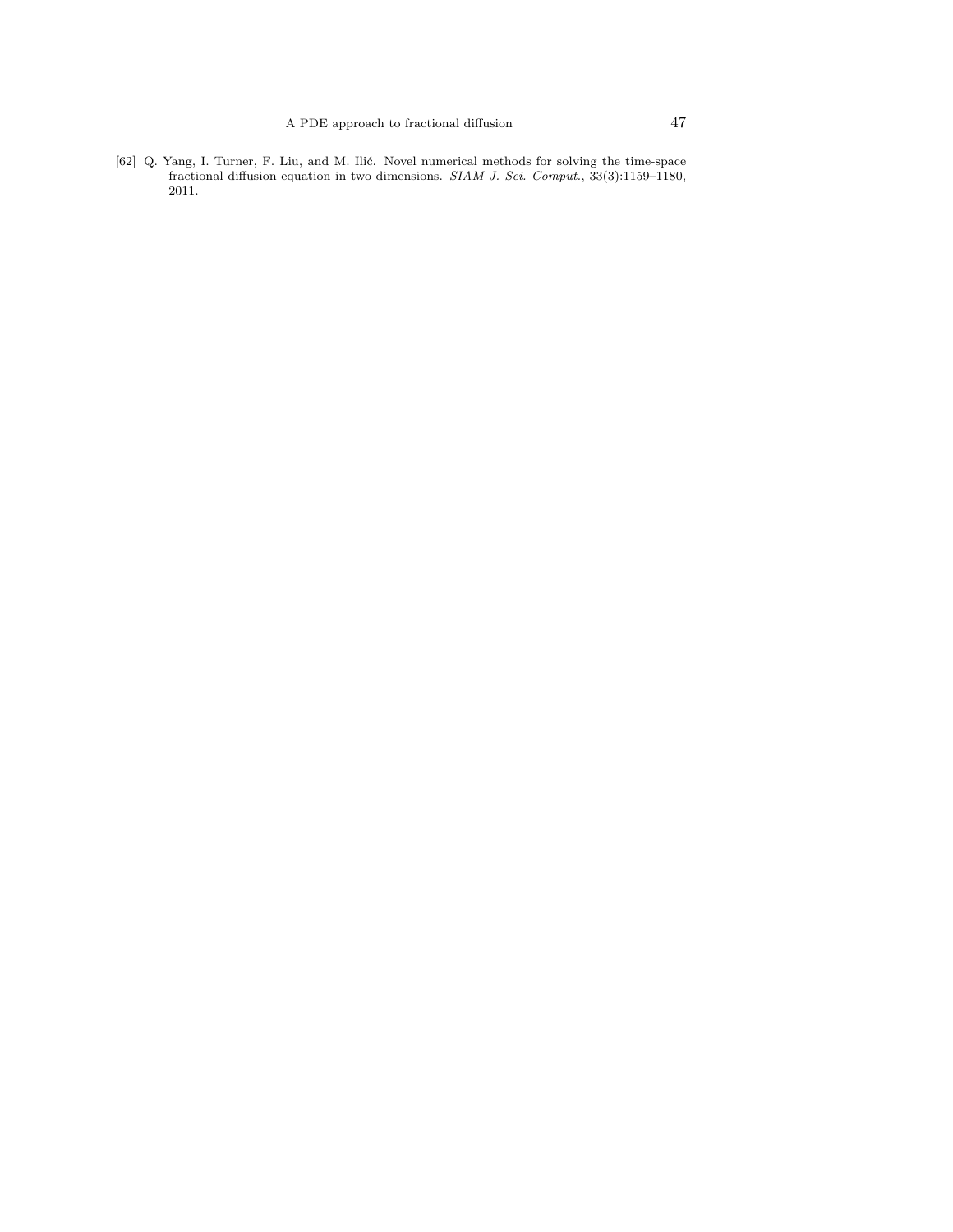[62] Q. Yang, I. Turner, F. Liu, and M. Ilić. Novel numerical methods for solving the time-space fractional diffusion equation in two dimensions. *SIAM J. Sci. Comput.*, 33(3):1159–1180, 2011.